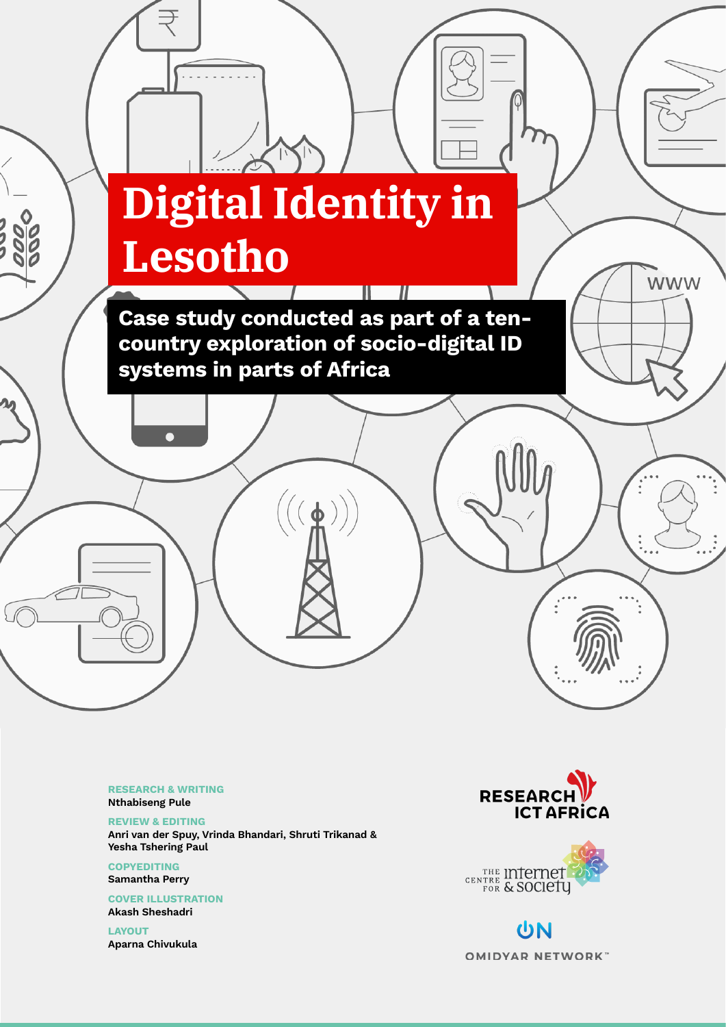# Digital Identity in Lesotho

**Case study conducted as part of a ten-country exploration of socio-digital ID systems in parts of Africa**

**RESEARCH & WRITING**
Nthabiseng Pule

**REVIEW & EDITING**
Anri van der Spuy, Vrinda Bhandari, Shruti Trikanad & Yesha Tshering Paul

**COPYEDITING**
Samantha Perry

**COVER ILLUSTRATION**
Akash Sheshadri

**LAYOUT**
Aparna Chivukula

RESEARCH ICT AFRICA

THE CENTRE FOR INTERNET & SOCIETY

OMIDYAR NETWORK™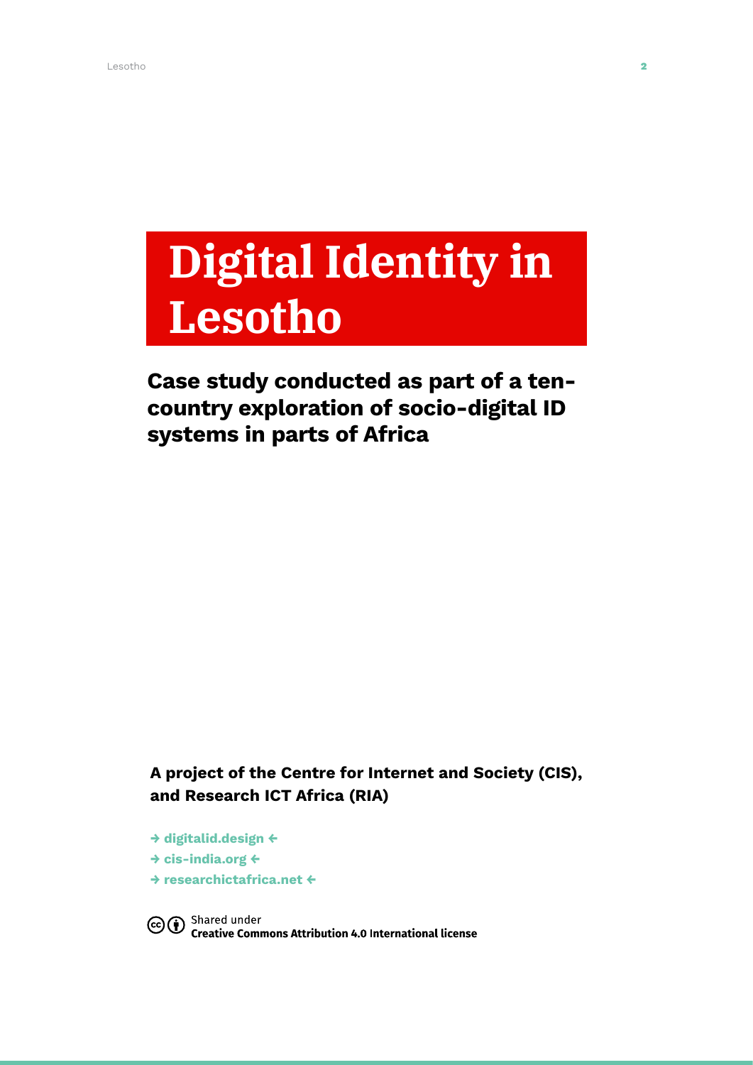# Digital Identity in Lesotho

## Case study conducted as part of a ten-country exploration of socio-digital ID systems in parts of Africa

**A project of the Centre for Internet and Society (CIS), and Research ICT Africa (RIA)**

→ digitalid.design ←
→ cis-india.org ←
→ researchictafrica.net ←

Shared under
**Creative Commons Attribution 4.0 International license**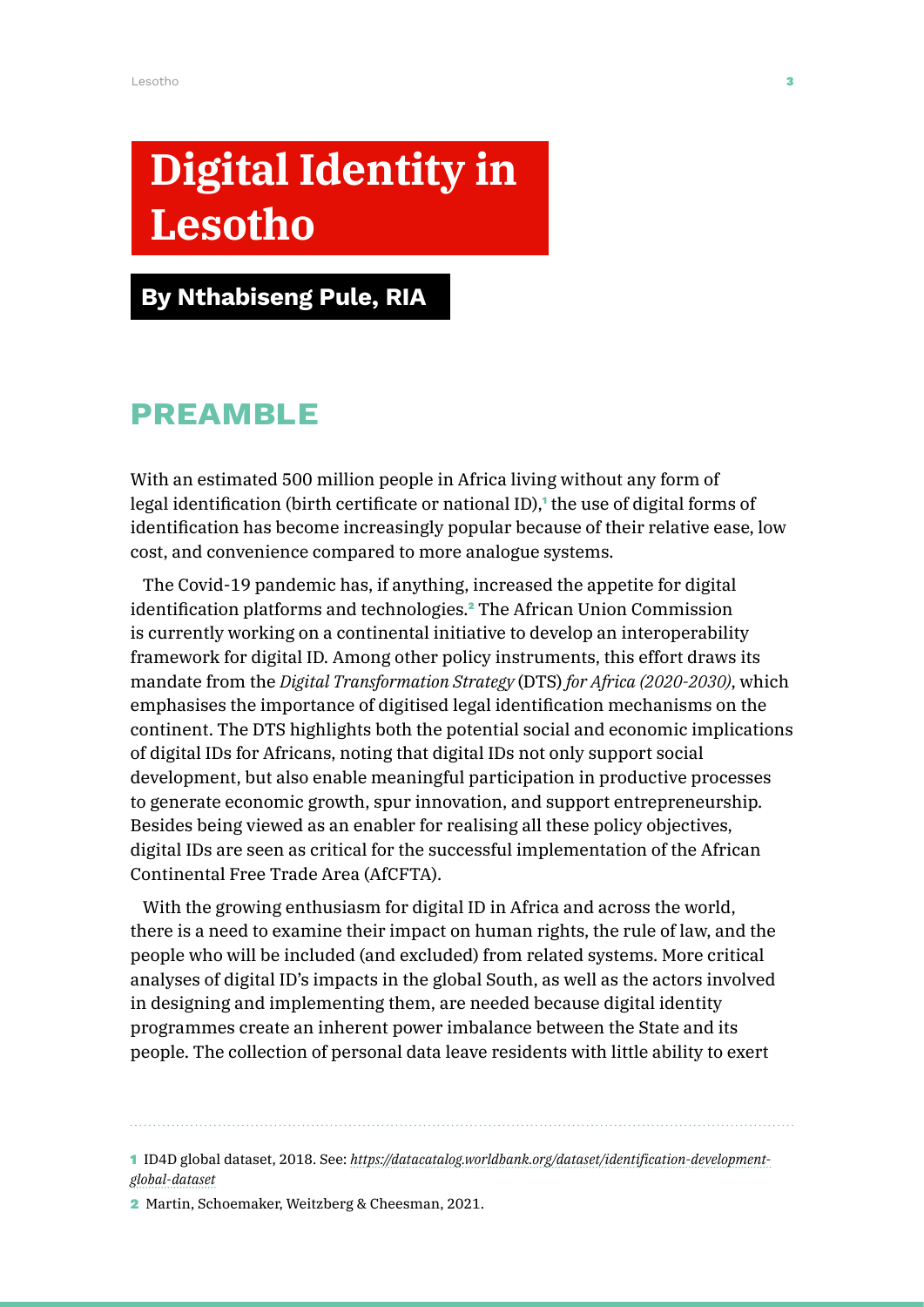# Digital Identity in Lesotho

**By Nthabiseng Pule, RIA**

## PREAMBLE

With an estimated 500 million people in Africa living without any form of legal identification (birth certificate or national ID),[1] the use of digital forms of identification has become increasingly popular because of their relative ease, low cost, and convenience compared to more analogue systems.

The Covid-19 pandemic has, if anything, increased the appetite for digital identification platforms and technologies.[2] The African Union Commission is currently working on a continental initiative to develop an interoperability framework for digital ID. Among other policy instruments, this effort draws its mandate from the *Digital Transformation Strategy* (DTS) *for Africa (2020-2030)*, which emphasises the importance of digitised legal identification mechanisms on the continent. The DTS highlights both the potential social and economic implications of digital IDs for Africans, noting that digital IDs not only support social development, but also enable meaningful participation in productive processes to generate economic growth, spur innovation, and support entrepreneurship. Besides being viewed as an enabler for realising all these policy objectives, digital IDs are seen as critical for the successful implementation of the African Continental Free Trade Area (AfCFTA).

With the growing enthusiasm for digital ID in Africa and across the world, there is a need to examine their impact on human rights, the rule of law, and the people who will be included (and excluded) from related systems. More critical analyses of digital ID's impacts in the global South, as well as the actors involved in designing and implementing them, are needed because digital identity programmes create an inherent power imbalance between the State and its people. The collection of personal data leave residents with little ability to exert

---

1 ID4D global dataset, 2018. See: *https://datacatalog.worldbank.org/dataset/identification-development-global-dataset*

2 Martin, Schoemaker, Weitzberg & Cheesman, 2021.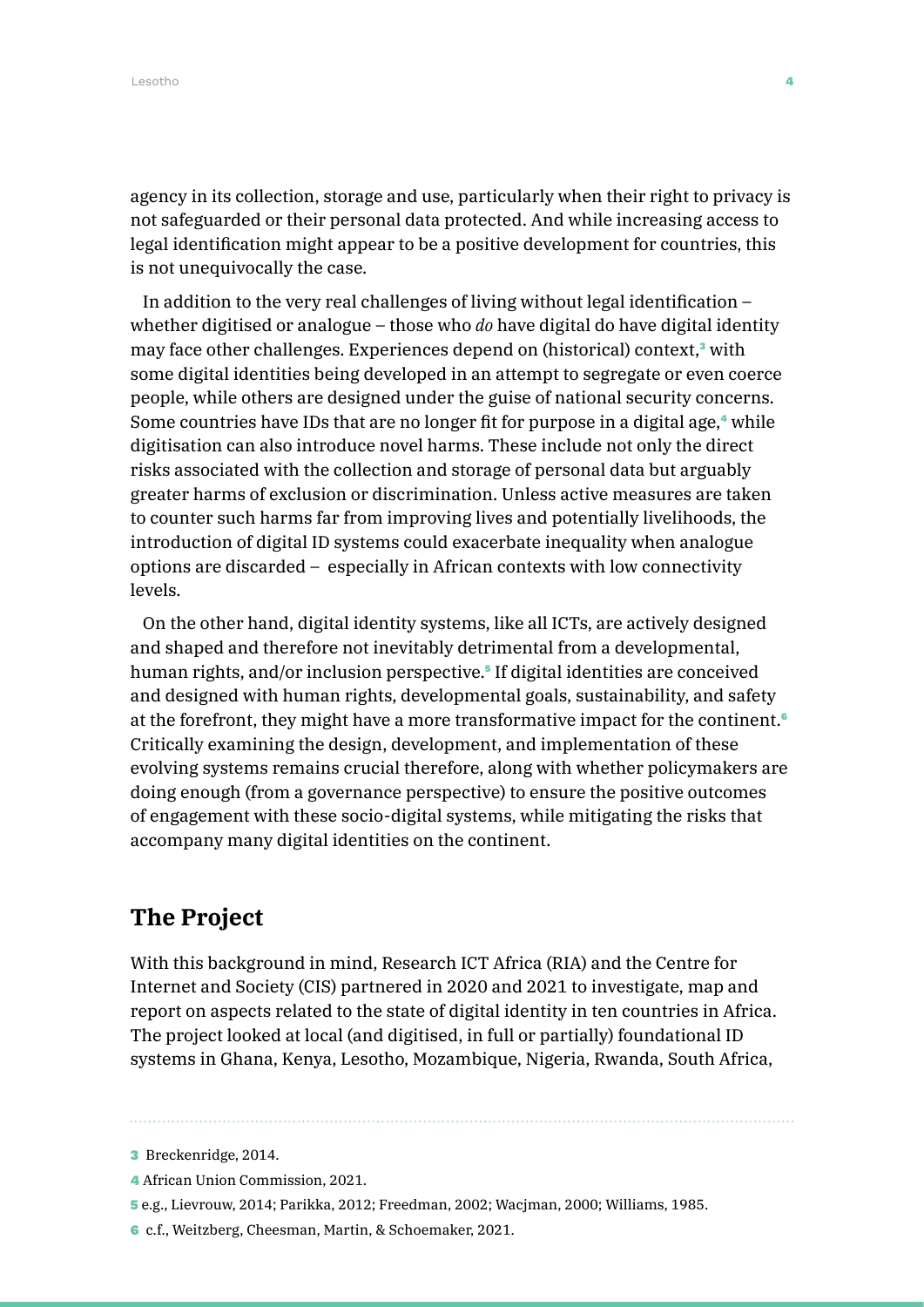agency in its collection, storage and use, particularly when their right to privacy is not safeguarded or their personal data protected. And while increasing access to legal identification might appear to be a positive development for countries, this is not unequivocally the case.

In addition to the very real challenges of living without legal identification – whether digitised or analogue – those who *do* have digital do have digital identity may face other challenges. Experiences depend on (historical) context,[3] with some digital identities being developed in an attempt to segregate or even coerce people, while others are designed under the guise of national security concerns. Some countries have IDs that are no longer fit for purpose in a digital age,[4] while digitisation can also introduce novel harms. These include not only the direct risks associated with the collection and storage of personal data but arguably greater harms of exclusion or discrimination. Unless active measures are taken to counter such harms far from improving lives and potentially livelihoods, the introduction of digital ID systems could exacerbate inequality when analogue options are discarded – especially in African contexts with low connectivity levels.

On the other hand, digital identity systems, like all ICTs, are actively designed and shaped and therefore not inevitably detrimental from a developmental, human rights, and/or inclusion perspective.[5] If digital identities are conceived and designed with human rights, developmental goals, sustainability, and safety at the forefront, they might have a more transformative impact for the continent.[6] Critically examining the design, development, and implementation of these evolving systems remains crucial therefore, along with whether policymakers are doing enough (from a governance perspective) to ensure the positive outcomes of engagement with these socio-digital systems, while mitigating the risks that accompany many digital identities on the continent.

## The Project

With this background in mind, Research ICT Africa (RIA) and the Centre for Internet and Society (CIS) partnered in 2020 and 2021 to investigate, map and report on aspects related to the state of digital identity in ten countries in Africa. The project looked at local (and digitised, in full or partially) foundational ID systems in Ghana, Kenya, Lesotho, Mozambique, Nigeria, Rwanda, South Africa,

---

3 Breckenridge, 2014.

4 African Union Commission, 2021.

5 e.g., Lievrouw, 2014; Parikka, 2012; Freedman, 2002; Wacjman, 2000; Williams, 1985.

6 c.f., Weitzberg, Cheesman, Martin, & Schoemaker, 2021.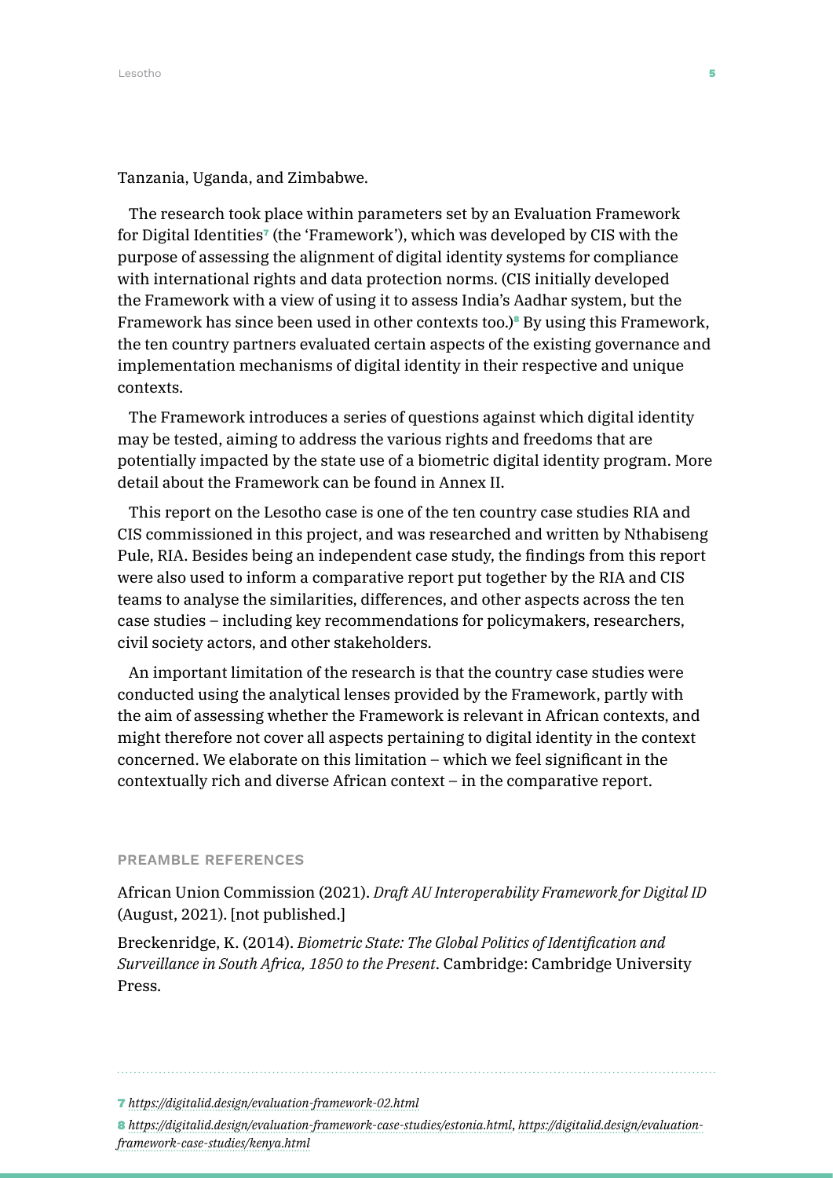Tanzania, Uganda, and Zimbabwe.

The research took place within parameters set by an Evaluation Framework for Digital Identities[7] (the 'Framework'), which was developed by CIS with the purpose of assessing the alignment of digital identity systems for compliance with international rights and data protection norms. (CIS initially developed the Framework with a view of using it to assess India's Aadhar system, but the Framework has since been used in other contexts too.)[8] By using this Framework, the ten country partners evaluated certain aspects of the existing governance and implementation mechanisms of digital identity in their respective and unique contexts.

The Framework introduces a series of questions against which digital identity may be tested, aiming to address the various rights and freedoms that are potentially impacted by the state use of a biometric digital identity program. More detail about the Framework can be found in Annex II.

This report on the Lesotho case is one of the ten country case studies RIA and CIS commissioned in this project, and was researched and written by Nthabiseng Pule, RIA. Besides being an independent case study, the findings from this report were also used to inform a comparative report put together by the RIA and CIS teams to analyse the similarities, differences, and other aspects across the ten case studies – including key recommendations for policymakers, researchers, civil society actors, and other stakeholders.

An important limitation of the research is that the country case studies were conducted using the analytical lenses provided by the Framework, partly with the aim of assessing whether the Framework is relevant in African contexts, and might therefore not cover all aspects pertaining to digital identity in the context concerned. We elaborate on this limitation – which we feel significant in the contextually rich and diverse African context – in the comparative report.

### PREAMBLE REFERENCES

African Union Commission (2021). *Draft AU Interoperability Framework for Digital ID* (August, 2021). [not published.]

Breckenridge, K. (2014). *Biometric State: The Global Politics of Identification and Surveillance in South Africa, 1850 to the Present*. Cambridge: Cambridge University Press.

---

7 *https://digitalid.design/evaluation-framework-02.html*

8 *https://digitalid.design/evaluation-framework-case-studies/estonia.html*, *https://digitalid.design/evaluation-framework-case-studies/kenya.html*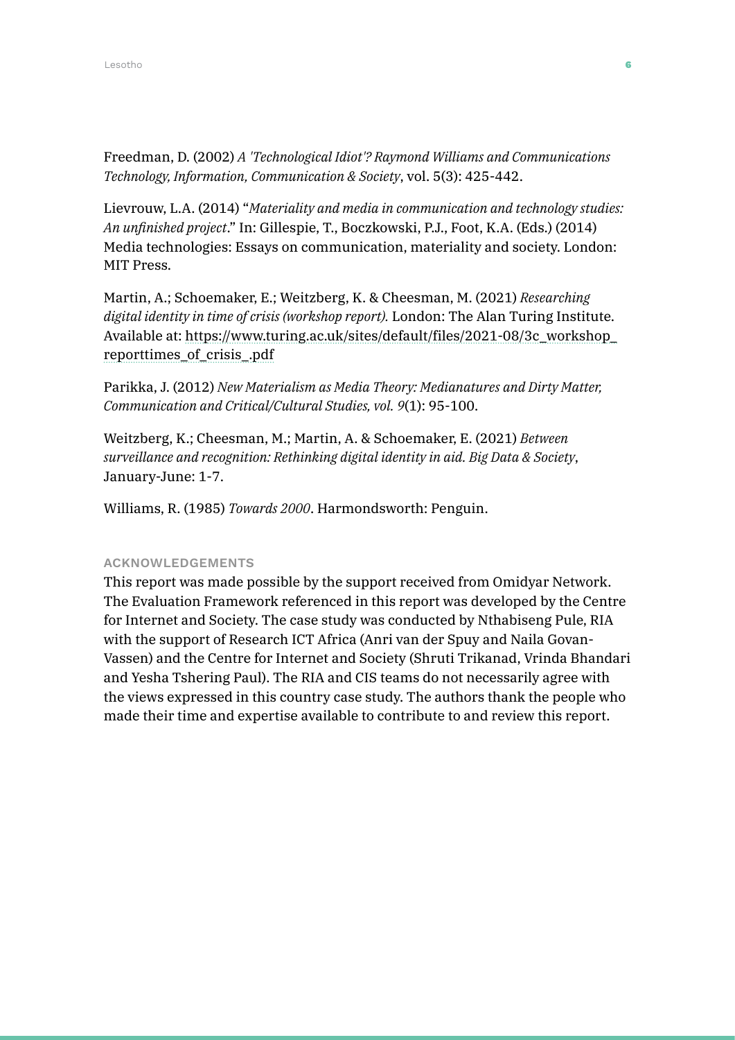Freedman, D. (2002) *A 'Technological Idiot'? Raymond Williams and Communications Technology, Information, Communication & Society*, vol. 5(3): 425-442.

Lievrouw, L.A. (2014) "*Materiality and media in communication and technology studies: An unfinished project*." In: Gillespie, T., Boczkowski, P.J., Foot, K.A. (Eds.) (2014) Media technologies: Essays on communication, materiality and society. London: MIT Press.

Martin, A.; Schoemaker, E.; Weitzberg, K. & Cheesman, M. (2021) *Researching digital identity in time of crisis (workshop report).* London: The Alan Turing Institute. Available at: https://www.turing.ac.uk/sites/default/files/2021-08/3c_workshop_reporttimes_of_crisis_.pdf

Parikka, J. (2012) *New Materialism as Media Theory: Medianatures and Dirty Matter, Communication and Critical/Cultural Studies, vol. 9*(1): 95-100.

Weitzberg, K.; Cheesman, M.; Martin, A. & Schoemaker, E. (2021) *Between surveillance and recognition: Rethinking digital identity in aid. Big Data & Society*, January-June: 1-7.

Williams, R. (1985) *Towards 2000*. Harmondsworth: Penguin.

#### ACKNOWLEDGEMENTS

This report was made possible by the support received from Omidyar Network. The Evaluation Framework referenced in this report was developed by the Centre for Internet and Society. The case study was conducted by Nthabiseng Pule, RIA with the support of Research ICT Africa (Anri van der Spuy and Naila Govan-Vassen) and the Centre for Internet and Society (Shruti Trikanad, Vrinda Bhandari and Yesha Tshering Paul). The RIA and CIS teams do not necessarily agree with the views expressed in this country case study. The authors thank the people who made their time and expertise available to contribute to and review this report.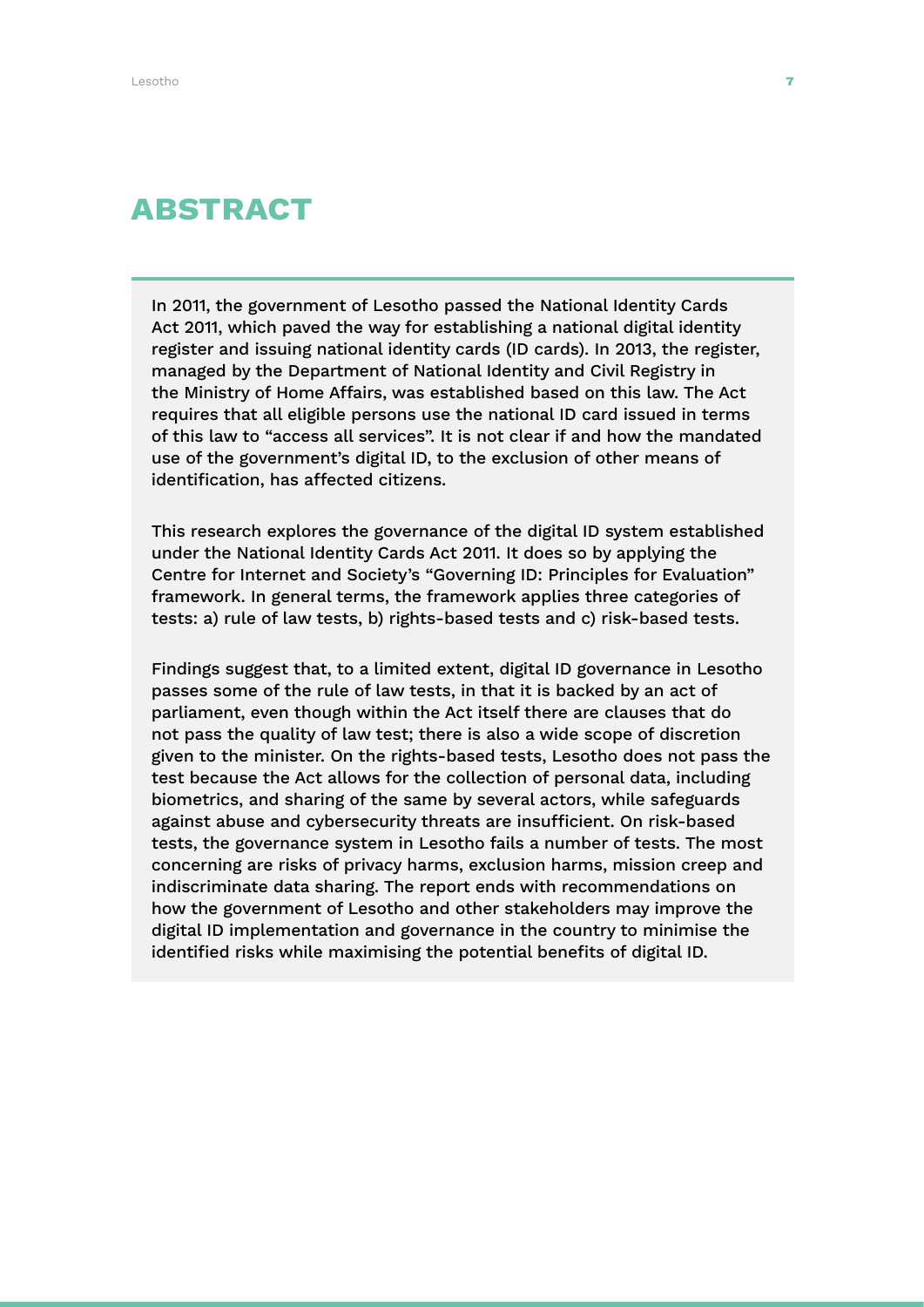# ABSTRACT

In 2011, the government of Lesotho passed the National Identity Cards Act 2011, which paved the way for establishing a national digital identity register and issuing national identity cards (ID cards). In 2013, the register, managed by the Department of National Identity and Civil Registry in the Ministry of Home Affairs, was established based on this law. The Act requires that all eligible persons use the national ID card issued in terms of this law to "access all services". It is not clear if and how the mandated use of the government's digital ID, to the exclusion of other means of identification, has affected citizens.

This research explores the governance of the digital ID system established under the National Identity Cards Act 2011. It does so by applying the Centre for Internet and Society's "Governing ID: Principles for Evaluation" framework. In general terms, the framework applies three categories of tests: a) rule of law tests, b) rights-based tests and c) risk-based tests.

Findings suggest that, to a limited extent, digital ID governance in Lesotho passes some of the rule of law tests, in that it is backed by an act of parliament, even though within the Act itself there are clauses that do not pass the quality of law test; there is also a wide scope of discretion given to the minister. On the rights-based tests, Lesotho does not pass the test because the Act allows for the collection of personal data, including biometrics, and sharing of the same by several actors, while safeguards against abuse and cybersecurity threats are insufficient. On risk-based tests, the governance system in Lesotho fails a number of tests. The most concerning are risks of privacy harms, exclusion harms, mission creep and indiscriminate data sharing. The report ends with recommendations on how the government of Lesotho and other stakeholders may improve the digital ID implementation and governance in the country to minimise the identified risks while maximising the potential benefits of digital ID.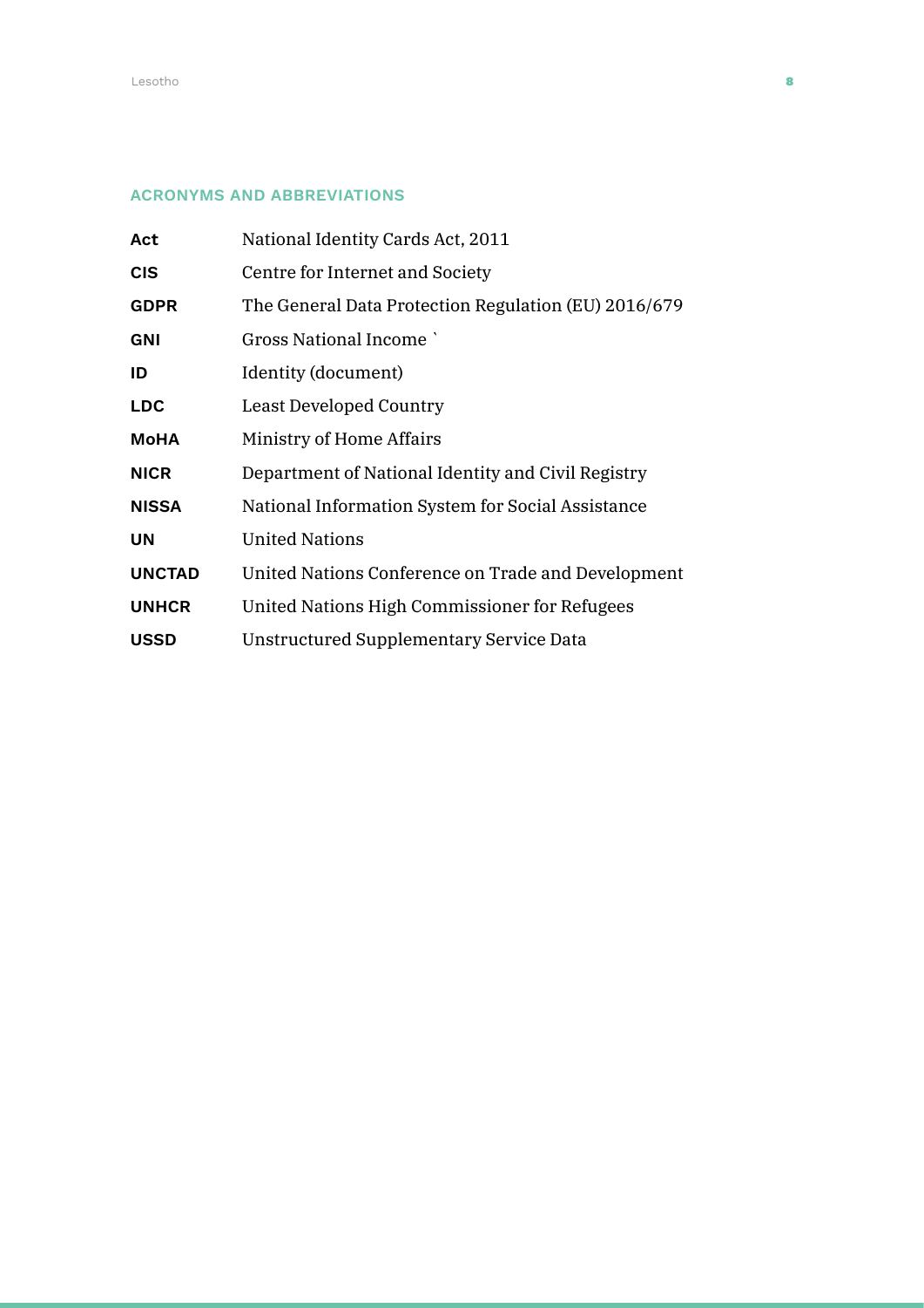## ACRONYMS AND ABBREVIATIONS

| | |
|---|---|
| **Act** | National Identity Cards Act, 2011 |
| **CIS** | Centre for Internet and Society |
| **GDPR** | The General Data Protection Regulation (EU) 2016/679 |
| **GNI** | Gross National Income ` |
| **ID** | Identity (document) |
| **LDC** | Least Developed Country |
| **MoHA** | Ministry of Home Affairs |
| **NICR** | Department of National Identity and Civil Registry |
| **NISSA** | National Information System for Social Assistance |
| **UN** | United Nations |
| **UNCTAD** | United Nations Conference on Trade and Development |
| **UNHCR** | United Nations High Commissioner for Refugees |
| **USSD** | Unstructured Supplementary Service Data |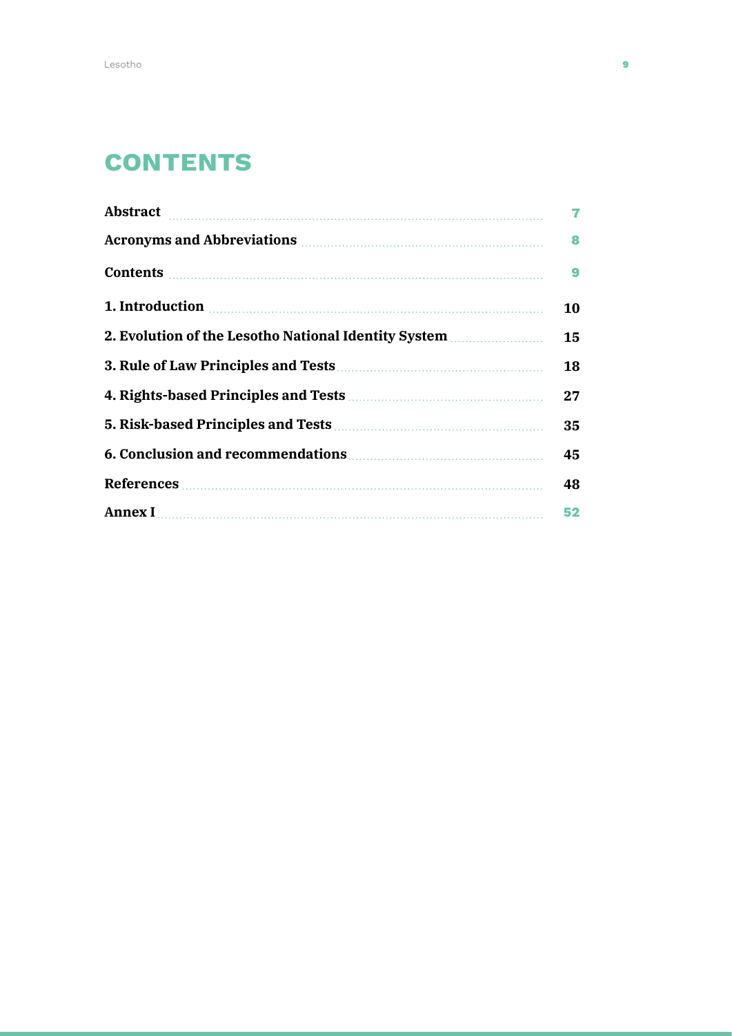# CONTENTS

| | |
|---|---|
| **Abstract** | 7 |
| **Acronyms and Abbreviations** | 8 |
| **Contents** | 9 |
| **1. Introduction** | 10 |
| **2. Evolution of the Lesotho National Identity System** | 15 |
| **3. Rule of Law Principles and Tests** | 18 |
| **4. Rights-based Principles and Tests** | 27 |
| **5. Risk-based Principles and Tests** | 35 |
| **6. Conclusion and recommendations** | 45 |
| **References** | 48 |
| **Annex I** | 52 |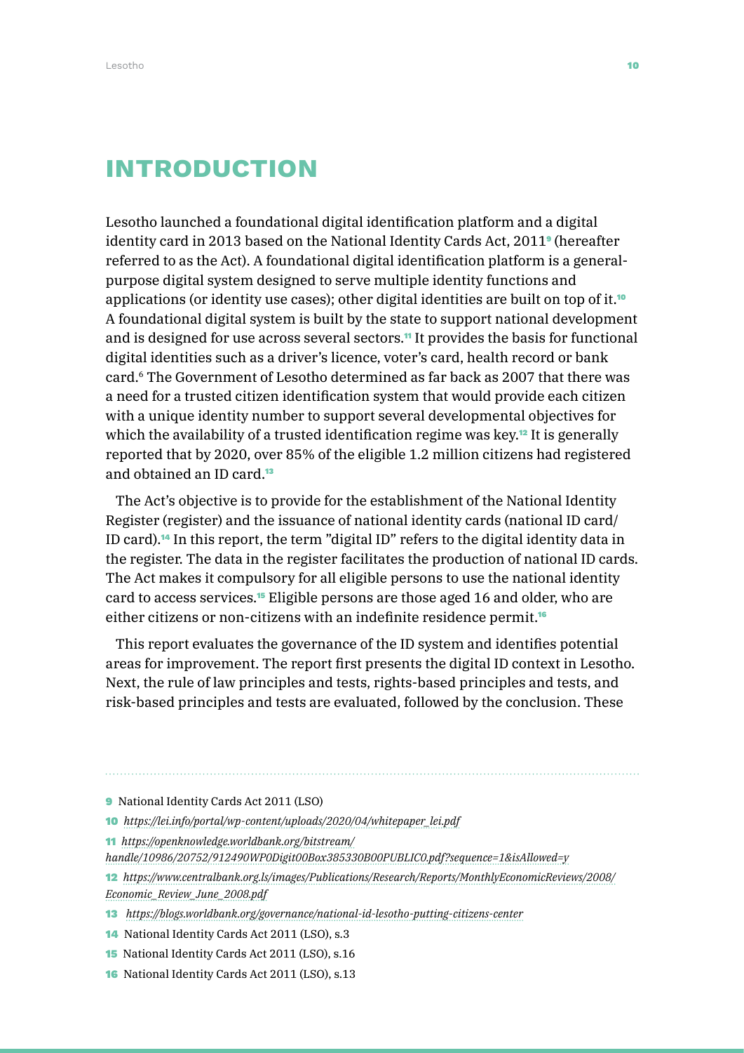# INTRODUCTION

Lesotho launched a foundational digital identification platform and a digital identity card in 2013 based on the National Identity Cards Act, 2011[9] (hereafter referred to as the Act). A foundational digital identification platform is a general-purpose digital system designed to serve multiple identity functions and applications (or identity use cases); other digital identities are built on top of it.[10] A foundational digital system is built by the state to support national development and is designed for use across several sectors.[11] It provides the basis for functional digital identities such as a driver's licence, voter's card, health record or bank card.[6] The Government of Lesotho determined as far back as 2007 that there was a need for a trusted citizen identification system that would provide each citizen with a unique identity number to support several developmental objectives for which the availability of a trusted identification regime was key.[12] It is generally reported that by 2020, over 85% of the eligible 1.2 million citizens had registered and obtained an ID card.[13]

The Act's objective is to provide for the establishment of the National Identity Register (register) and the issuance of national identity cards (national ID card/ ID card).[14] In this report, the term "digital ID" refers to the digital identity data in the register. The data in the register facilitates the production of national ID cards. The Act makes it compulsory for all eligible persons to use the national identity card to access services.[15] Eligible persons are those aged 16 and older, who are either citizens or non-citizens with an indefinite residence permit.[16]

This report evaluates the governance of the ID system and identifies potential areas for improvement. The report first presents the digital ID context in Lesotho. Next, the rule of law principles and tests, rights-based principles and tests, and risk-based principles and tests are evaluated, followed by the conclusion. These

---

9 National Identity Cards Act 2011 (LSO)

10 *https://lei.info/portal/wp-content/uploads/2020/04/whitepaper_lei.pdf*

11 *https://openknowledge.worldbank.org/bitstream/handle/10986/20752/912490WP0Digit00Box385330B00PUBLIC0.pdf?sequence=1&isAllowed=y*

12 *https://www.centralbank.org.ls/images/Publications/Research/Reports/MonthlyEconomicReviews/2008/Economic_Review_June_2008.pdf*

13 *https://blogs.worldbank.org/governance/national-id-lesotho-putting-citizens-center*

14 National Identity Cards Act 2011 (LSO), s.3

15 National Identity Cards Act 2011 (LSO), s.16

16 National Identity Cards Act 2011 (LSO), s.13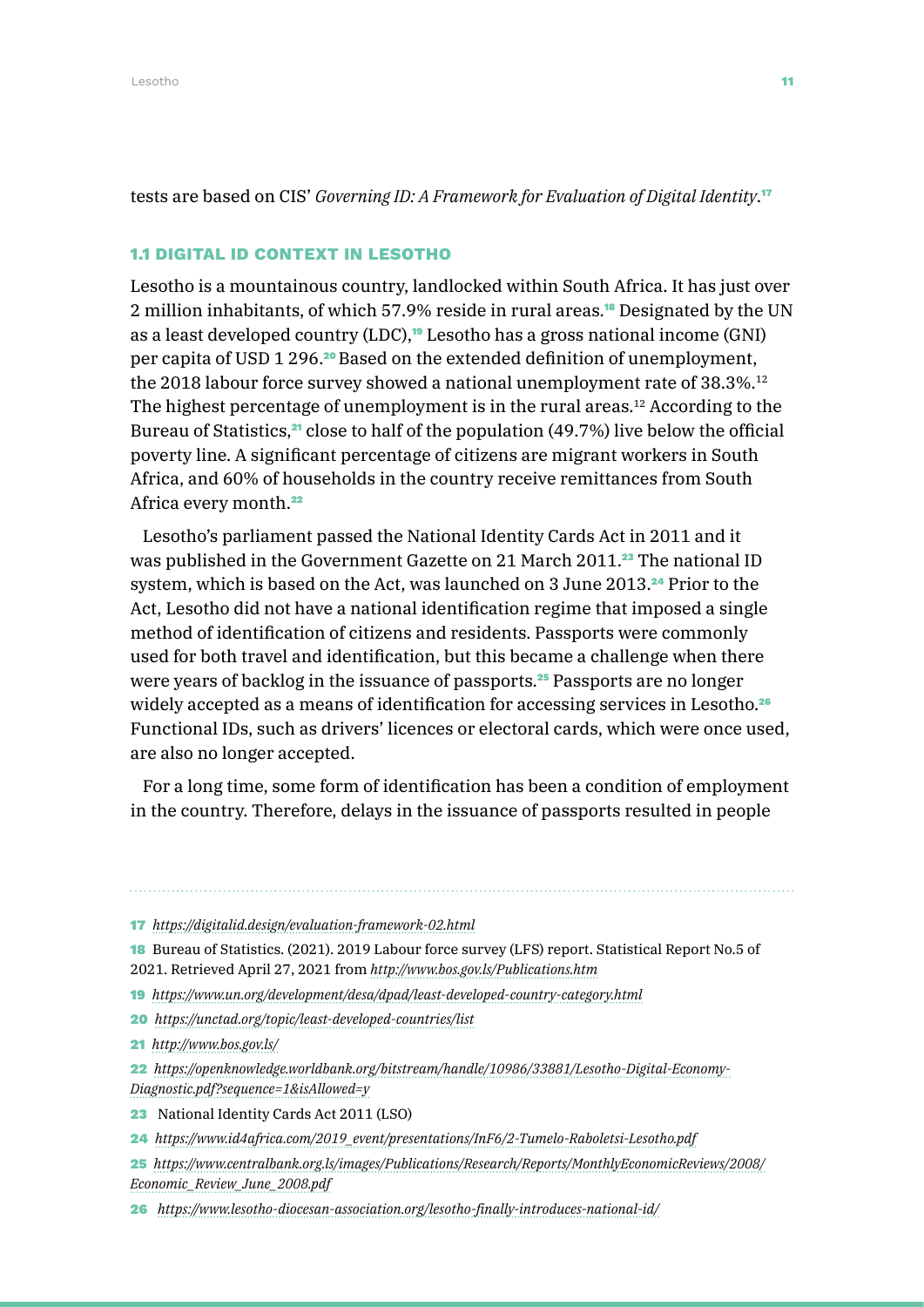tests are based on CIS' *Governing ID: A Framework for Evaluation of Digital Identity*.[17]

### 1.1 DIGITAL ID CONTEXT IN LESOTHO

Lesotho is a mountainous country, landlocked within South Africa. It has just over 2 million inhabitants, of which 57.9% reside in rural areas.[18] Designated by the UN as a least developed country (LDC),[19] Lesotho has a gross national income (GNI) per capita of USD 1 296.[20] Based on the extended definition of unemployment, the 2018 labour force survey showed a national unemployment rate of 38.3%.[12] The highest percentage of unemployment is in the rural areas.[12] According to the Bureau of Statistics,[21] close to half of the population (49.7%) live below the official poverty line. A significant percentage of citizens are migrant workers in South Africa, and 60% of households in the country receive remittances from South Africa every month.[22]

Lesotho's parliament passed the National Identity Cards Act in 2011 and it was published in the Government Gazette on 21 March 2011.[23] The national ID system, which is based on the Act, was launched on 3 June 2013.[24] Prior to the Act, Lesotho did not have a national identification regime that imposed a single method of identification of citizens and residents. Passports were commonly used for both travel and identification, but this became a challenge when there were years of backlog in the issuance of passports.[25] Passports are no longer widely accepted as a means of identification for accessing services in Lesotho.[26] Functional IDs, such as drivers' licences or electoral cards, which were once used, are also no longer accepted.

For a long time, some form of identification has been a condition of employment in the country. Therefore, delays in the issuance of passports resulted in people

---

17 *https://digitalid.design/evaluation-framework-02.html*

18 Bureau of Statistics. (2021). 2019 Labour force survey (LFS) report. Statistical Report No.5 of 2021. Retrieved April 27, 2021 from *http://www.bos.gov.ls/Publications.htm*

19 *https://www.un.org/development/desa/dpad/least-developed-country-category.html*

20 *https://unctad.org/topic/least-developed-countries/list*

21 *http://www.bos.gov.ls/*

22 *https://openknowledge.worldbank.org/bitstream/handle/10986/33881/Lesotho-Digital-Economy-Diagnostic.pdf?sequence=1&isAllowed=y*

23 National Identity Cards Act 2011 (LSO)

24 *https://www.id4africa.com/2019_event/presentations/InF6/2-Tumelo-Raboletsi-Lesotho.pdf*

25 *https://www.centralbank.org.ls/images/Publications/Research/Reports/MonthlyEconomicReviews/2008/Economic_Review_June_2008.pdf*

26 *https://www.lesotho-diocesan-association.org/lesotho-finally-introduces-national-id/*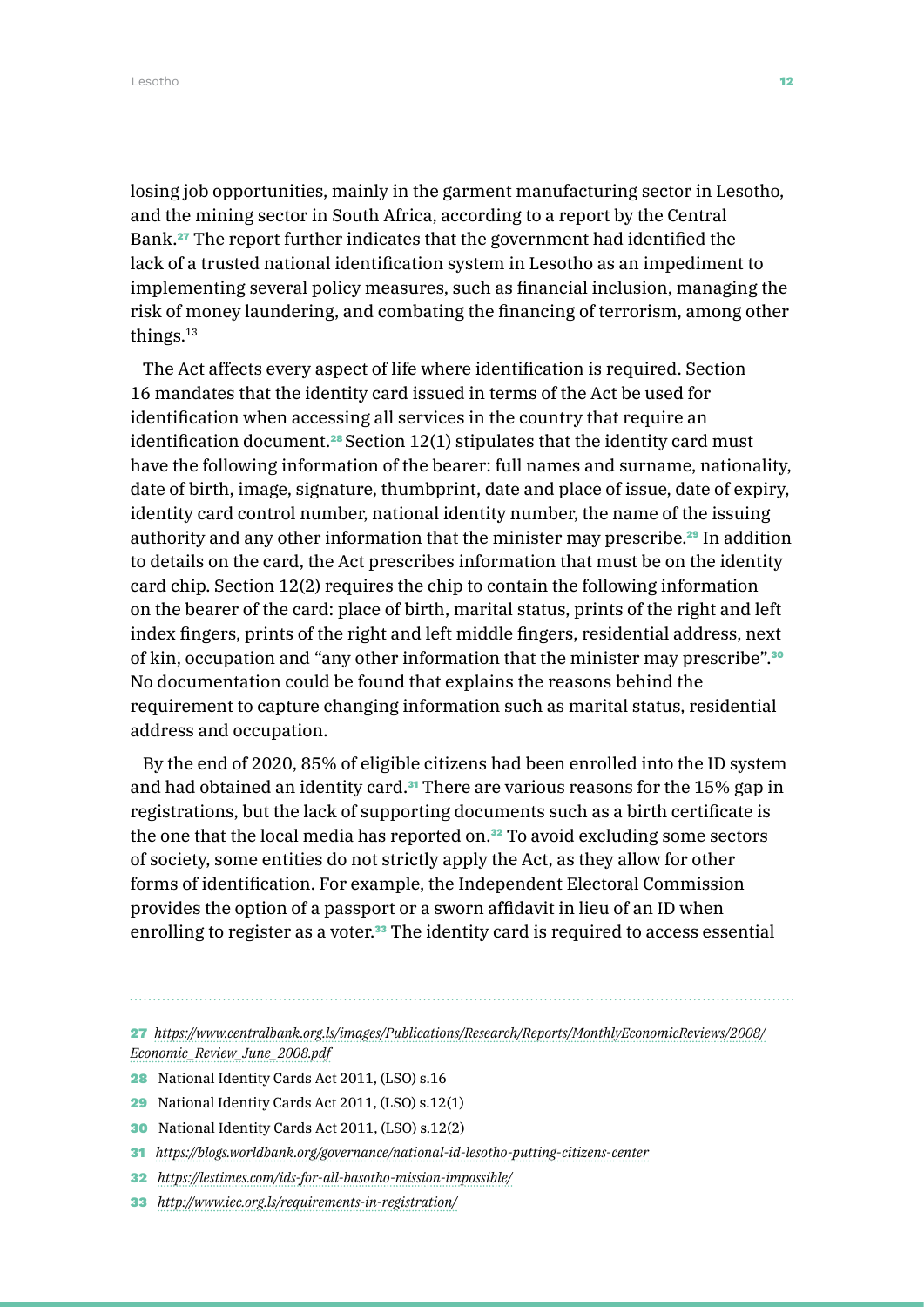losing job opportunities, mainly in the garment manufacturing sector in Lesotho, and the mining sector in South Africa, according to a report by the Central Bank.[27] The report further indicates that the government had identified the lack of a trusted national identification system in Lesotho as an impediment to implementing several policy measures, such as financial inclusion, managing the risk of money laundering, and combating the financing of terrorism, among other things.[13]

The Act affects every aspect of life where identification is required. Section 16 mandates that the identity card issued in terms of the Act be used for identification when accessing all services in the country that require an identification document.[28] Section 12(1) stipulates that the identity card must have the following information of the bearer: full names and surname, nationality, date of birth, image, signature, thumbprint, date and place of issue, date of expiry, identity card control number, national identity number, the name of the issuing authority and any other information that the minister may prescribe.[29] In addition to details on the card, the Act prescribes information that must be on the identity card chip. Section 12(2) requires the chip to contain the following information on the bearer of the card: place of birth, marital status, prints of the right and left index fingers, prints of the right and left middle fingers, residential address, next of kin, occupation and "any other information that the minister may prescribe".[30] No documentation could be found that explains the reasons behind the requirement to capture changing information such as marital status, residential address and occupation.

By the end of 2020, 85% of eligible citizens had been enrolled into the ID system and had obtained an identity card.[31] There are various reasons for the 15% gap in registrations, but the lack of supporting documents such as a birth certificate is the one that the local media has reported on.[32] To avoid excluding some sectors of society, some entities do not strictly apply the Act, as they allow for other forms of identification. For example, the Independent Electoral Commission provides the option of a passport or a sworn affidavit in lieu of an ID when enrolling to register as a voter.[33] The identity card is required to access essential

---

27 *https://www.centralbank.org.ls/images/Publications/Research/Reports/MonthlyEconomicReviews/2008/Economic_Review_June_2008.pdf*

28 National Identity Cards Act 2011, (LSO) s.16

29 National Identity Cards Act 2011, (LSO) s.12(1)

30 National Identity Cards Act 2011, (LSO) s.12(2)

31 *https://blogs.worldbank.org/governance/national-id-lesotho-putting-citizens-center*

32 *https://lestimes.com/ids-for-all-basotho-mission-impossible/*

33 *http://www.iec.org.ls/requirements-in-registration/*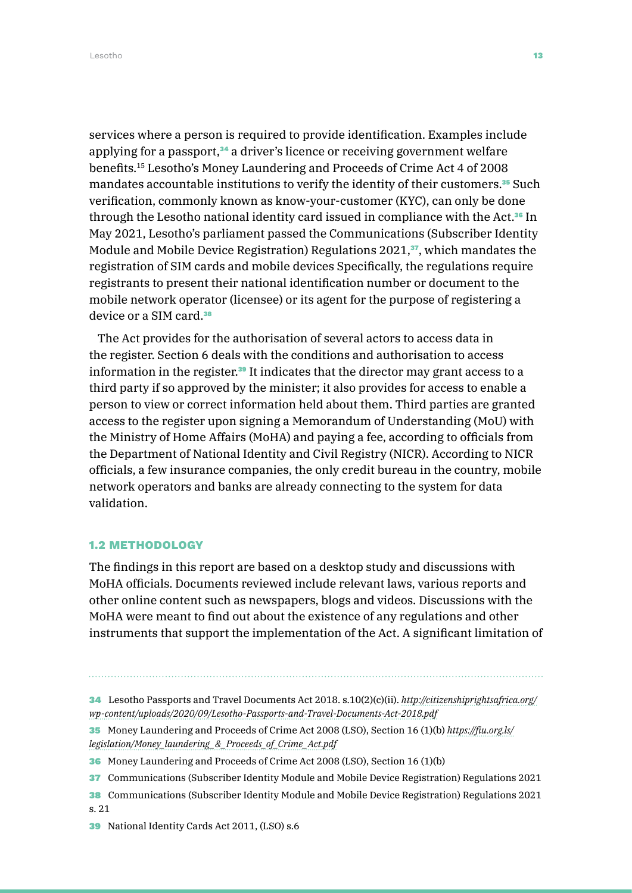services where a person is required to provide identification. Examples include applying for a passport,[34] a driver's licence or receiving government welfare benefits.[15] Lesotho's Money Laundering and Proceeds of Crime Act 4 of 2008 mandates accountable institutions to verify the identity of their customers.[35] Such verification, commonly known as know-your-customer (KYC), can only be done through the Lesotho national identity card issued in compliance with the Act.[36] In May 2021, Lesotho's parliament passed the Communications (Subscriber Identity Module and Mobile Device Registration) Regulations 2021,[37], which mandates the registration of SIM cards and mobile devices Specifically, the regulations require registrants to present their national identification number or document to the mobile network operator (licensee) or its agent for the purpose of registering a device or a SIM card.[38]

The Act provides for the authorisation of several actors to access data in the register. Section 6 deals with the conditions and authorisation to access information in the register.[39] It indicates that the director may grant access to a third party if so approved by the minister; it also provides for access to enable a person to view or correct information held about them. Third parties are granted access to the register upon signing a Memorandum of Understanding (MoU) with the Ministry of Home Affairs (MoHA) and paying a fee, according to officials from the Department of National Identity and Civil Registry (NICR). According to NICR officials, a few insurance companies, the only credit bureau in the country, mobile network operators and banks are already connecting to the system for data validation.

### 1.2 METHODOLOGY

The findings in this report are based on a desktop study and discussions with MoHA officials. Documents reviewed include relevant laws, various reports and other online content such as newspapers, blogs and videos. Discussions with the MoHA were meant to find out about the existence of any regulations and other instruments that support the implementation of the Act. A significant limitation of

---

34 Lesotho Passports and Travel Documents Act 2018. s.10(2)(c)(ii). *http://citizenshiprightsafrica.org/wp-content/uploads/2020/09/Lesotho-Passports-and-Travel-Documents-Act-2018.pdf*

35 Money Laundering and Proceeds of Crime Act 2008 (LSO), Section 16 (1)(b) *https://fiu.org.ls/legislation/Money_laundering_&_Proceeds_of_Crime_Act.pdf*

36 Money Laundering and Proceeds of Crime Act 2008 (LSO), Section 16 (1)(b)

37 Communications (Subscriber Identity Module and Mobile Device Registration) Regulations 2021

38 Communications (Subscriber Identity Module and Mobile Device Registration) Regulations 2021 s. 21

39 National Identity Cards Act 2011, (LSO) s.6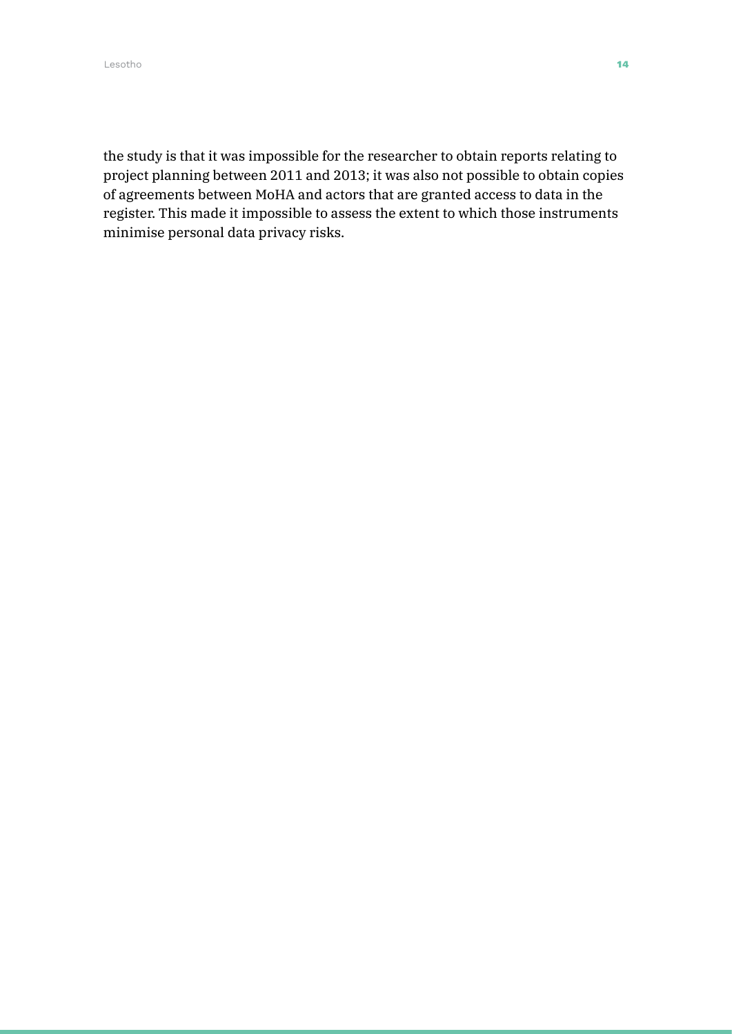the study is that it was impossible for the researcher to obtain reports relating to project planning between 2011 and 2013; it was also not possible to obtain copies of agreements between MoHA and actors that are granted access to data in the register. This made it impossible to assess the extent to which those instruments minimise personal data privacy risks.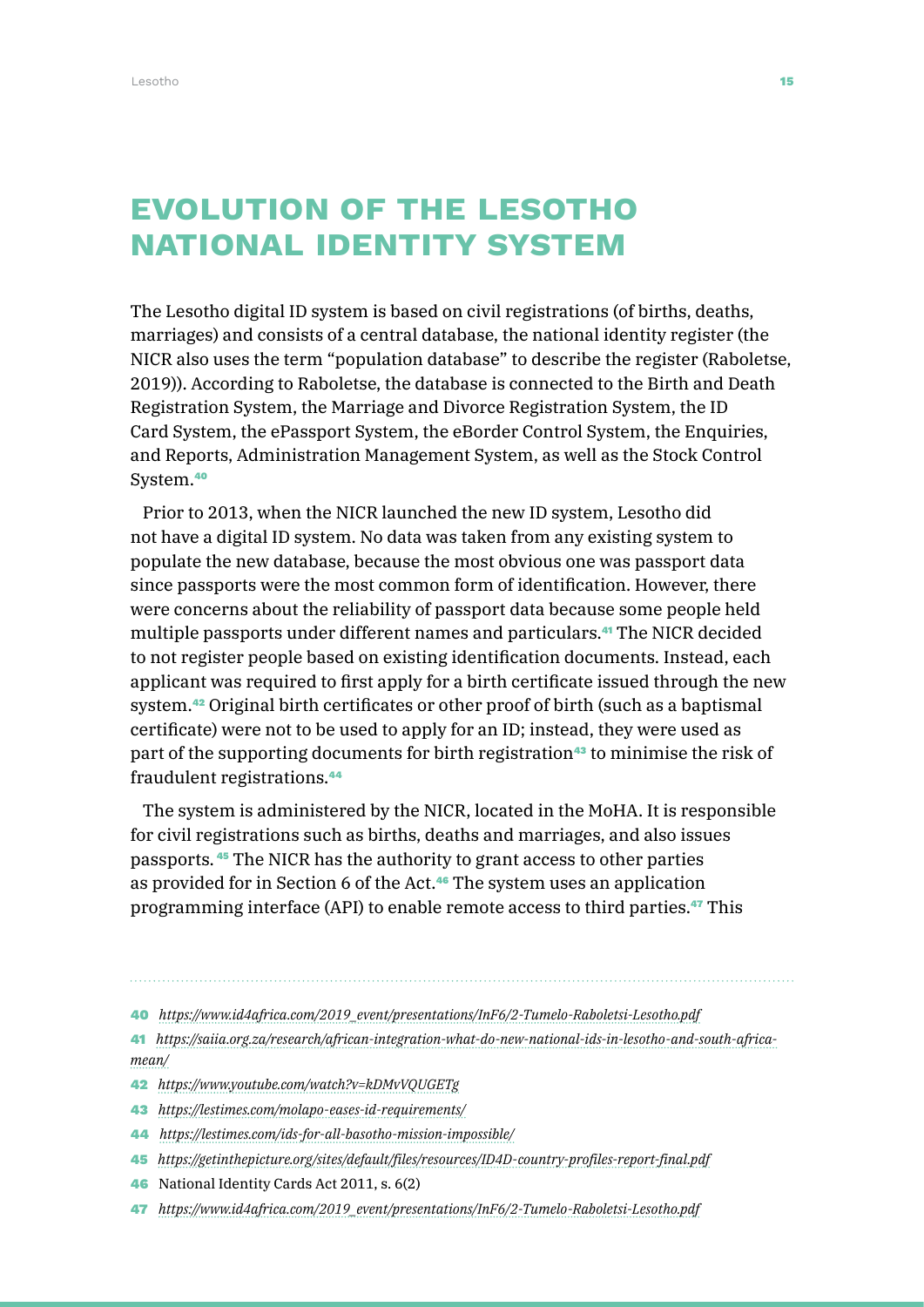# EVOLUTION OF THE LESOTHO NATIONAL IDENTITY SYSTEM

The Lesotho digital ID system is based on civil registrations (of births, deaths, marriages) and consists of a central database, the national identity register (the NICR also uses the term "population database" to describe the register (Raboletse, 2019)). According to Raboletse, the database is connected to the Birth and Death Registration System, the Marriage and Divorce Registration System, the ID Card System, the ePassport System, the eBorder Control System, the Enquiries, and Reports, Administration Management System, as well as the Stock Control System.[40]

Prior to 2013, when the NICR launched the new ID system, Lesotho did not have a digital ID system. No data was taken from any existing system to populate the new database, because the most obvious one was passport data since passports were the most common form of identification. However, there were concerns about the reliability of passport data because some people held multiple passports under different names and particulars.[41] The NICR decided to not register people based on existing identification documents. Instead, each applicant was required to first apply for a birth certificate issued through the new system.[42] Original birth certificates or other proof of birth (such as a baptismal certificate) were not to be used to apply for an ID; instead, they were used as part of the supporting documents for birth registration[43] to minimise the risk of fraudulent registrations.[44]

The system is administered by the NICR, located in the MoHA. It is responsible for civil registrations such as births, deaths and marriages, and also issues passports.[45] The NICR has the authority to grant access to other parties as provided for in Section 6 of the Act.[46] The system uses an application programming interface (API) to enable remote access to third parties.[47] This

---

40 *https://www.id4africa.com/2019_event/presentations/InF6/2-Tumelo-Raboletsi-Lesotho.pdf*

41 *https://saiia.org.za/research/african-integration-what-do-new-national-ids-in-lesotho-and-south-africa-mean/*

42 *https://www.youtube.com/watch?v=kDMvVQUGETg*

43 *https://lestimes.com/molapo-eases-id-requirements/*

44 *https://lestimes.com/ids-for-all-basotho-mission-impossible/*

45 *https://getinthepicture.org/sites/default/files/resources/ID4D-country-profiles-report-final.pdf*

46 National Identity Cards Act 2011, s. 6(2)

47 *https://www.id4africa.com/2019_event/presentations/InF6/2-Tumelo-Raboletsi-Lesotho.pdf*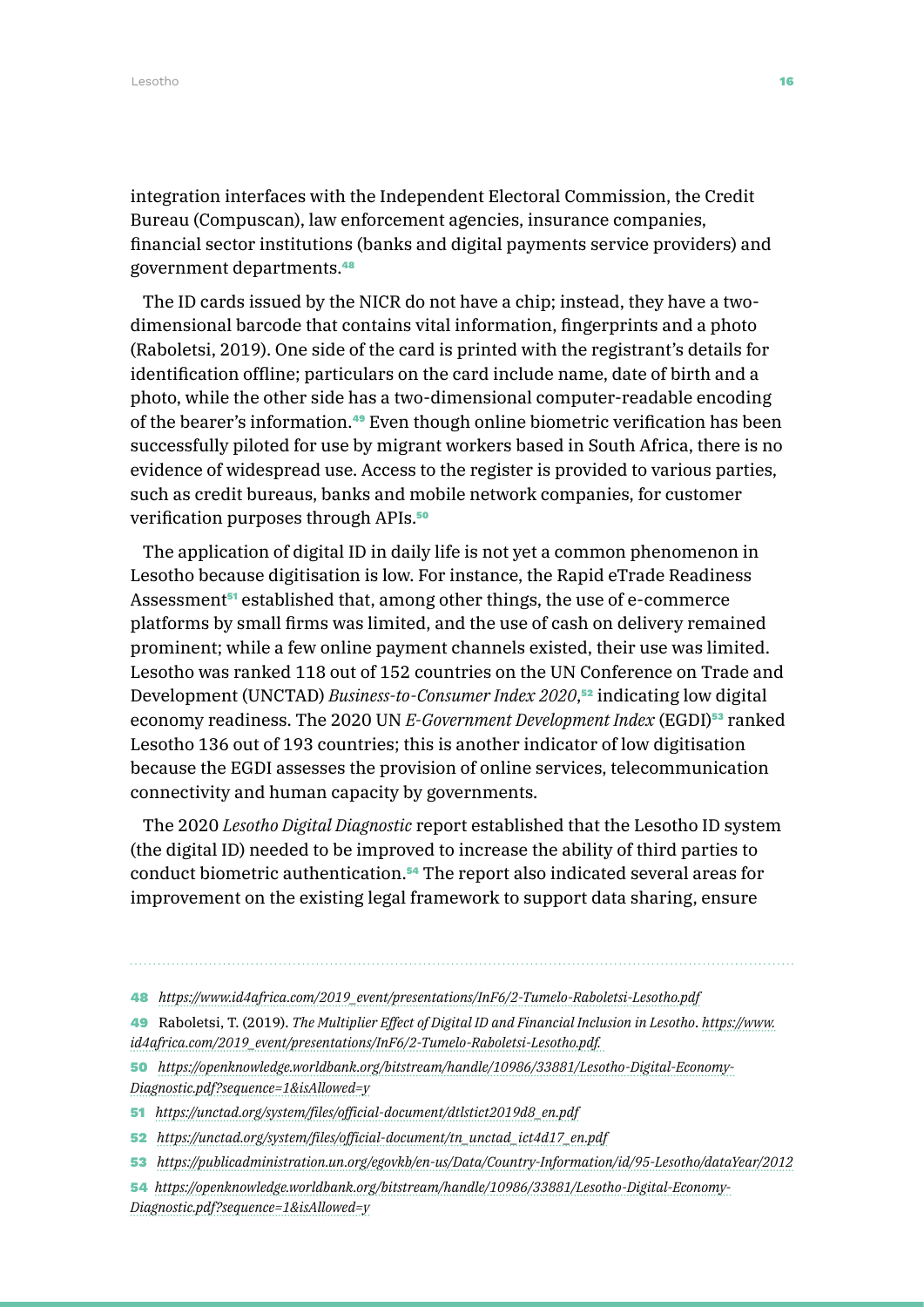integration interfaces with the Independent Electoral Commission, the Credit Bureau (Compuscan), law enforcement agencies, insurance companies, financial sector institutions (banks and digital payments service providers) and government departments.[48]

The ID cards issued by the NICR do not have a chip; instead, they have a two-dimensional barcode that contains vital information, fingerprints and a photo (Raboletsi, 2019). One side of the card is printed with the registrant's details for identification offline; particulars on the card include name, date of birth and a photo, while the other side has a two-dimensional computer-readable encoding of the bearer's information.[49] Even though online biometric verification has been successfully piloted for use by migrant workers based in South Africa, there is no evidence of widespread use. Access to the register is provided to various parties, such as credit bureaus, banks and mobile network companies, for customer verification purposes through APIs.[50]

The application of digital ID in daily life is not yet a common phenomenon in Lesotho because digitisation is low. For instance, the Rapid eTrade Readiness Assessment[51] established that, among other things, the use of e-commerce platforms by small firms was limited, and the use of cash on delivery remained prominent; while a few online payment channels existed, their use was limited. Lesotho was ranked 118 out of 152 countries on the UN Conference on Trade and Development (UNCTAD) *Business-to-Consumer Index 2020*,[52] indicating low digital economy readiness. The 2020 UN *E-Government Development Index* (EGDI)[53] ranked Lesotho 136 out of 193 countries; this is another indicator of low digitisation because the EGDI assesses the provision of online services, telecommunication connectivity and human capacity by governments.

The 2020 *Lesotho Digital Diagnostic* report established that the Lesotho ID system (the digital ID) needed to be improved to increase the ability of third parties to conduct biometric authentication.[54] The report also indicated several areas for improvement on the existing legal framework to support data sharing, ensure

---

48 *https://www.id4africa.com/2019_event/presentations/InF6/2-Tumelo-Raboletsi-Lesotho.pdf*

49 Raboletsi, T. (2019). *The Multiplier Effect of Digital ID and Financial Inclusion in Lesotho*. *https://www.id4africa.com/2019_event/presentations/InF6/2-Tumelo-Raboletsi-Lesotho.pdf.*

50 *https://openknowledge.worldbank.org/bitstream/handle/10986/33881/Lesotho-Digital-Economy-Diagnostic.pdf?sequence=1&isAllowed=y*

51 *https://unctad.org/system/files/official-document/dtlstict2019d8_en.pdf*

52 *https://unctad.org/system/files/official-document/tn_unctad_ict4d17_en.pdf*

53 *https://publicadministration.un.org/egovkb/en-us/Data/Country-Information/id/95-Lesotho/dataYear/2012*

54 *https://openknowledge.worldbank.org/bitstream/handle/10986/33881/Lesotho-Digital-Economy-Diagnostic.pdf?sequence=1&isAllowed=y*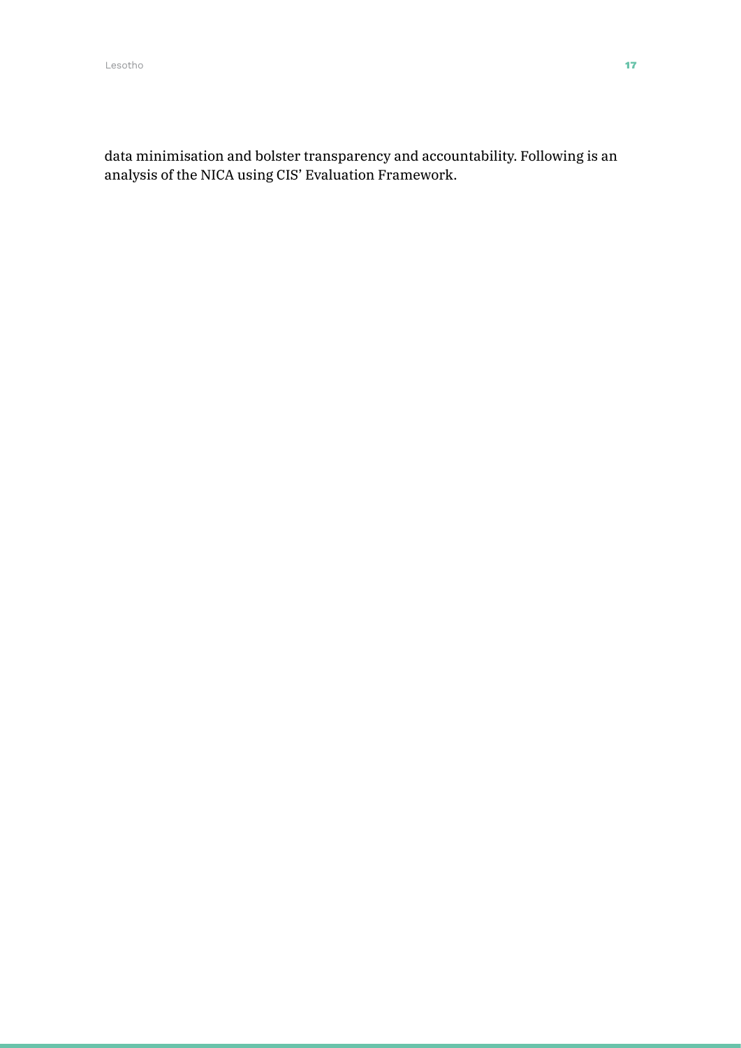data minimisation and bolster transparency and accountability. Following is an analysis of the NICA using CIS' Evaluation Framework.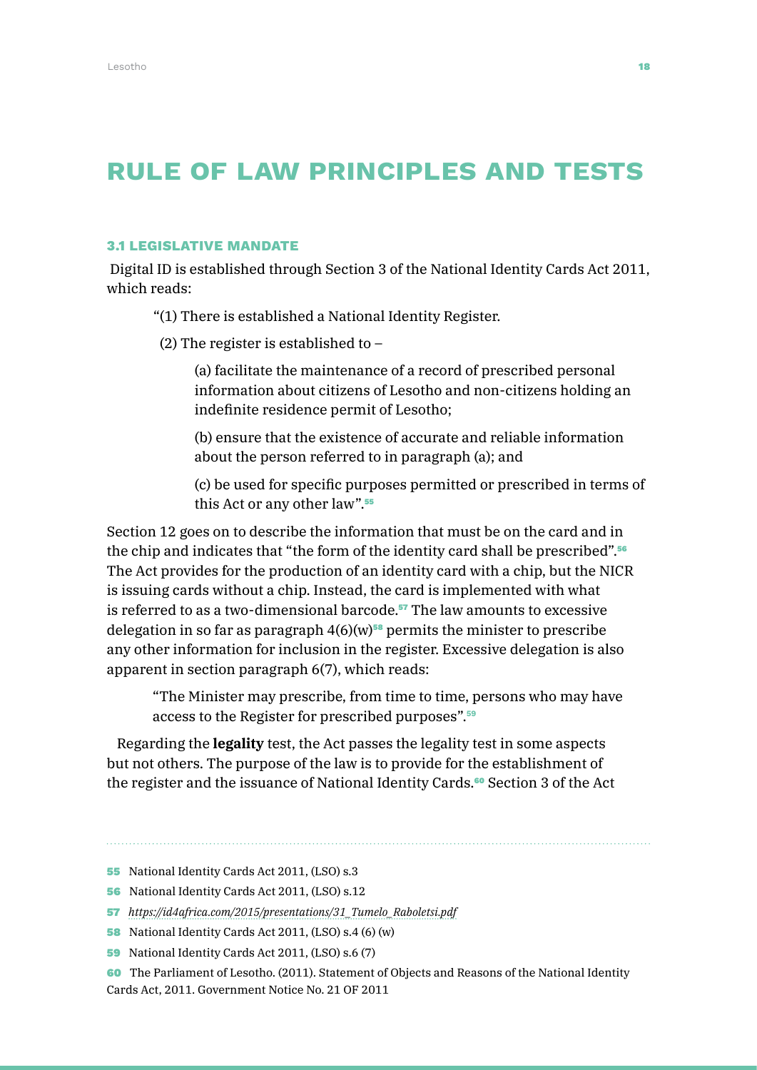# RULE OF LAW PRINCIPLES AND TESTS

### 3.1 LEGISLATIVE MANDATE

Digital ID is established through Section 3 of the National Identity Cards Act 2011, which reads:

> "(1) There is established a National Identity Register.
>
> (2) The register is established to –
>
> (a) facilitate the maintenance of a record of prescribed personal information about citizens of Lesotho and non-citizens holding an indefinite residence permit of Lesotho;
>
> (b) ensure that the existence of accurate and reliable information about the person referred to in paragraph (a); and
>
> (c) be used for specific purposes permitted or prescribed in terms of this Act or any other law".[55]

Section 12 goes on to describe the information that must be on the card and in the chip and indicates that "the form of the identity card shall be prescribed".[56] The Act provides for the production of an identity card with a chip, but the NICR is issuing cards without a chip. Instead, the card is implemented with what is referred to as a two-dimensional barcode.[57] The law amounts to excessive delegation in so far as paragraph 4(6)(w)[58] permits the minister to prescribe any other information for inclusion in the register. Excessive delegation is also apparent in section paragraph 6(7), which reads:

> "The Minister may prescribe, from time to time, persons who may have access to the Register for prescribed purposes".[59]

Regarding the **legality** test, the Act passes the legality test in some aspects but not others. The purpose of the law is to provide for the establishment of the register and the issuance of National Identity Cards.[60] Section 3 of the Act

---

55 National Identity Cards Act 2011, (LSO) s.3

56 National Identity Cards Act 2011, (LSO) s.12

57 *https://id4africa.com/2015/presentations/31_Tumelo_Raboletsi.pdf*

58 National Identity Cards Act 2011, (LSO) s.4 (6) (w)

59 National Identity Cards Act 2011, (LSO) s.6 (7)

60 The Parliament of Lesotho. (2011). Statement of Objects and Reasons of the National Identity Cards Act, 2011. Government Notice No. 21 OF 2011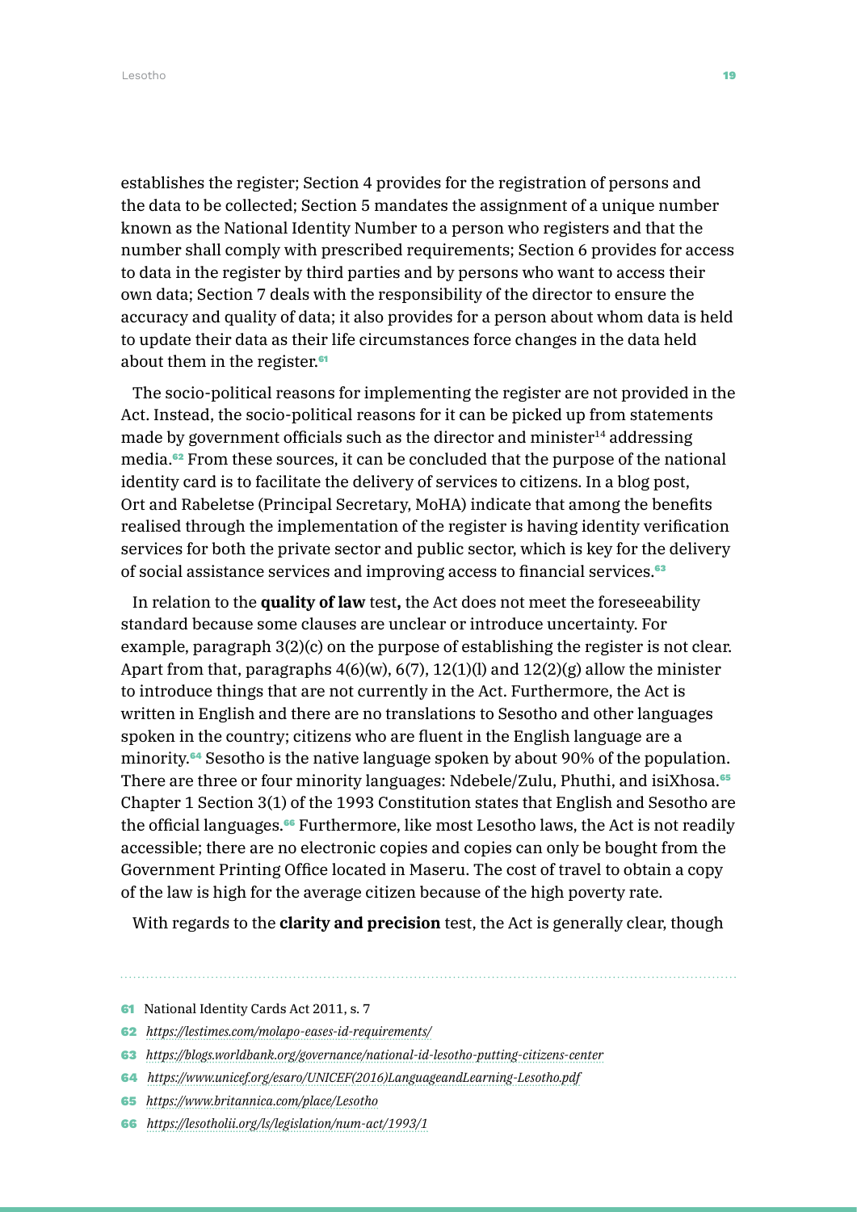establishes the register; Section 4 provides for the registration of persons and the data to be collected; Section 5 mandates the assignment of a unique number known as the National Identity Number to a person who registers and that the number shall comply with prescribed requirements; Section 6 provides for access to data in the register by third parties and by persons who want to access their own data; Section 7 deals with the responsibility of the director to ensure the accuracy and quality of data; it also provides for a person about whom data is held to update their data as their life circumstances force changes in the data held about them in the register.[61]

The socio-political reasons for implementing the register are not provided in the Act. Instead, the socio-political reasons for it can be picked up from statements made by government officials such as the director and minister[14] addressing media.[62] From these sources, it can be concluded that the purpose of the national identity card is to facilitate the delivery of services to citizens. In a blog post, Ort and Rabeletse (Principal Secretary, MoHA) indicate that among the benefits realised through the implementation of the register is having identity verification services for both the private sector and public sector, which is key for the delivery of social assistance services and improving access to financial services.[63]

In relation to the **quality of law** test**,** the Act does not meet the foreseeability standard because some clauses are unclear or introduce uncertainty. For example, paragraph 3(2)(c) on the purpose of establishing the register is not clear. Apart from that, paragraphs 4(6)(w), 6(7), 12(1)(l) and 12(2)(g) allow the minister to introduce things that are not currently in the Act. Furthermore, the Act is written in English and there are no translations to Sesotho and other languages spoken in the country; citizens who are fluent in the English language are a minority.[64] Sesotho is the native language spoken by about 90% of the population. There are three or four minority languages: Ndebele/Zulu, Phuthi, and isiXhosa.[65] Chapter 1 Section 3(1) of the 1993 Constitution states that English and Sesotho are the official languages.[66] Furthermore, like most Lesotho laws, the Act is not readily accessible; there are no electronic copies and copies can only be bought from the Government Printing Office located in Maseru. The cost of travel to obtain a copy of the law is high for the average citizen because of the high poverty rate.

With regards to the **clarity and precision** test, the Act is generally clear, though

---

[61] National Identity Cards Act 2011, s. 7

[62] *https://lestimes.com/molapo-eases-id-requirements/*

[63] *https://blogs.worldbank.org/governance/national-id-lesotho-putting-citizens-center*

[64] *https://www.unicef.org/esaro/UNICEF(2016)LanguageandLearning-Lesotho.pdf*

[65] *https://www.britannica.com/place/Lesotho*

[66] *https://lesotholii.org/ls/legislation/num-act/1993/1*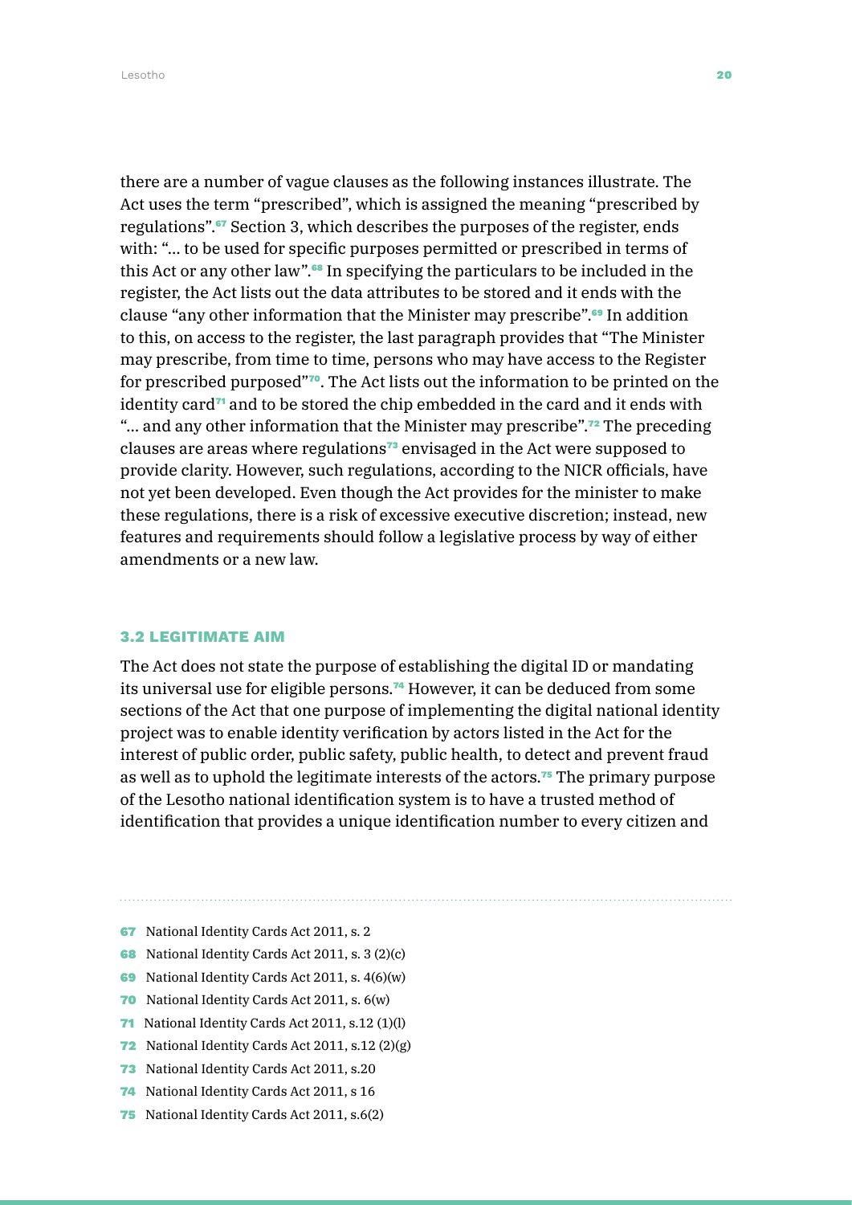there are a number of vague clauses as the following instances illustrate. The Act uses the term "prescribed", which is assigned the meaning "prescribed by regulations".[67] Section 3, which describes the purposes of the register, ends with: "... to be used for specific purposes permitted or prescribed in terms of this Act or any other law".[68] In specifying the particulars to be included in the register, the Act lists out the data attributes to be stored and it ends with the clause "any other information that the Minister may prescribe".[69] In addition to this, on access to the register, the last paragraph provides that "The Minister may prescribe, from time to time, persons who may have access to the Register for prescribed purposed"[70]. The Act lists out the information to be printed on the identity card[71] and to be stored the chip embedded in the card and it ends with "... and any other information that the Minister may prescribe".[72] The preceding clauses are areas where regulations[73] envisaged in the Act were supposed to provide clarity. However, such regulations, according to the NICR officials, have not yet been developed. Even though the Act provides for the minister to make these regulations, there is a risk of excessive executive discretion; instead, new features and requirements should follow a legislative process by way of either amendments or a new law.

### 3.2 LEGITIMATE AIM

The Act does not state the purpose of establishing the digital ID or mandating its universal use for eligible persons.[74] However, it can be deduced from some sections of the Act that one purpose of implementing the digital national identity project was to enable identity verification by actors listed in the Act for the interest of public order, public safety, public health, to detect and prevent fraud as well as to uphold the legitimate interests of the actors.[75] The primary purpose of the Lesotho national identification system is to have a trusted method of identification that provides a unique identification number to every citizen and

---

67 National Identity Cards Act 2011, s. 2

68 National Identity Cards Act 2011, s. 3 (2)(c)

69 National Identity Cards Act 2011, s. 4(6)(w)

70 National Identity Cards Act 2011, s. 6(w)

71 National Identity Cards Act 2011, s.12 (1)(l)

72 National Identity Cards Act 2011, s.12 (2)(g)

73 National Identity Cards Act 2011, s.20

74 National Identity Cards Act 2011, s 16

75 National Identity Cards Act 2011, s.6(2)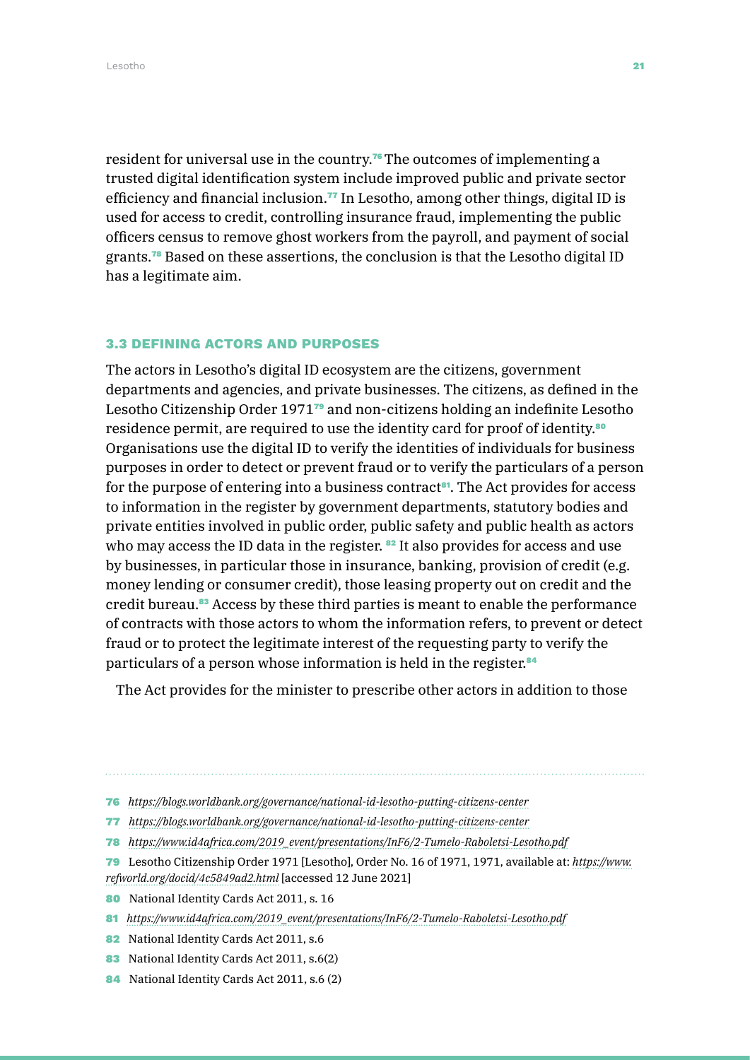resident for universal use in the country.[76] The outcomes of implementing a trusted digital identification system include improved public and private sector efficiency and financial inclusion.[77] In Lesotho, among other things, digital ID is used for access to credit, controlling insurance fraud, implementing the public officers census to remove ghost workers from the payroll, and payment of social grants.[78] Based on these assertions, the conclusion is that the Lesotho digital ID has a legitimate aim.

### 3.3 DEFINING ACTORS AND PURPOSES

The actors in Lesotho's digital ID ecosystem are the citizens, government departments and agencies, and private businesses. The citizens, as defined in the Lesotho Citizenship Order 1971[79] and non-citizens holding an indefinite Lesotho residence permit, are required to use the identity card for proof of identity.[80] Organisations use the digital ID to verify the identities of individuals for business purposes in order to detect or prevent fraud or to verify the particulars of a person for the purpose of entering into a business contract[81]. The Act provides for access to information in the register by government departments, statutory bodies and private entities involved in public order, public safety and public health as actors who may access the ID data in the register. [82] It also provides for access and use by businesses, in particular those in insurance, banking, provision of credit (e.g. money lending or consumer credit), those leasing property out on credit and the credit bureau.[83] Access by these third parties is meant to enable the performance of contracts with those actors to whom the information refers, to prevent or detect fraud or to protect the legitimate interest of the requesting party to verify the particulars of a person whose information is held in the register.[84]

The Act provides for the minister to prescribe other actors in addition to those

---

76 *https://blogs.worldbank.org/governance/national-id-lesotho-putting-citizens-center*

77 *https://blogs.worldbank.org/governance/national-id-lesotho-putting-citizens-center*

78 *https://www.id4africa.com/2019_event/presentations/InF6/2-Tumelo-Raboletsi-Lesotho.pdf*

79 Lesotho Citizenship Order 1971 [Lesotho], Order No. 16 of 1971, 1971, available at: *https://www.refworld.org/docid/4c5849ad2.html* [accessed 12 June 2021]

80 National Identity Cards Act 2011, s. 16

81 *https://www.id4africa.com/2019_event/presentations/InF6/2-Tumelo-Raboletsi-Lesotho.pdf*

82 National Identity Cards Act 2011, s.6

83 National Identity Cards Act 2011, s.6(2)

84 National Identity Cards Act 2011, s.6 (2)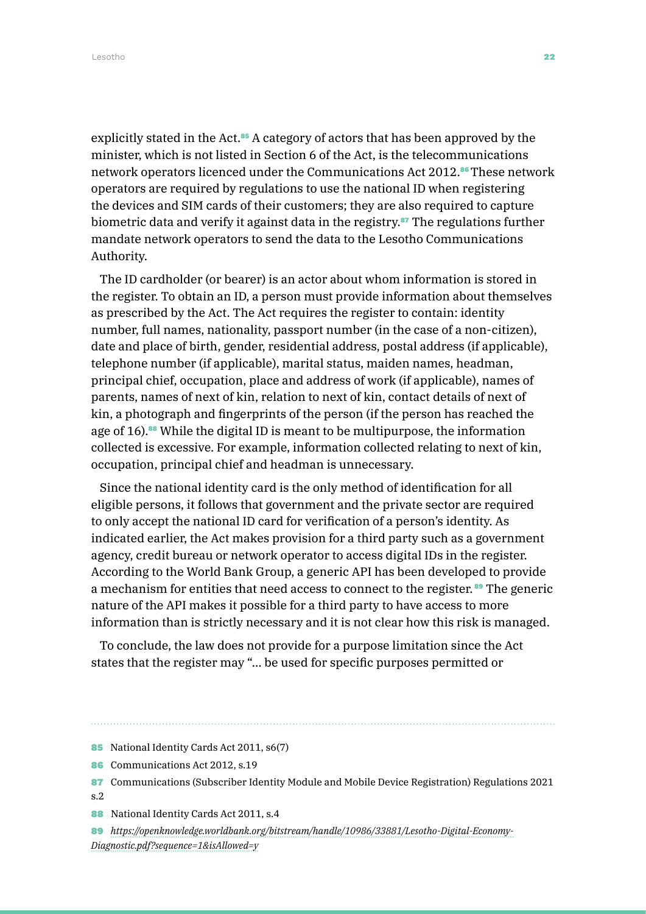explicitly stated in the Act.[85] A category of actors that has been approved by the minister, which is not listed in Section 6 of the Act, is the telecommunications network operators licenced under the Communications Act 2012.[86] These network operators are required by regulations to use the national ID when registering the devices and SIM cards of their customers; they are also required to capture biometric data and verify it against data in the registry.[87] The regulations further mandate network operators to send the data to the Lesotho Communications Authority.

The ID cardholder (or bearer) is an actor about whom information is stored in the register. To obtain an ID, a person must provide information about themselves as prescribed by the Act. The Act requires the register to contain: identity number, full names, nationality, passport number (in the case of a non-citizen), date and place of birth, gender, residential address, postal address (if applicable), telephone number (if applicable), marital status, maiden names, headman, principal chief, occupation, place and address of work (if applicable), names of parents, names of next of kin, relation to next of kin, contact details of next of kin, a photograph and fingerprints of the person (if the person has reached the age of 16).[88] While the digital ID is meant to be multipurpose, the information collected is excessive. For example, information collected relating to next of kin, occupation, principal chief and headman is unnecessary.

Since the national identity card is the only method of identification for all eligible persons, it follows that government and the private sector are required to only accept the national ID card for verification of a person's identity. As indicated earlier, the Act makes provision for a third party such as a government agency, credit bureau or network operator to access digital IDs in the register. According to the World Bank Group, a generic API has been developed to provide a mechanism for entities that need access to connect to the register.[89] The generic nature of the API makes it possible for a third party to have access to more information than is strictly necessary and it is not clear how this risk is managed.

To conclude, the law does not provide for a purpose limitation since the Act states that the register may "... be used for specific purposes permitted or

---

85 National Identity Cards Act 2011, s6(7)

86 Communications Act 2012, s.19

87 Communications (Subscriber Identity Module and Mobile Device Registration) Regulations 2021 s.2

88 National Identity Cards Act 2011, s.4

89 *https://openknowledge.worldbank.org/bitstream/handle/10986/33881/Lesotho-Digital-Economy-Diagnostic.pdf?sequence=1&isAllowed=y*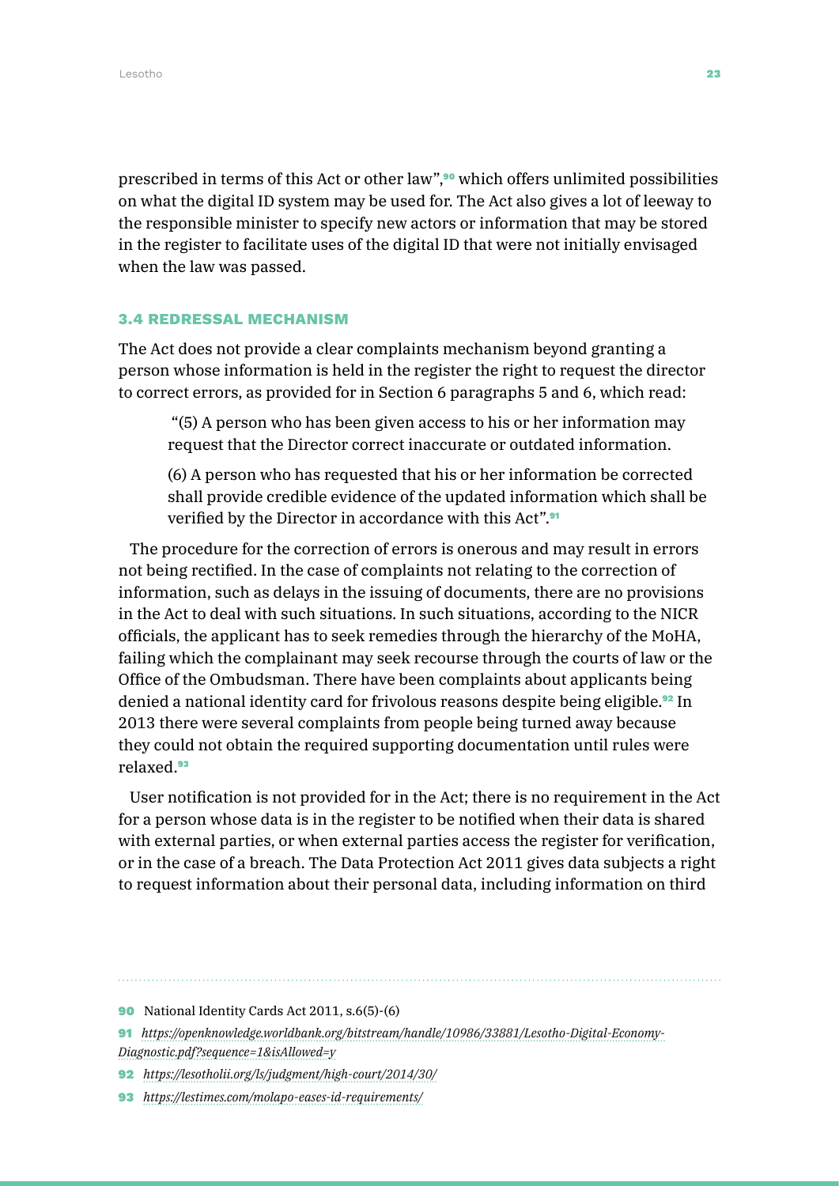prescribed in terms of this Act or other law",[90] which offers unlimited possibilities on what the digital ID system may be used for. The Act also gives a lot of leeway to the responsible minister to specify new actors or information that may be stored in the register to facilitate uses of the digital ID that were not initially envisaged when the law was passed.

### 3.4 REDRESSAL MECHANISM

The Act does not provide a clear complaints mechanism beyond granting a person whose information is held in the register the right to request the director to correct errors, as provided for in Section 6 paragraphs 5 and 6, which read:

> "(5) A person who has been given access to his or her information may request that the Director correct inaccurate or outdated information.
>
> (6) A person who has requested that his or her information be corrected shall provide credible evidence of the updated information which shall be verified by the Director in accordance with this Act".[91]

The procedure for the correction of errors is onerous and may result in errors not being rectified. In the case of complaints not relating to the correction of information, such as delays in the issuing of documents, there are no provisions in the Act to deal with such situations. In such situations, according to the NICR officials, the applicant has to seek remedies through the hierarchy of the MoHA, failing which the complainant may seek recourse through the courts of law or the Office of the Ombudsman. There have been complaints about applicants being denied a national identity card for frivolous reasons despite being eligible.[92] In 2013 there were several complaints from people being turned away because they could not obtain the required supporting documentation until rules were relaxed.[93]

User notification is not provided for in the Act; there is no requirement in the Act for a person whose data is in the register to be notified when their data is shared with external parties, or when external parties access the register for verification, or in the case of a breach. The Data Protection Act 2011 gives data subjects a right to request information about their personal data, including information on third

---

90 National Identity Cards Act 2011, s.6(5)-(6)

91 *https://openknowledge.worldbank.org/bitstream/handle/10986/33881/Lesotho-Digital-Economy-Diagnostic.pdf?sequence=1&isAllowed=y*

92 *https://lesotholii.org/ls/judgment/high-court/2014/30/*

93 *https://lestimes.com/molapo-eases-id-requirements/*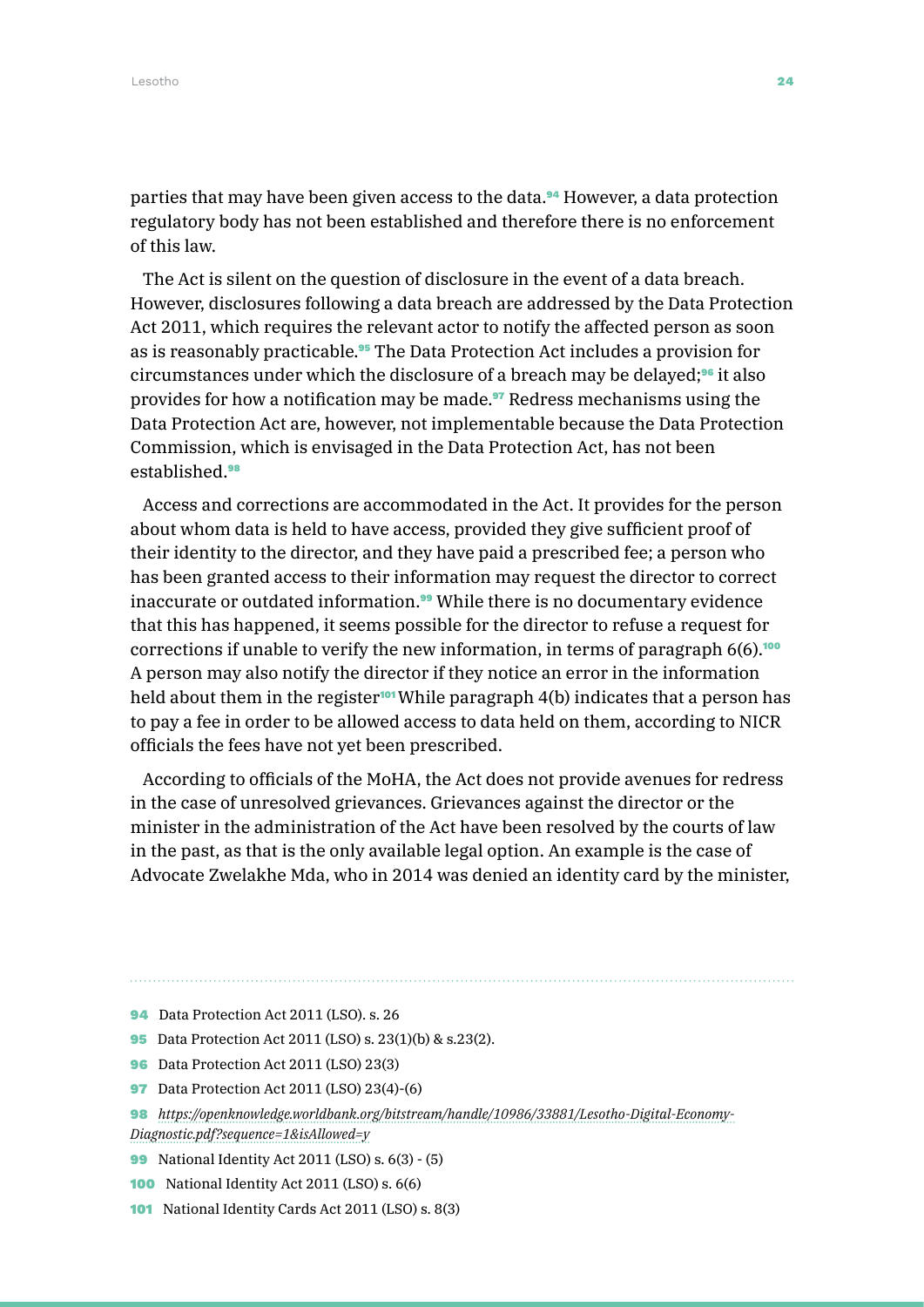parties that may have been given access to the data.[94] However, a data protection regulatory body has not been established and therefore there is no enforcement of this law.

The Act is silent on the question of disclosure in the event of a data breach. However, disclosures following a data breach are addressed by the Data Protection Act 2011, which requires the relevant actor to notify the affected person as soon as is reasonably practicable.[95] The Data Protection Act includes a provision for circumstances under which the disclosure of a breach may be delayed;[96] it also provides for how a notification may be made.[97] Redress mechanisms using the Data Protection Act are, however, not implementable because the Data Protection Commission, which is envisaged in the Data Protection Act, has not been established.[98]

Access and corrections are accommodated in the Act. It provides for the person about whom data is held to have access, provided they give sufficient proof of their identity to the director, and they have paid a prescribed fee; a person who has been granted access to their information may request the director to correct inaccurate or outdated information.[99] While there is no documentary evidence that this has happened, it seems possible for the director to refuse a request for corrections if unable to verify the new information, in terms of paragraph 6(6).[100] A person may also notify the director if they notice an error in the information held about them in the register[101] While paragraph 4(b) indicates that a person has to pay a fee in order to be allowed access to data held on them, according to NICR officials the fees have not yet been prescribed.

According to officials of the MoHA, the Act does not provide avenues for redress in the case of unresolved grievances. Grievances against the director or the minister in the administration of the Act have been resolved by the courts of law in the past, as that is the only available legal option. An example is the case of Advocate Zwelakhe Mda, who in 2014 was denied an identity card by the minister,

---

94 Data Protection Act 2011 (LSO). s. 26

95 Data Protection Act 2011 (LSO) s. 23(1)(b) & s.23(2).

96 Data Protection Act 2011 (LSO) 23(3)

97 Data Protection Act 2011 (LSO) 23(4)-(6)

98 *https://openknowledge.worldbank.org/bitstream/handle/10986/33881/Lesotho-Digital-Economy-Diagnostic.pdf?sequence=1&isAllowed=y*

99 National Identity Act 2011 (LSO) s. 6(3) - (5)

100 National Identity Act 2011 (LSO) s. 6(6)

101 National Identity Cards Act 2011 (LSO) s. 8(3)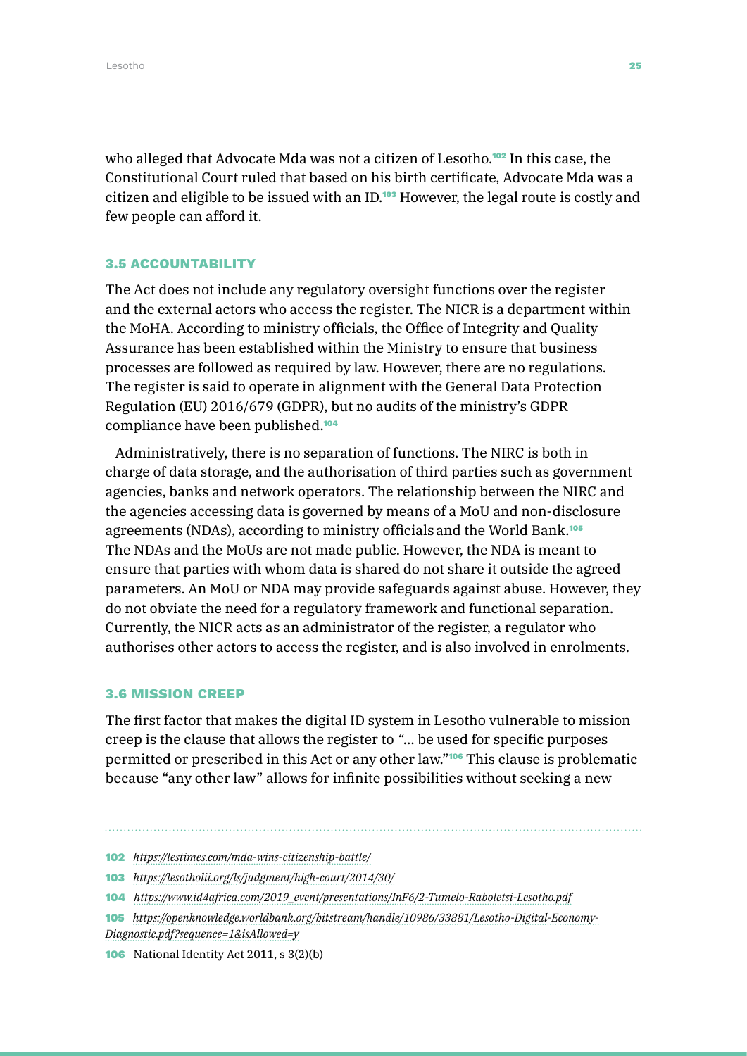who alleged that Advocate Mda was not a citizen of Lesotho.[102] In this case, the Constitutional Court ruled that based on his birth certificate, Advocate Mda was a citizen and eligible to be issued with an ID.[103] However, the legal route is costly and few people can afford it.

### 3.5 ACCOUNTABILITY

The Act does not include any regulatory oversight functions over the register and the external actors who access the register. The NICR is a department within the MoHA. According to ministry officials, the Office of Integrity and Quality Assurance has been established within the Ministry to ensure that business processes are followed as required by law. However, there are no regulations. The register is said to operate in alignment with the General Data Protection Regulation (EU) 2016/679 (GDPR), but no audits of the ministry's GDPR compliance have been published.[104]

Administratively, there is no separation of functions. The NIRC is both in charge of data storage, and the authorisation of third parties such as government agencies, banks and network operators. The relationship between the NIRC and the agencies accessing data is governed by means of a MoU and non-disclosure agreements (NDAs), according to ministry officials and the World Bank.[105] The NDAs and the MoUs are not made public. However, the NDA is meant to ensure that parties with whom data is shared do not share it outside the agreed parameters. An MoU or NDA may provide safeguards against abuse. However, they do not obviate the need for a regulatory framework and functional separation. Currently, the NICR acts as an administrator of the register, a regulator who authorises other actors to access the register, and is also involved in enrolments.

### 3.6 MISSION CREEP

The first factor that makes the digital ID system in Lesotho vulnerable to mission creep is the clause that allows the register to *"*… be used for specific purposes permitted or prescribed in this Act or any other law."[106] This clause is problematic because "any other law" allows for infinite possibilities without seeking a new

---

102 *https://lestimes.com/mda-wins-citizenship-battle/*

103 *https://lesotholii.org/ls/judgment/high-court/2014/30/*

104 *https://www.id4africa.com/2019_event/presentations/InF6/2-Tumelo-Raboletsi-Lesotho.pdf*

105 *https://openknowledge.worldbank.org/bitstream/handle/10986/33881/Lesotho-Digital-Economy-Diagnostic.pdf?sequence=1&isAllowed=y*

106 National Identity Act 2011, s 3(2)(b)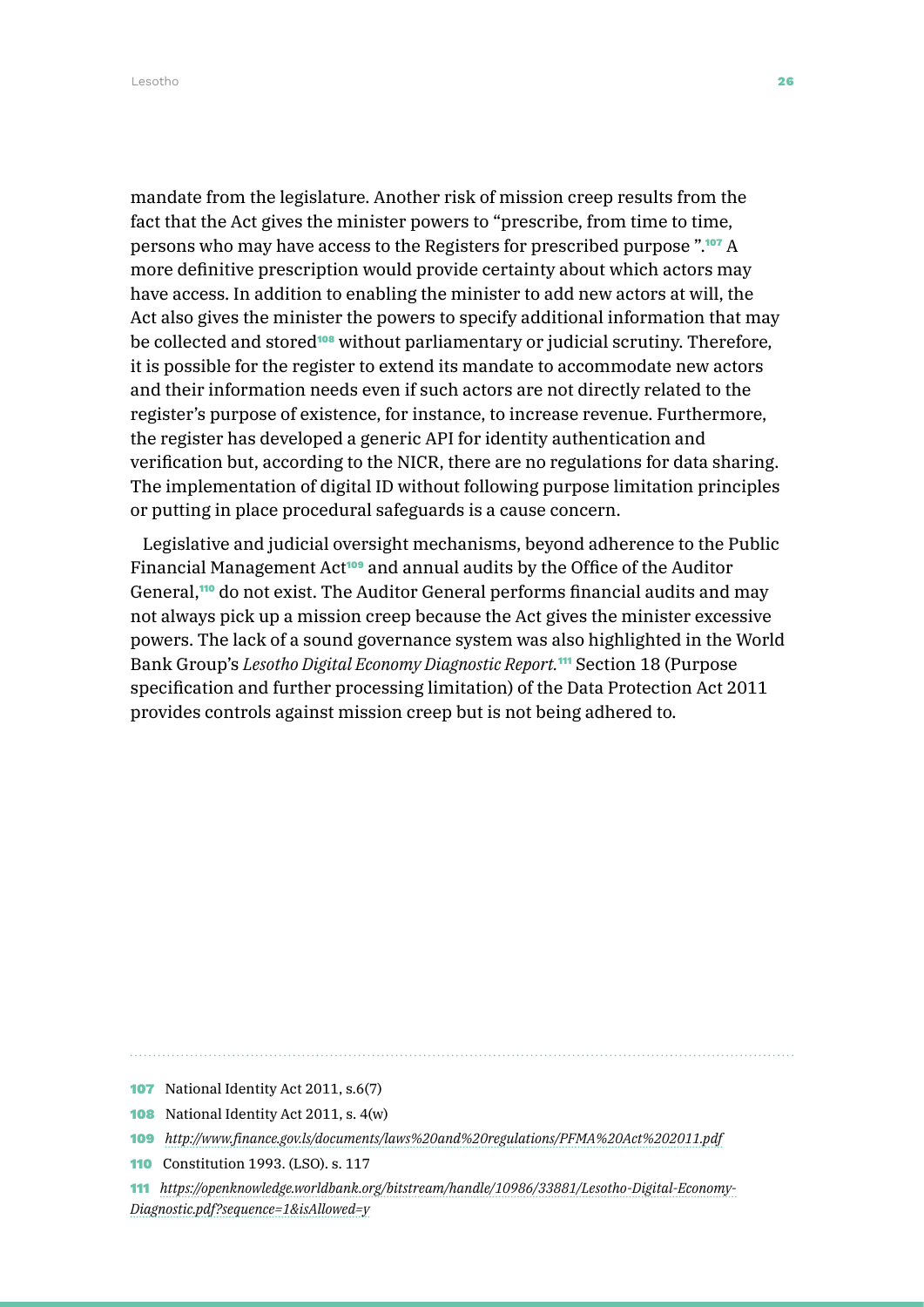mandate from the legislature. Another risk of mission creep results from the fact that the Act gives the minister powers to "prescribe, from time to time, persons who may have access to the Registers for prescribed purpose ".[107] A more definitive prescription would provide certainty about which actors may have access. In addition to enabling the minister to add new actors at will, the Act also gives the minister the powers to specify additional information that may be collected and stored[108] without parliamentary or judicial scrutiny. Therefore, it is possible for the register to extend its mandate to accommodate new actors and their information needs even if such actors are not directly related to the register's purpose of existence, for instance, to increase revenue. Furthermore, the register has developed a generic API for identity authentication and verification but, according to the NICR, there are no regulations for data sharing. The implementation of digital ID without following purpose limitation principles or putting in place procedural safeguards is a cause concern.

Legislative and judicial oversight mechanisms, beyond adherence to the Public Financial Management Act[109] and annual audits by the Office of the Auditor General,[110] do not exist. The Auditor General performs financial audits and may not always pick up a mission creep because the Act gives the minister excessive powers. The lack of a sound governance system was also highlighted in the World Bank Group's *Lesotho Digital Economy Diagnostic Report.*[111] Section 18 (Purpose specification and further processing limitation) of the Data Protection Act 2011 provides controls against mission creep but is not being adhered to.

---

107 National Identity Act 2011, s.6(7)

108 National Identity Act 2011, s. 4(w)

109 *http://www.finance.gov.ls/documents/laws%20and%20regulations/PFMA%20Act%202011.pdf*

110 Constitution 1993. (LSO). s. 117

111 *https://openknowledge.worldbank.org/bitstream/handle/10986/33881/Lesotho-Digital-Economy-Diagnostic.pdf?sequence=1&isAllowed=y*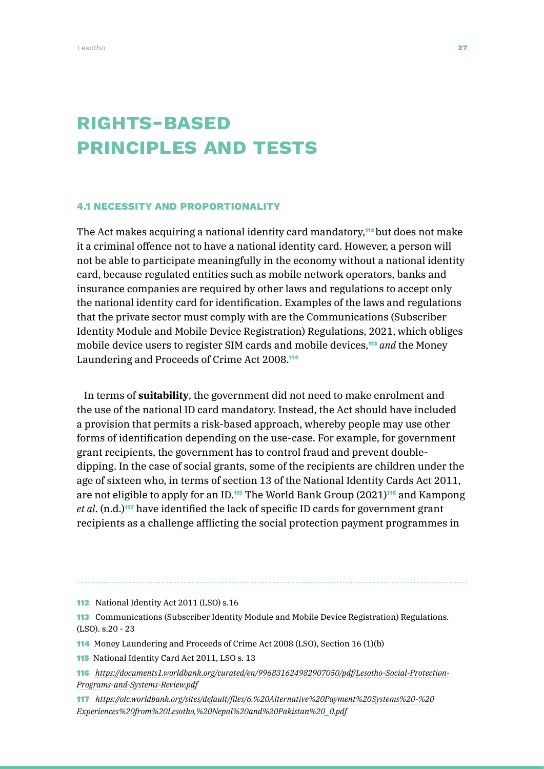# RIGHTS-BASED PRINCIPLES AND TESTS

### 4.1 NECESSITY AND PROPORTIONALITY

The Act makes acquiring a national identity card mandatory,[112] but does not make it a criminal offence not to have a national identity card. However, a person will not be able to participate meaningfully in the economy without a national identity card, because regulated entities such as mobile network operators, banks and insurance companies are required by other laws and regulations to accept only the national identity card for identification. Examples of the laws and regulations that the private sector must comply with are the Communications (Subscriber Identity Module and Mobile Device Registration) Regulations, 2021, which obliges mobile device users to register SIM cards and mobile devices,[113] *and* the Money Laundering and Proceeds of Crime Act 2008.[114]

In terms of **suitability**, the government did not need to make enrolment and the use of the national ID card mandatory. Instead, the Act should have included a provision that permits a risk-based approach, whereby people may use other forms of identification depending on the use-case. For example, for government grant recipients, the government has to control fraud and prevent double-dipping. In the case of social grants, some of the recipients are children under the age of sixteen who, in terms of section 13 of the National Identity Cards Act 2011, are not eligible to apply for an ID.[115] The World Bank Group (2021)[116] and Kampong *et al*. (n.d.)[117] have identified the lack of specific ID cards for government grant recipients as a challenge afflicting the social protection payment programmes in

---

112 National Identity Act 2011 (LSO) s.16

113 Communications (Subscriber Identity Module and Mobile Device Registration) Regulations. (LSO). s.20 - 23

114 Money Laundering and Proceeds of Crime Act 2008 (LSO), Section 16 (1)(b)

115 National Identity Card Act 2011, LSO s. 13

116 *https://documents1.worldbank.org/curated/en/996831624982907050/pdf/Lesotho-Social-Protection-Programs-and-Systems-Review.pdf*

117 *https://olc.worldbank.org/sites/default/files/6.%20Alternative%20Payment%20Systems%20-%20Experiences%20from%20Lesotho,%20Nepal%20and%20Pakistan%20_0.pdf*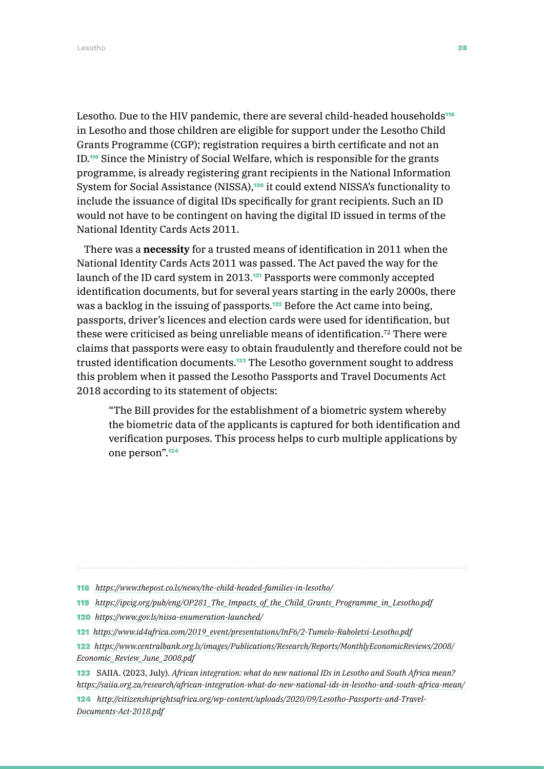Lesotho. Due to the HIV pandemic, there are several child-headed households[118] in Lesotho and those children are eligible for support under the Lesotho Child Grants Programme (CGP); registration requires a birth certificate and not an ID.[119] Since the Ministry of Social Welfare, which is responsible for the grants programme, is already registering grant recipients in the National Information System for Social Assistance (NISSA),[120] it could extend NISSA's functionality to include the issuance of digital IDs specifically for grant recipients. Such an ID would not have to be contingent on having the digital ID issued in terms of the National Identity Cards Acts 2011.

There was a **necessity** for a trusted means of identification in 2011 when the National Identity Cards Acts 2011 was passed. The Act paved the way for the launch of the ID card system in 2013.[121] Passports were commonly accepted identification documents, but for several years starting in the early 2000s, there was a backlog in the issuing of passports.[122] Before the Act came into being, passports, driver's licences and election cards were used for identification, but these were criticised as being unreliable means of identification.[72] There were claims that passports were easy to obtain fraudulently and therefore could not be trusted identification documents.[123] The Lesotho government sought to address this problem when it passed the Lesotho Passports and Travel Documents Act 2018 according to its statement of objects:

> "The Bill provides for the establishment of a biometric system whereby the biometric data of the applicants is captured for both identification and verification purposes. This process helps to curb multiple applications by one person".[124]

---

118 *https://www.thepost.co.ls/news/the-child-headed-families-in-lesotho/*

119 *https://ipcig.org/pub/eng/OP281_The_Impacts_of_the_Child_Grants_Programme_in_Lesotho.pdf*

120 *https://www.gov.ls/nissa-enumeration-launched/*

121 *https://www.id4africa.com/2019_event/presentations/InF6/2-Tumelo-Raboletsi-Lesotho.pdf*

122 *https://www.centralbank.org.ls/images/Publications/Research/Reports/MonthlyEconomicReviews/2008/Economic_Review_June_2008.pdf*

123 SAIIA. (2023, July). *African integration: what do new national IDs in Lesotho and South Africa mean? https://saiia.org.za/research/african-integration-what-do-new-national-ids-in-lesotho-and-south-africa-mean/*

124 *http://citizenshiprightsafrica.org/wp-content/uploads/2020/09/Lesotho-Passports-and-Travel-Documents-Act-2018.pdf*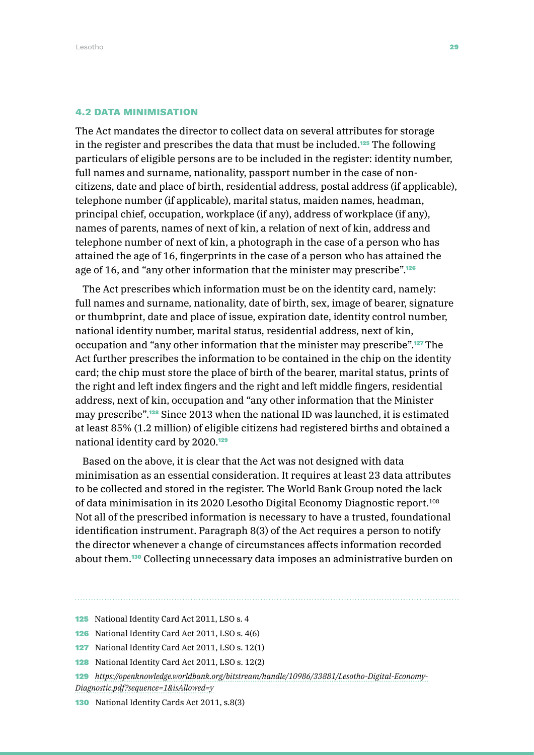## 4.2 DATA MINIMISATION

The Act mandates the director to collect data on several attributes for storage in the register and prescribes the data that must be included.[125] The following particulars of eligible persons are to be included in the register: identity number, full names and surname, nationality, passport number in the case of non-citizens, date and place of birth, residential address, postal address (if applicable), telephone number (if applicable), marital status, maiden names, headman, principal chief, occupation, workplace (if any), address of workplace (if any), names of parents, names of next of kin, a relation of next of kin, address and telephone number of next of kin, a photograph in the case of a person who has attained the age of 16, fingerprints in the case of a person who has attained the age of 16, and "any other information that the minister may prescribe".[126]

The Act prescribes which information must be on the identity card, namely: full names and surname, nationality, date of birth, sex, image of bearer, signature or thumbprint, date and place of issue, expiration date, identity control number, national identity number, marital status, residential address, next of kin, occupation and "any other information that the minister may prescribe".[127] The Act further prescribes the information to be contained in the chip on the identity card; the chip must store the place of birth of the bearer, marital status, prints of the right and left index fingers and the right and left middle fingers, residential address, next of kin, occupation and "any other information that the Minister may prescribe".[128] Since 2013 when the national ID was launched, it is estimated at least 85% (1.2 million) of eligible citizens had registered births and obtained a national identity card by 2020.[129]

Based on the above, it is clear that the Act was not designed with data minimisation as an essential consideration. It requires at least 23 data attributes to be collected and stored in the register. The World Bank Group noted the lack of data minimisation in its 2020 Lesotho Digital Economy Diagnostic report.[108] Not all of the prescribed information is necessary to have a trusted, foundational identification instrument. Paragraph 8(3) of the Act requires a person to notify the director whenever a change of circumstances affects information recorded about them.[130] Collecting unnecessary data imposes an administrative burden on

---

125 National Identity Card Act 2011, LSO s. 4

126 National Identity Card Act 2011, LSO s. 4(6)

127 National Identity Card Act 2011, LSO s. 12(1)

128 National Identity Card Act 2011, LSO s. 12(2)

129 *https://openknowledge.worldbank.org/bitstream/handle/10986/33881/Lesotho-Digital-Economy-Diagnostic.pdf?sequence=1&isAllowed=y*

130 National Identity Cards Act 2011, s.8(3)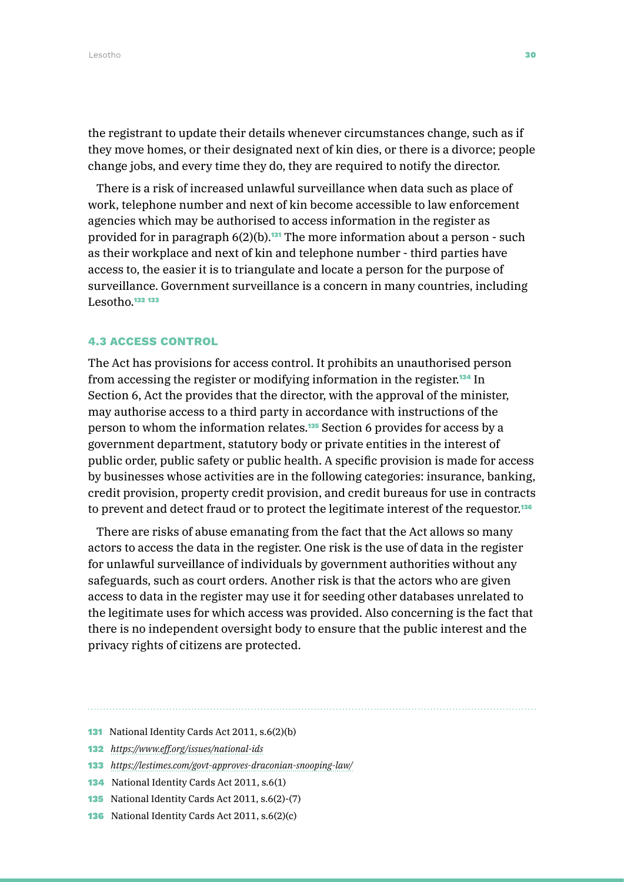the registrant to update their details whenever circumstances change, such as if they move homes, or their designated next of kin dies, or there is a divorce; people change jobs, and every time they do, they are required to notify the director.

There is a risk of increased unlawful surveillance when data such as place of work, telephone number and next of kin become accessible to law enforcement agencies which may be authorised to access information in the register as provided for in paragraph 6(2)(b).[131] The more information about a person - such as their workplace and next of kin and telephone number - third parties have access to, the easier it is to triangulate and locate a person for the purpose of surveillance. Government surveillance is a concern in many countries, including Lesotho.[132] [133]

### 4.3 ACCESS CONTROL

The Act has provisions for access control. It prohibits an unauthorised person from accessing the register or modifying information in the register.[134] In Section 6, Act the provides that the director, with the approval of the minister, may authorise access to a third party in accordance with instructions of the person to whom the information relates.[135] Section 6 provides for access by a government department, statutory body or private entities in the interest of public order, public safety or public health. A specific provision is made for access by businesses whose activities are in the following categories: insurance, banking, credit provision, property credit provision, and credit bureaus for use in contracts to prevent and detect fraud or to protect the legitimate interest of the requestor.[136]

There are risks of abuse emanating from the fact that the Act allows so many actors to access the data in the register. One risk is the use of data in the register for unlawful surveillance of individuals by government authorities without any safeguards, such as court orders. Another risk is that the actors who are given access to data in the register may use it for seeding other databases unrelated to the legitimate uses for which access was provided. Also concerning is the fact that there is no independent oversight body to ensure that the public interest and the privacy rights of citizens are protected.

---

131 National Identity Cards Act 2011, s.6(2)(b)

132 *https://www.eff.org/issues/national-ids*

133 *https://lestimes.com/govt-approves-draconian-snooping-law/*

134 National Identity Cards Act 2011, s.6(1)

135 National Identity Cards Act 2011, s.6(2)-(7)

136 National Identity Cards Act 2011, s.6(2)(c)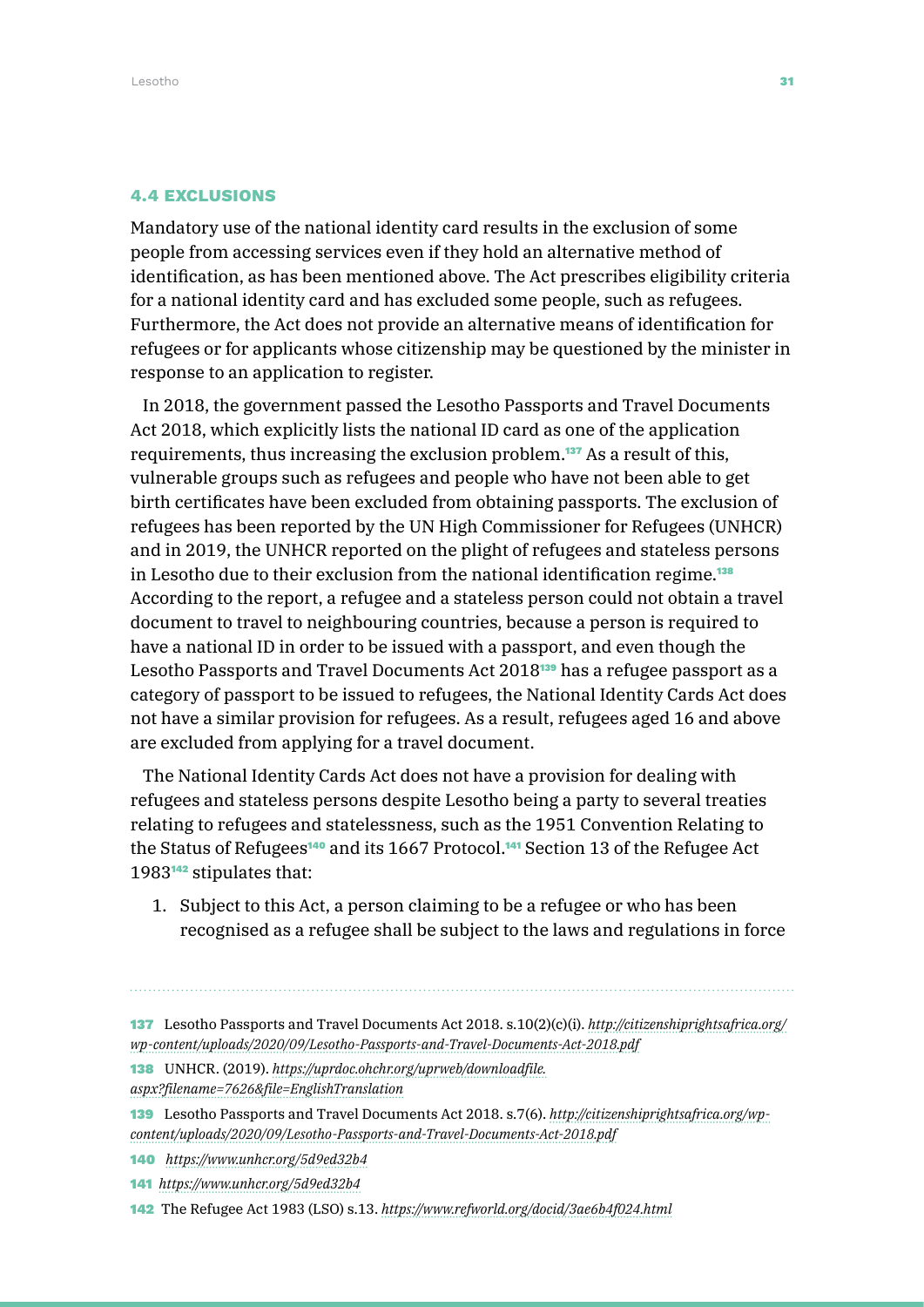### 4.4 EXCLUSIONS

Mandatory use of the national identity card results in the exclusion of some people from accessing services even if they hold an alternative method of identification, as has been mentioned above. The Act prescribes eligibility criteria for a national identity card and has excluded some people, such as refugees. Furthermore, the Act does not provide an alternative means of identification for refugees or for applicants whose citizenship may be questioned by the minister in response to an application to register.

In 2018, the government passed the Lesotho Passports and Travel Documents Act 2018, which explicitly lists the national ID card as one of the application requirements, thus increasing the exclusion problem.[137] As a result of this, vulnerable groups such as refugees and people who have not been able to get birth certificates have been excluded from obtaining passports. The exclusion of refugees has been reported by the UN High Commissioner for Refugees (UNHCR) and in 2019, the UNHCR reported on the plight of refugees and stateless persons in Lesotho due to their exclusion from the national identification regime.[138] According to the report, a refugee and a stateless person could not obtain a travel document to travel to neighbouring countries, because a person is required to have a national ID in order to be issued with a passport, and even though the Lesotho Passports and Travel Documents Act 2018[139] has a refugee passport as a category of passport to be issued to refugees, the National Identity Cards Act does not have a similar provision for refugees. As a result, refugees aged 16 and above are excluded from applying for a travel document.

The National Identity Cards Act does not have a provision for dealing with refugees and stateless persons despite Lesotho being a party to several treaties relating to refugees and statelessness, such as the 1951 Convention Relating to the Status of Refugees[140] and its 1667 Protocol.[141] Section 13 of the Refugee Act 1983[142] stipulates that:

1. Subject to this Act, a person claiming to be a refugee or who has been recognised as a refugee shall be subject to the laws and regulations in force

---

137 Lesotho Passports and Travel Documents Act 2018. s.10(2)(c)(i). *http://citizenshiprightsafrica.org/wp-content/uploads/2020/09/Lesotho-Passports-and-Travel-Documents-Act-2018.pdf*

138 UNHCR. (2019). *https://uprdoc.ohchr.org/uprweb/downloadfile.aspx?filename=7626&file=EnglishTranslation*

139 Lesotho Passports and Travel Documents Act 2018. s.7(6). *http://citizenshiprightsafrica.org/wp-content/uploads/2020/09/Lesotho-Passports-and-Travel-Documents-Act-2018.pdf*

140 *https://www.unhcr.org/5d9ed32b4*

141 *https://www.unhcr.org/5d9ed32b4*

142 The Refugee Act 1983 (LSO) s.13. *https://www.refworld.org/docid/3ae6b4f024.html*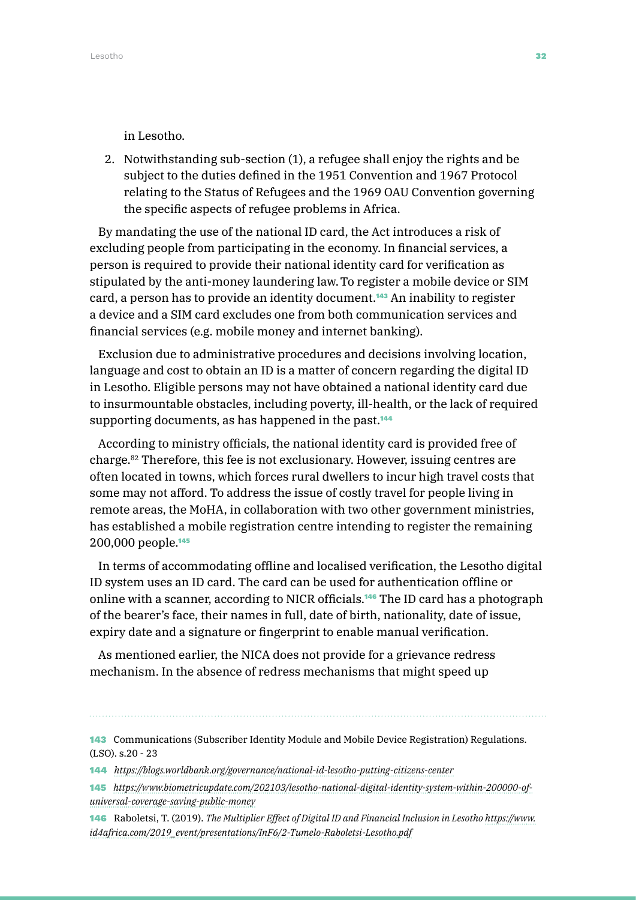in Lesotho.

2. Notwithstanding sub-section (1), a refugee shall enjoy the rights and be subject to the duties defined in the 1951 Convention and 1967 Protocol relating to the Status of Refugees and the 1969 OAU Convention governing the specific aspects of refugee problems in Africa.

By mandating the use of the national ID card, the Act introduces a risk of excluding people from participating in the economy. In financial services, a person is required to provide their national identity card for verification as stipulated by the anti-money laundering law. To register a mobile device or SIM card, a person has to provide an identity document.[143] An inability to register a device and a SIM card excludes one from both communication services and financial services (e.g. mobile money and internet banking).

Exclusion due to administrative procedures and decisions involving location, language and cost to obtain an ID is a matter of concern regarding the digital ID in Lesotho. Eligible persons may not have obtained a national identity card due to insurmountable obstacles, including poverty, ill-health, or the lack of required supporting documents, as has happened in the past.[144]

According to ministry officials, the national identity card is provided free of charge.[82] Therefore, this fee is not exclusionary. However, issuing centres are often located in towns, which forces rural dwellers to incur high travel costs that some may not afford. To address the issue of costly travel for people living in remote areas, the MoHA, in collaboration with two other government ministries, has established a mobile registration centre intending to register the remaining 200,000 people.[145]

In terms of accommodating offline and localised verification, the Lesotho digital ID system uses an ID card. The card can be used for authentication offline or online with a scanner, according to NICR officials.[146] The ID card has a photograph of the bearer's face, their names in full, date of birth, nationality, date of issue, expiry date and a signature or fingerprint to enable manual verification.

As mentioned earlier, the NICA does not provide for a grievance redress mechanism. In the absence of redress mechanisms that might speed up

---

143 Communications (Subscriber Identity Module and Mobile Device Registration) Regulations. (LSO). s.20 - 23

144 *https://blogs.worldbank.org/governance/national-id-lesotho-putting-citizens-center*

145 *https://www.biometricupdate.com/202103/lesotho-national-digital-identity-system-within-200000-of-universal-coverage-saving-public-money*

146 Raboletsi, T. (2019). *The Multiplier Effect of Digital ID and Financial Inclusion in Lesotho https://www.id4africa.com/2019_event/presentations/InF6/2-Tumelo-Raboletsi-Lesotho.pdf*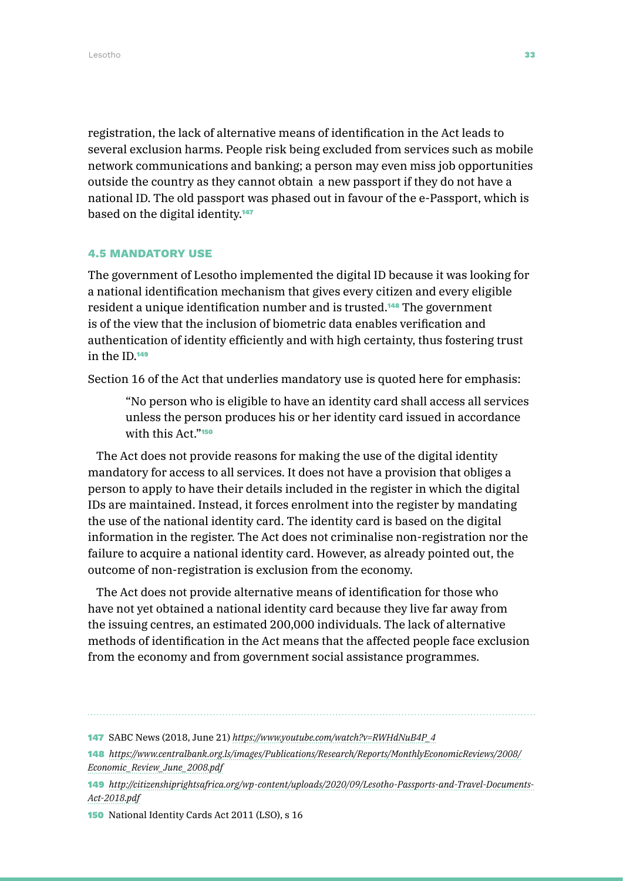registration, the lack of alternative means of identification in the Act leads to several exclusion harms. People risk being excluded from services such as mobile network communications and banking; a person may even miss job opportunities outside the country as they cannot obtain a new passport if they do not have a national ID. The old passport was phased out in favour of the e-Passport, which is based on the digital identity.[147]

### 4.5 MANDATORY USE

The government of Lesotho implemented the digital ID because it was looking for a national identification mechanism that gives every citizen and every eligible resident a unique identification number and is trusted.[148] The government is of the view that the inclusion of biometric data enables verification and authentication of identity efficiently and with high certainty, thus fostering trust in the ID.[149]

Section 16 of the Act that underlies mandatory use is quoted here for emphasis:

> "No person who is eligible to have an identity card shall access all services unless the person produces his or her identity card issued in accordance with this Act."[150]

The Act does not provide reasons for making the use of the digital identity mandatory for access to all services. It does not have a provision that obliges a person to apply to have their details included in the register in which the digital IDs are maintained. Instead, it forces enrolment into the register by mandating the use of the national identity card. The identity card is based on the digital information in the register. The Act does not criminalise non-registration nor the failure to acquire a national identity card. However, as already pointed out, the outcome of non-registration is exclusion from the economy.

The Act does not provide alternative means of identification for those who have not yet obtained a national identity card because they live far away from the issuing centres, an estimated 200,000 individuals. The lack of alternative methods of identification in the Act means that the affected people face exclusion from the economy and from government social assistance programmes.

---

147 SABC News (2018, June 21) *https://www.youtube.com/watch?v=RWHdNuB4P_4*

148 *https://www.centralbank.org.ls/images/Publications/Research/Reports/MonthlyEconomicReviews/2008/Economic_Review_June_2008.pdf*

149 *http://citizenshiprightsafrica.org/wp-content/uploads/2020/09/Lesotho-Passports-and-Travel-Documents-Act-2018.pdf*

150 National Identity Cards Act 2011 (LSO), s 16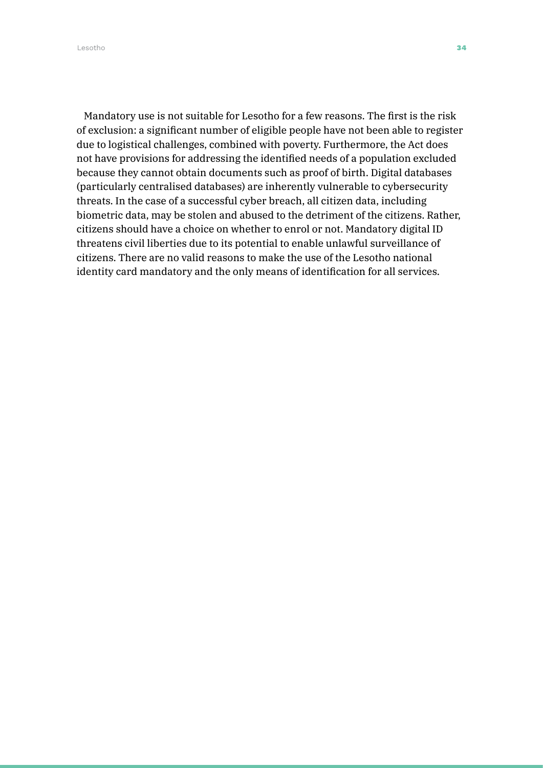Mandatory use is not suitable for Lesotho for a few reasons. The first is the risk of exclusion: a significant number of eligible people have not been able to register due to logistical challenges, combined with poverty. Furthermore, the Act does not have provisions for addressing the identified needs of a population excluded because they cannot obtain documents such as proof of birth. Digital databases (particularly centralised databases) are inherently vulnerable to cybersecurity threats. In the case of a successful cyber breach, all citizen data, including biometric data, may be stolen and abused to the detriment of the citizens. Rather, citizens should have a choice on whether to enrol or not. Mandatory digital ID threatens civil liberties due to its potential to enable unlawful surveillance of citizens. There are no valid reasons to make the use of the Lesotho national identity card mandatory and the only means of identification for all services.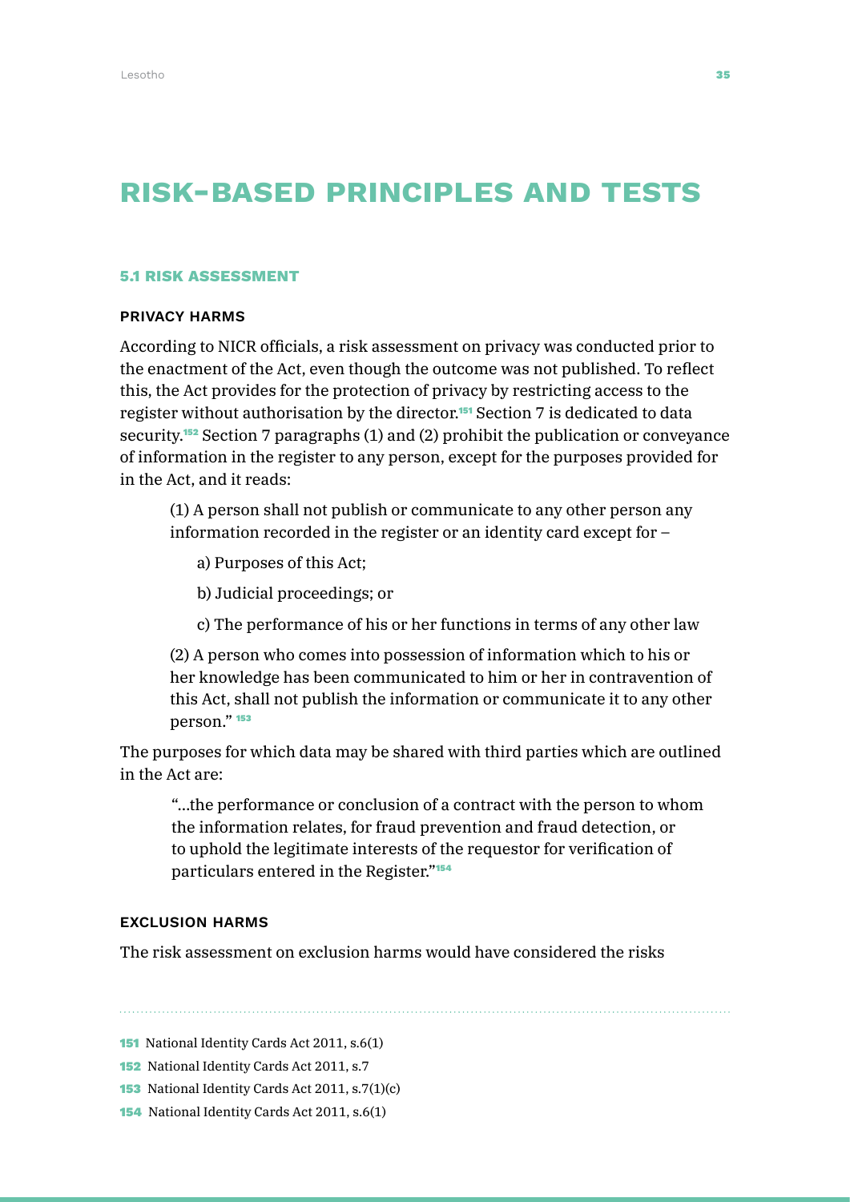# RISK-BASED PRINCIPLES AND TESTS

## 5.1 RISK ASSESSMENT

### PRIVACY HARMS

According to NICR officials, a risk assessment on privacy was conducted prior to the enactment of the Act, even though the outcome was not published. To reflect this, the Act provides for the protection of privacy by restricting access to the register without authorisation by the director.[151] Section 7 is dedicated to data security.[152] Section 7 paragraphs (1) and (2) prohibit the publication or conveyance of information in the register to any person, except for the purposes provided for in the Act, and it reads:

> (1) A person shall not publish or communicate to any other person any information recorded in the register or an identity card except for –
>
> a) Purposes of this Act;
>
> b) Judicial proceedings; or
>
> c) The performance of his or her functions in terms of any other law
>
> (2) A person who comes into possession of information which to his or her knowledge has been communicated to him or her in contravention of this Act, shall not publish the information or communicate it to any other person." [153]

The purposes for which data may be shared with third parties which are outlined in the Act are:

> "...the performance or conclusion of a contract with the person to whom the information relates, for fraud prevention and fraud detection, or to uphold the legitimate interests of the requestor for verification of particulars entered in the Register."[154]

### EXCLUSION HARMS

The risk assessment on exclusion harms would have considered the risks

---

[151] National Identity Cards Act 2011, s.6(1)

[152] National Identity Cards Act 2011, s.7

[153] National Identity Cards Act 2011, s.7(1)(c)

[154] National Identity Cards Act 2011, s.6(1)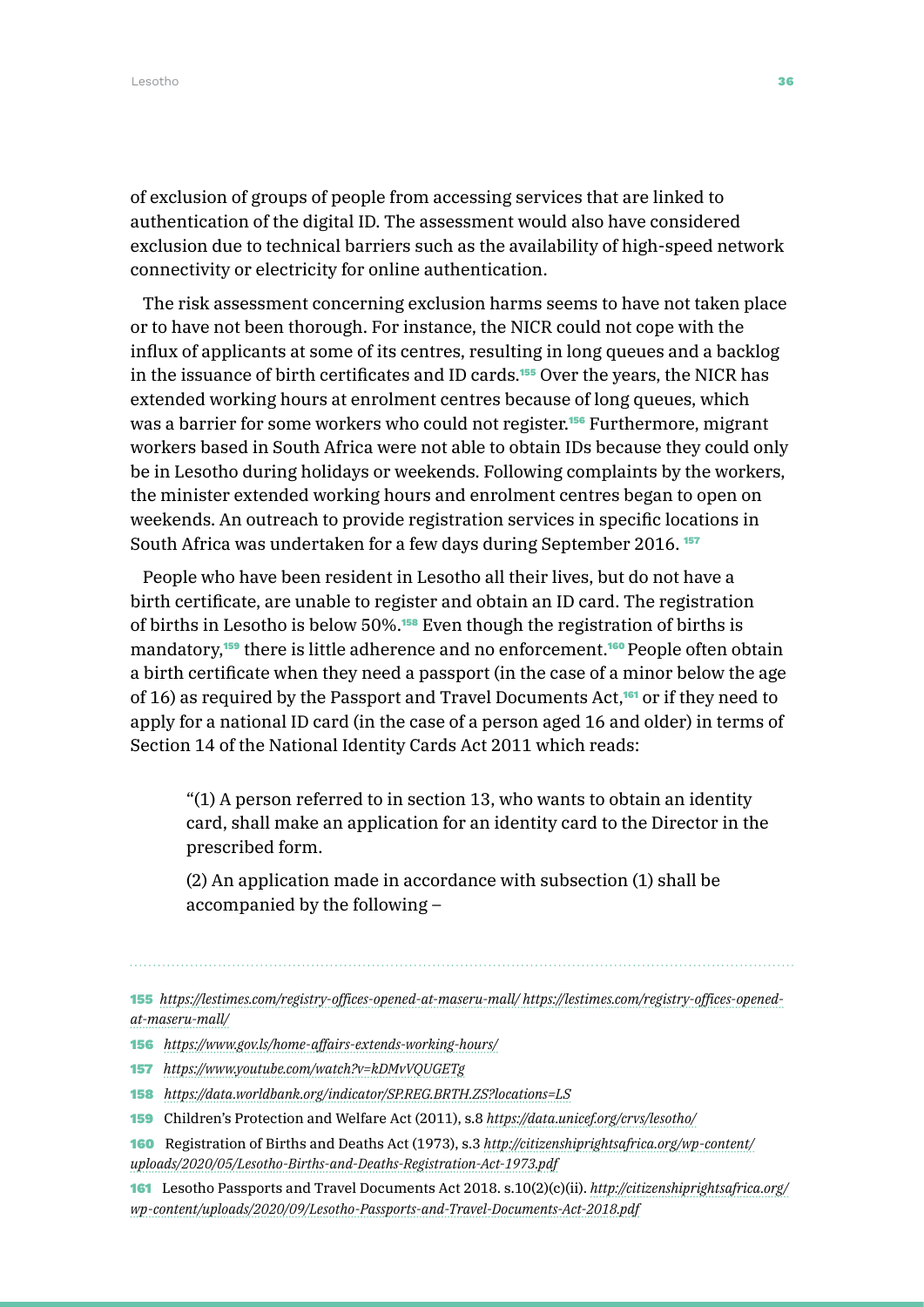of exclusion of groups of people from accessing services that are linked to authentication of the digital ID. The assessment would also have considered exclusion due to technical barriers such as the availability of high-speed network connectivity or electricity for online authentication.

The risk assessment concerning exclusion harms seems to have not taken place or to have not been thorough. For instance, the NICR could not cope with the influx of applicants at some of its centres, resulting in long queues and a backlog in the issuance of birth certificates and ID cards.[155] Over the years, the NICR has extended working hours at enrolment centres because of long queues, which was a barrier for some workers who could not register.[156] Furthermore, migrant workers based in South Africa were not able to obtain IDs because they could only be in Lesotho during holidays or weekends. Following complaints by the workers, the minister extended working hours and enrolment centres began to open on weekends. An outreach to provide registration services in specific locations in South Africa was undertaken for a few days during September 2016. [157]

People who have been resident in Lesotho all their lives, but do not have a birth certificate, are unable to register and obtain an ID card. The registration of births in Lesotho is below 50%.[158] Even though the registration of births is mandatory,[159] there is little adherence and no enforcement.[160] People often obtain a birth certificate when they need a passport (in the case of a minor below the age of 16) as required by the Passport and Travel Documents Act,[161] or if they need to apply for a national ID card (in the case of a person aged 16 and older) in terms of Section 14 of the National Identity Cards Act 2011 which reads:

> "(1) A person referred to in section 13, who wants to obtain an identity card, shall make an application for an identity card to the Director in the prescribed form.
>
> (2) An application made in accordance with subsection (1) shall be accompanied by the following –

---

155 *https://lestimes.com/registry-offices-opened-at-maseru-mall/ https://lestimes.com/registry-offices-opened-at-maseru-mall/*

156 *https://www.gov.ls/home-affairs-extends-working-hours/*

157 *https://www.youtube.com/watch?v=kDMvVQUGETg*

158 *https://data.worldbank.org/indicator/SP.REG.BRTH.ZS?locations=LS*

159 Children's Protection and Welfare Act (2011), s.8 *https://data.unicef.org/crvs/lesotho/*

160 Registration of Births and Deaths Act (1973), s.3 *http://citizenshiprightsafrica.org/wp-content/uploads/2020/05/Lesotho-Births-and-Deaths-Registration-Act-1973.pdf*

161 Lesotho Passports and Travel Documents Act 2018. s.10(2)(c)(ii). *http://citizenshiprightsafrica.org/wp-content/uploads/2020/09/Lesotho-Passports-and-Travel-Documents-Act-2018.pdf*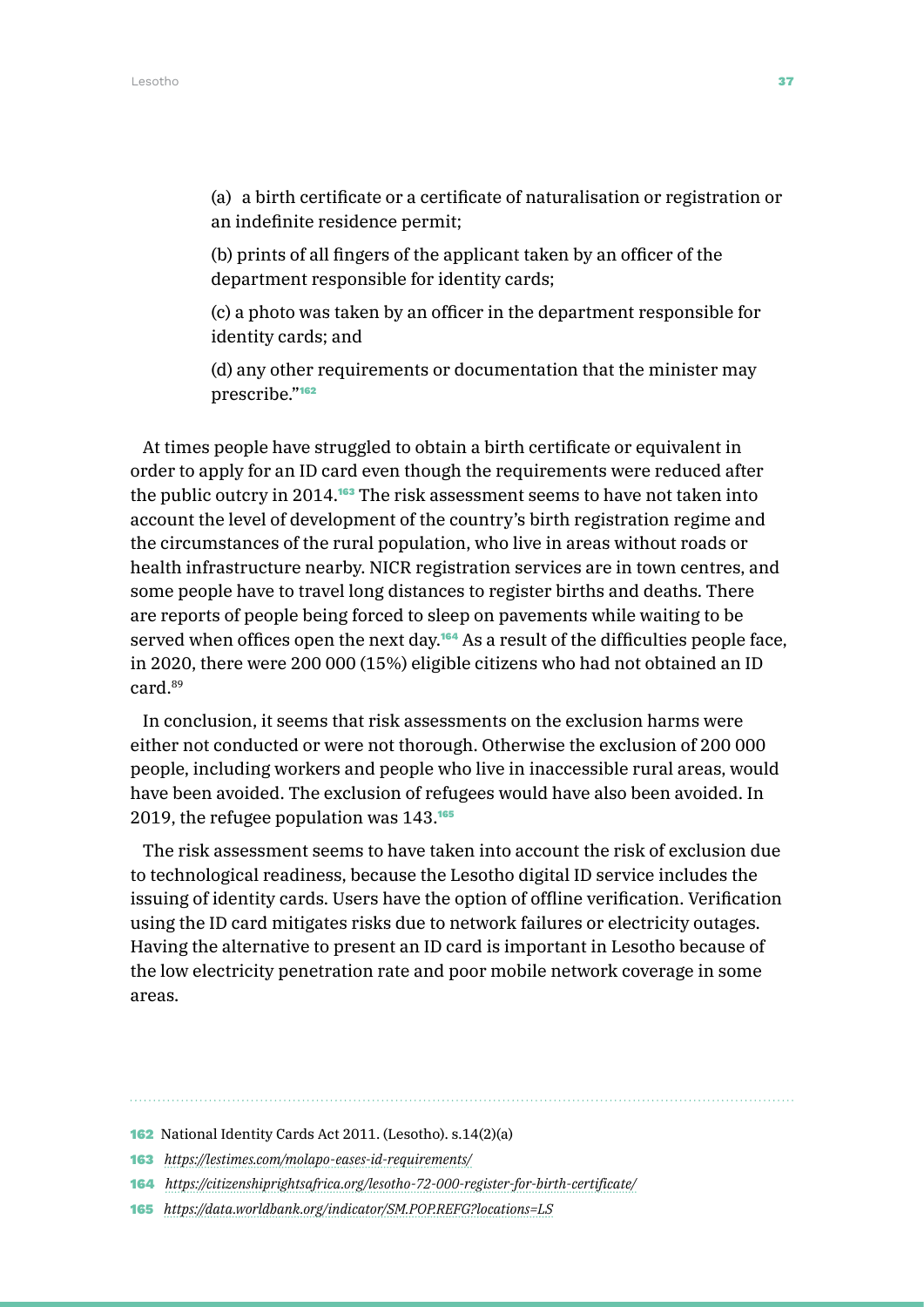(a) a birth certificate or a certificate of naturalisation or registration or an indefinite residence permit;

(b) prints of all fingers of the applicant taken by an officer of the department responsible for identity cards;

(c) a photo was taken by an officer in the department responsible for identity cards; and

(d) any other requirements or documentation that the minister may prescribe."[162]

At times people have struggled to obtain a birth certificate or equivalent in order to apply for an ID card even though the requirements were reduced after the public outcry in 2014.[163] The risk assessment seems to have not taken into account the level of development of the country's birth registration regime and the circumstances of the rural population, who live in areas without roads or health infrastructure nearby. NICR registration services are in town centres, and some people have to travel long distances to register births and deaths. There are reports of people being forced to sleep on pavements while waiting to be served when offices open the next day.[164] As a result of the difficulties people face, in 2020, there were 200 000 (15%) eligible citizens who had not obtained an ID card.[89]

In conclusion, it seems that risk assessments on the exclusion harms were either not conducted or were not thorough. Otherwise the exclusion of 200 000 people, including workers and people who live in inaccessible rural areas, would have been avoided. The exclusion of refugees would have also been avoided. In 2019, the refugee population was 143.[165]

The risk assessment seems to have taken into account the risk of exclusion due to technological readiness, because the Lesotho digital ID service includes the issuing of identity cards. Users have the option of offline verification. Verification using the ID card mitigates risks due to network failures or electricity outages. Having the alternative to present an ID card is important in Lesotho because of the low electricity penetration rate and poor mobile network coverage in some areas.

---

162 National Identity Cards Act 2011. (Lesotho). s.14(2)(a)

163 *https://lestimes.com/molapo-eases-id-requirements/*

164 *https://citizenshiprightsafrica.org/lesotho-72-000-register-for-birth-certificate/*

165 *https://data.worldbank.org/indicator/SM.POP.REFG?locations=LS*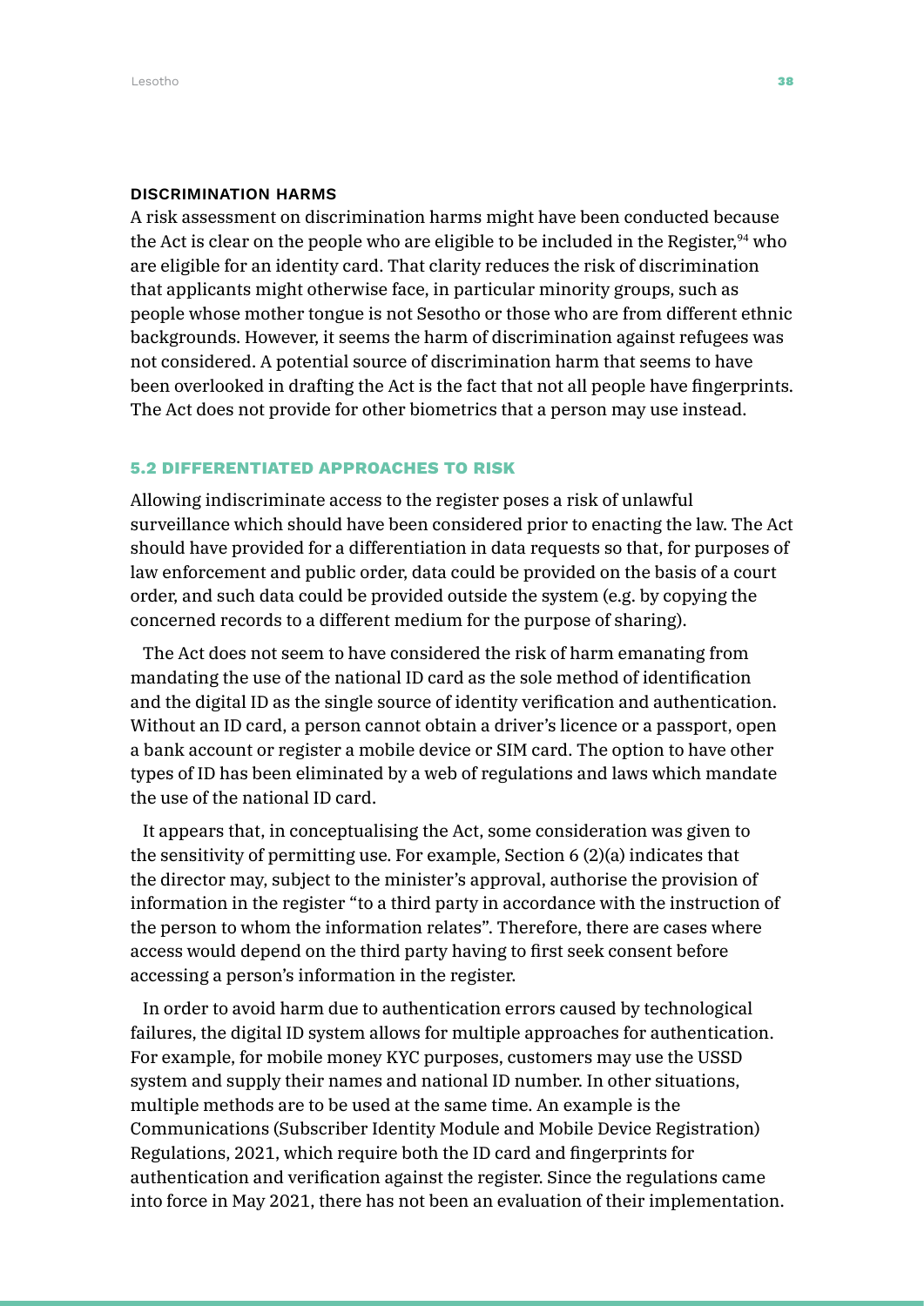### DISCRIMINATION HARMS

A risk assessment on discrimination harms might have been conducted because the Act is clear on the people who are eligible to be included in the Register,[94] who are eligible for an identity card. That clarity reduces the risk of discrimination that applicants might otherwise face, in particular minority groups, such as people whose mother tongue is not Sesotho or those who are from different ethnic backgrounds. However, it seems the harm of discrimination against refugees was not considered. A potential source of discrimination harm that seems to have been overlooked in drafting the Act is the fact that not all people have fingerprints. The Act does not provide for other biometrics that a person may use instead.

## 5.2 DIFFERENTIATED APPROACHES TO RISK

Allowing indiscriminate access to the register poses a risk of unlawful surveillance which should have been considered prior to enacting the law. The Act should have provided for a differentiation in data requests so that, for purposes of law enforcement and public order, data could be provided on the basis of a court order, and such data could be provided outside the system (e.g. by copying the concerned records to a different medium for the purpose of sharing).

The Act does not seem to have considered the risk of harm emanating from mandating the use of the national ID card as the sole method of identification and the digital ID as the single source of identity verification and authentication. Without an ID card, a person cannot obtain a driver's licence or a passport, open a bank account or register a mobile device or SIM card. The option to have other types of ID has been eliminated by a web of regulations and laws which mandate the use of the national ID card.

It appears that, in conceptualising the Act, some consideration was given to the sensitivity of permitting use. For example, Section 6 (2)(a) indicates that the director may, subject to the minister's approval, authorise the provision of information in the register "to a third party in accordance with the instruction of the person to whom the information relates". Therefore, there are cases where access would depend on the third party having to first seek consent before accessing a person's information in the register.

In order to avoid harm due to authentication errors caused by technological failures, the digital ID system allows for multiple approaches for authentication. For example, for mobile money KYC purposes, customers may use the USSD system and supply their names and national ID number. In other situations, multiple methods are to be used at the same time. An example is the Communications (Subscriber Identity Module and Mobile Device Registration) Regulations, 2021, which require both the ID card and fingerprints for authentication and verification against the register. Since the regulations came into force in May 2021, there has not been an evaluation of their implementation.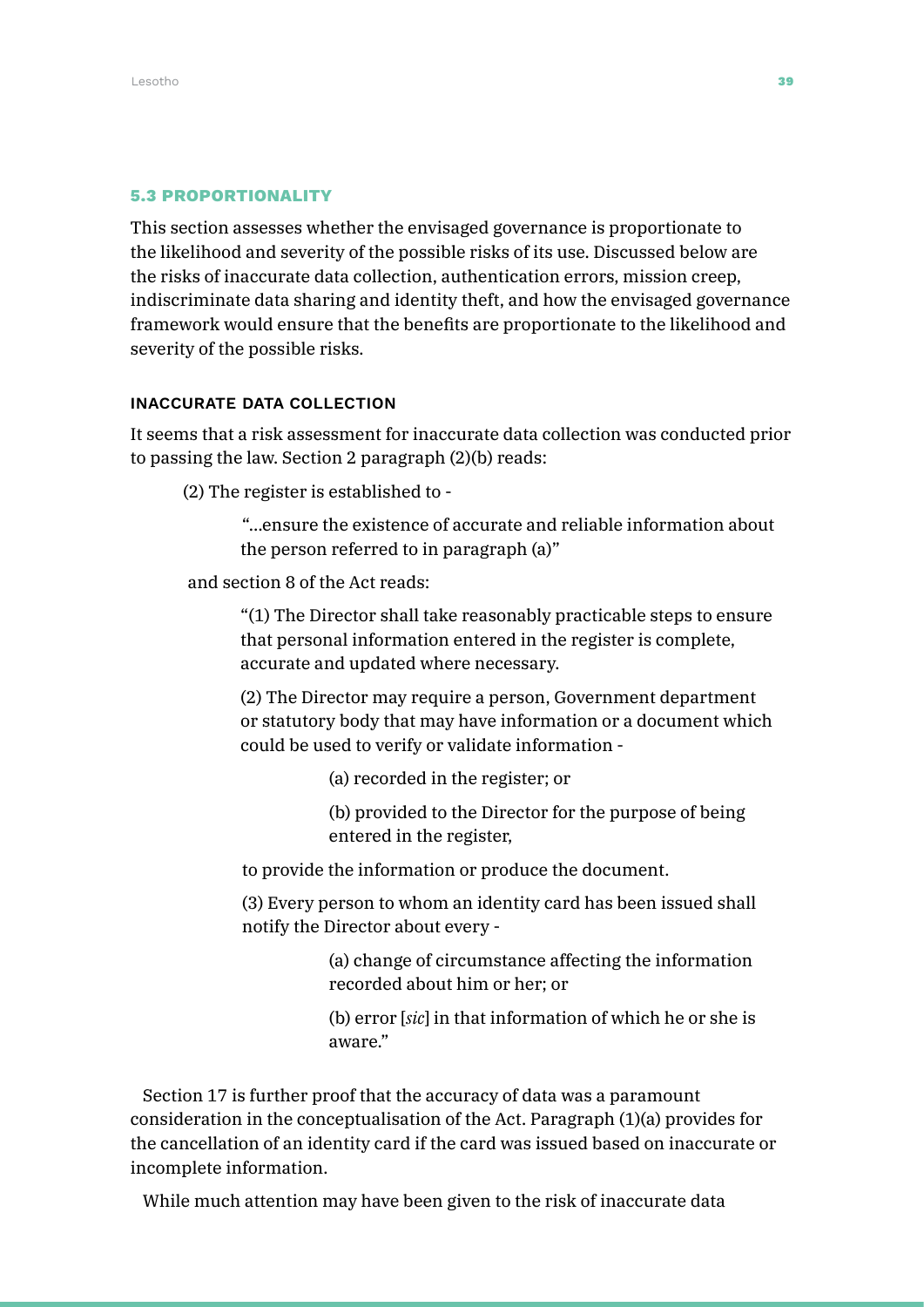### 5.3 PROPORTIONALITY

This section assesses whether the envisaged governance is proportionate to the likelihood and severity of the possible risks of its use. Discussed below are the risks of inaccurate data collection, authentication errors, mission creep, indiscriminate data sharing and identity theft, and how the envisaged governance framework would ensure that the benefits are proportionate to the likelihood and severity of the possible risks.

#### INACCURATE DATA COLLECTION

It seems that a risk assessment for inaccurate data collection was conducted prior to passing the law. Section 2 paragraph (2)(b) reads:

> (2) The register is established to -
>
> > "…ensure the existence of accurate and reliable information about the person referred to in paragraph (a)"

and section 8 of the Act reads:

> "(1) The Director shall take reasonably practicable steps to ensure that personal information entered in the register is complete, accurate and updated where necessary.
>
> (2) The Director may require a person, Government department or statutory body that may have information or a document which could be used to verify or validate information -
>
> > (a) recorded in the register; or
> >
> > (b) provided to the Director for the purpose of being entered in the register,
>
> to provide the information or produce the document.
>
> (3) Every person to whom an identity card has been issued shall notify the Director about every -
>
> > (a) change of circumstance affecting the information recorded about him or her; or
> >
> > (b) error [*sic*] in that information of which he or she is aware."

Section 17 is further proof that the accuracy of data was a paramount consideration in the conceptualisation of the Act. Paragraph (1)(a) provides for the cancellation of an identity card if the card was issued based on inaccurate or incomplete information.

While much attention may have been given to the risk of inaccurate data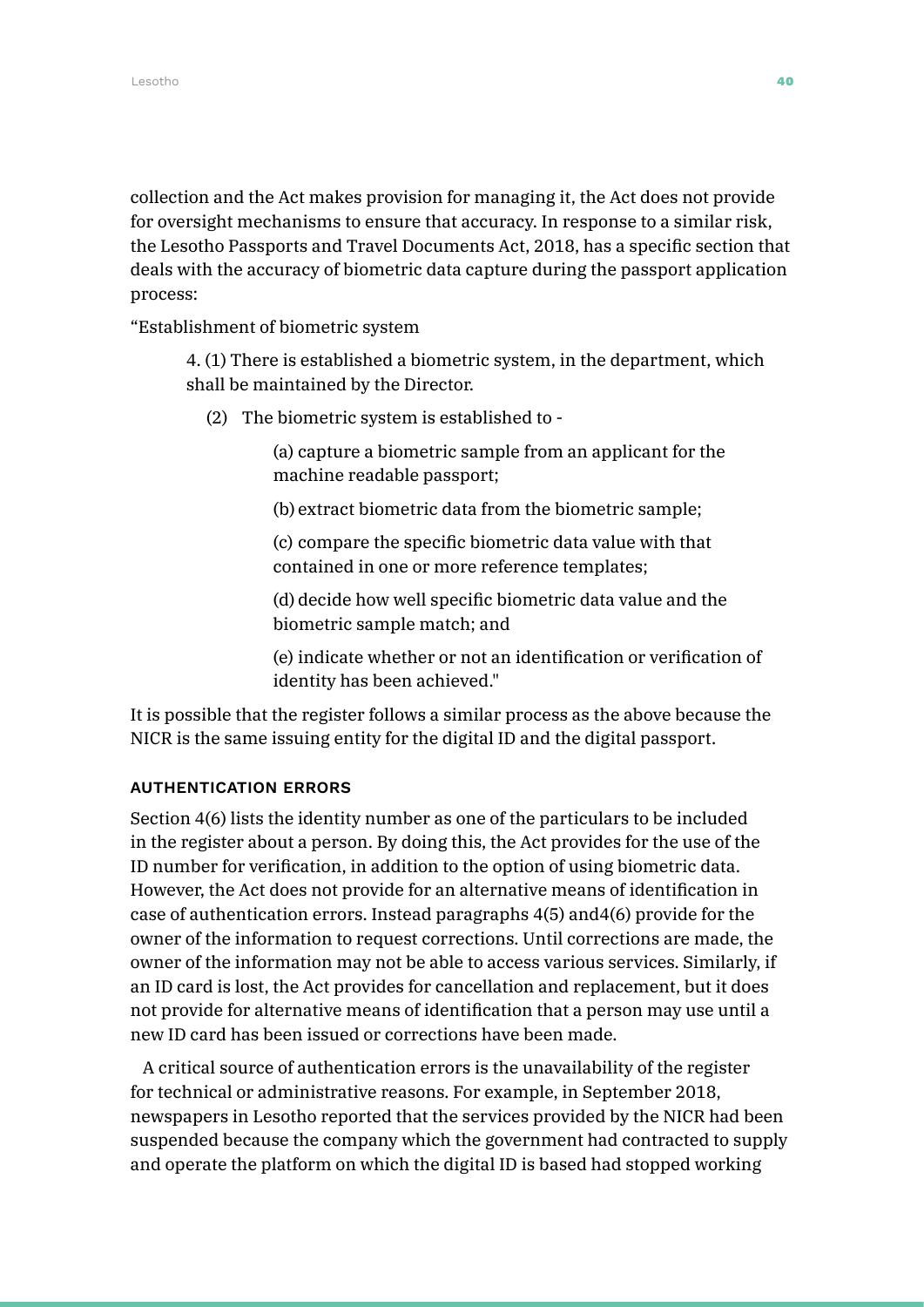collection and the Act makes provision for managing it, the Act does not provide for oversight mechanisms to ensure that accuracy. In response to a similar risk, the Lesotho Passports and Travel Documents Act, 2018, has a specific section that deals with the accuracy of biometric data capture during the passport application process:

"Establishment of biometric system

> 4. (1) There is established a biometric system, in the department, which shall be maintained by the Director.
>
> (2) The biometric system is established to -
>
> (a) capture a biometric sample from an applicant for the machine readable passport;
>
> (b) extract biometric data from the biometric sample;
>
> (c) compare the specific biometric data value with that contained in one or more reference templates;
>
> (d) decide how well specific biometric data value and the biometric sample match; and
>
> (e) indicate whether or not an identification or verification of identity has been achieved."

It is possible that the register follows a similar process as the above because the NICR is the same issuing entity for the digital ID and the digital passport.

#### AUTHENTICATION ERRORS

Section 4(6) lists the identity number as one of the particulars to be included in the register about a person. By doing this, the Act provides for the use of the ID number for verification, in addition to the option of using biometric data. However, the Act does not provide for an alternative means of identification in case of authentication errors. Instead paragraphs 4(5) and4(6) provide for the owner of the information to request corrections. Until corrections are made, the owner of the information may not be able to access various services. Similarly, if an ID card is lost, the Act provides for cancellation and replacement, but it does not provide for alternative means of identification that a person may use until a new ID card has been issued or corrections have been made.

A critical source of authentication errors is the unavailability of the register for technical or administrative reasons. For example, in September 2018, newspapers in Lesotho reported that the services provided by the NICR had been suspended because the company which the government had contracted to supply and operate the platform on which the digital ID is based had stopped working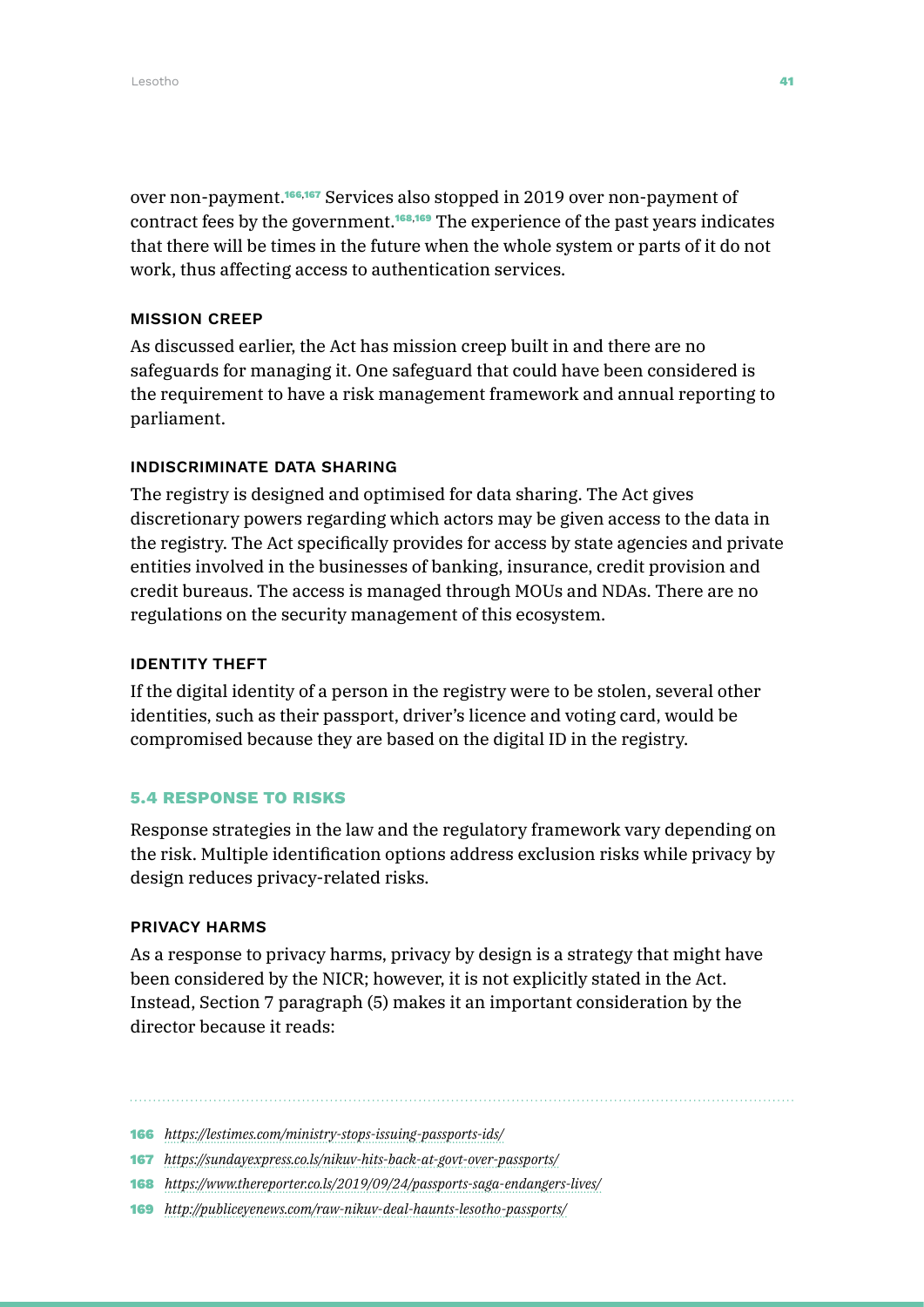over non-payment.[166,167] Services also stopped in 2019 over non-payment of contract fees by the government.[168,169] The experience of the past years indicates that there will be times in the future when the whole system or parts of it do not work, thus affecting access to authentication services.

#### MISSION CREEP

As discussed earlier, the Act has mission creep built in and there are no safeguards for managing it. One safeguard that could have been considered is the requirement to have a risk management framework and annual reporting to parliament.

#### INDISCRIMINATE DATA SHARING

The registry is designed and optimised for data sharing. The Act gives discretionary powers regarding which actors may be given access to the data in the registry. The Act specifically provides for access by state agencies and private entities involved in the businesses of banking, insurance, credit provision and credit bureaus. The access is managed through MOUs and NDAs. There are no regulations on the security management of this ecosystem.

#### IDENTITY THEFT

If the digital identity of a person in the registry were to be stolen, several other identities, such as their passport, driver's licence and voting card, would be compromised because they are based on the digital ID in the registry.

### 5.4 RESPONSE TO RISKS

Response strategies in the law and the regulatory framework vary depending on the risk. Multiple identification options address exclusion risks while privacy by design reduces privacy-related risks.

#### PRIVACY HARMS

As a response to privacy harms, privacy by design is a strategy that might have been considered by the NICR; however, it is not explicitly stated in the Act. Instead, Section 7 paragraph (5) makes it an important consideration by the director because it reads:

---

166 *https://lestimes.com/ministry-stops-issuing-passports-ids/*

167 *https://sundayexpress.co.ls/nikuv-hits-back-at-govt-over-passports/*

168 *https://www.thereporter.co.ls/2019/09/24/passports-saga-endangers-lives/*

169 *http://publiceyenews.com/raw-nikuv-deal-haunts-lesotho-passports/*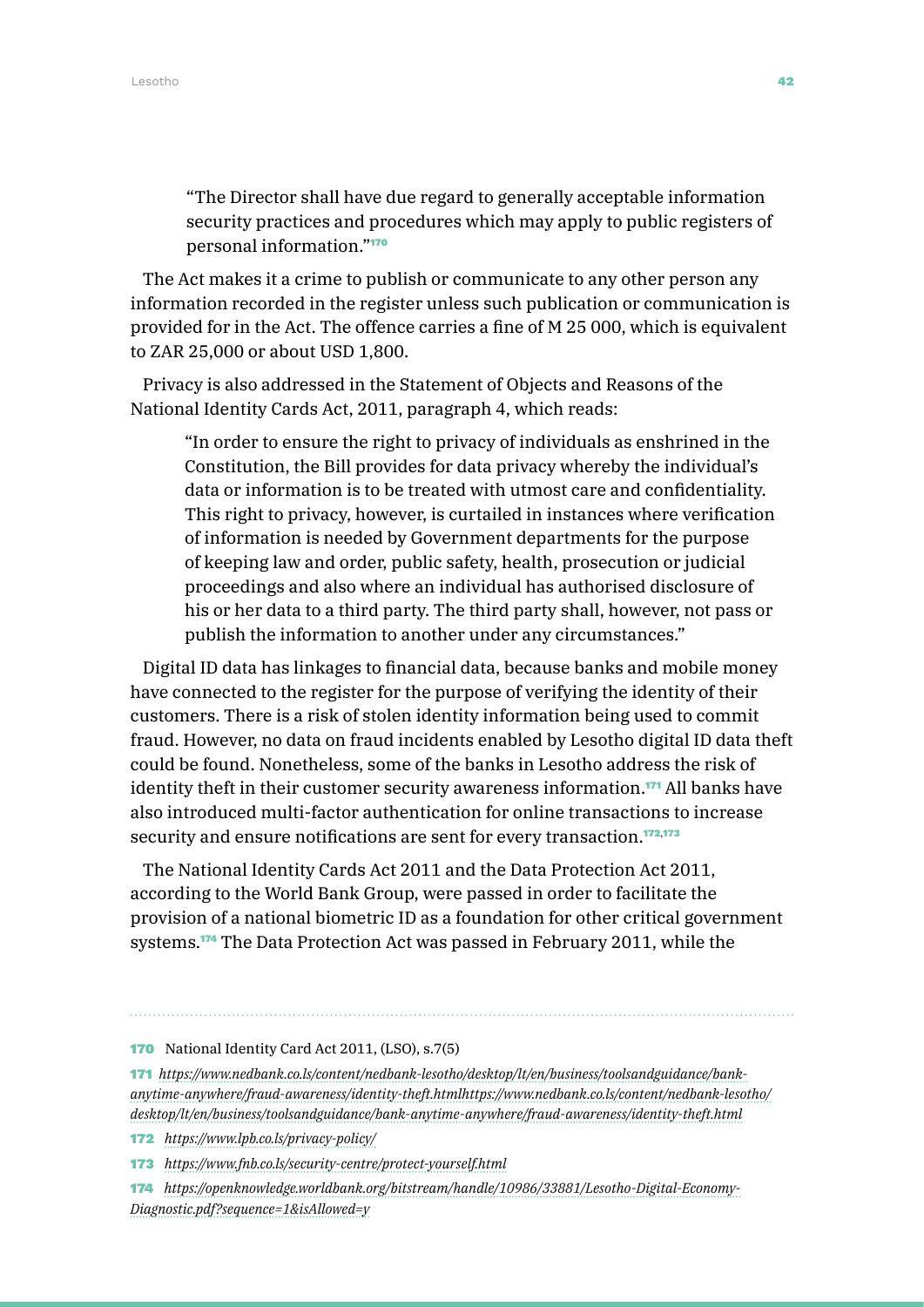> "The Director shall have due regard to generally acceptable information security practices and procedures which may apply to public registers of personal information."[170]

The Act makes it a crime to publish or communicate to any other person any information recorded in the register unless such publication or communication is provided for in the Act. The offence carries a fine of M 25 000, which is equivalent to ZAR 25,000 or about USD 1,800.

Privacy is also addressed in the Statement of Objects and Reasons of the National Identity Cards Act, 2011, paragraph 4, which reads:

> "In order to ensure the right to privacy of individuals as enshrined in the Constitution, the Bill provides for data privacy whereby the individual's data or information is to be treated with utmost care and confidentiality. This right to privacy, however, is curtailed in instances where verification of information is needed by Government departments for the purpose of keeping law and order, public safety, health, prosecution or judicial proceedings and also where an individual has authorised disclosure of his or her data to a third party. The third party shall, however, not pass or publish the information to another under any circumstances."

Digital ID data has linkages to financial data, because banks and mobile money have connected to the register for the purpose of verifying the identity of their customers. There is a risk of stolen identity information being used to commit fraud. However, no data on fraud incidents enabled by Lesotho digital ID data theft could be found. Nonetheless, some of the banks in Lesotho address the risk of identity theft in their customer security awareness information.[171] All banks have also introduced multi-factor authentication for online transactions to increase security and ensure notifications are sent for every transaction.[172,173]

The National Identity Cards Act 2011 and the Data Protection Act 2011, according to the World Bank Group, were passed in order to facilitate the provision of a national biometric ID as a foundation for other critical government systems.[174] The Data Protection Act was passed in February 2011, while the

---

170 National Identity Card Act 2011, (LSO), s.7(5)

171 *https://www.nedbank.co.ls/content/nedbank-lesotho/desktop/lt/en/business/toolsandguidance/bank-anytime-anywhere/fraud-awareness/identity-theft.htmlhttps://www.nedbank.co.ls/content/nedbank-lesotho/desktop/lt/en/business/toolsandguidance/bank-anytime-anywhere/fraud-awareness/identity-theft.html*

172 *https://www.lpb.co.ls/privacy-policy/*

173 *https://www.fnb.co.ls/security-centre/protect-yourself.html*

174 *https://openknowledge.worldbank.org/bitstream/handle/10986/33881/Lesotho-Digital-Economy-Diagnostic.pdf?sequence=1&isAllowed=y*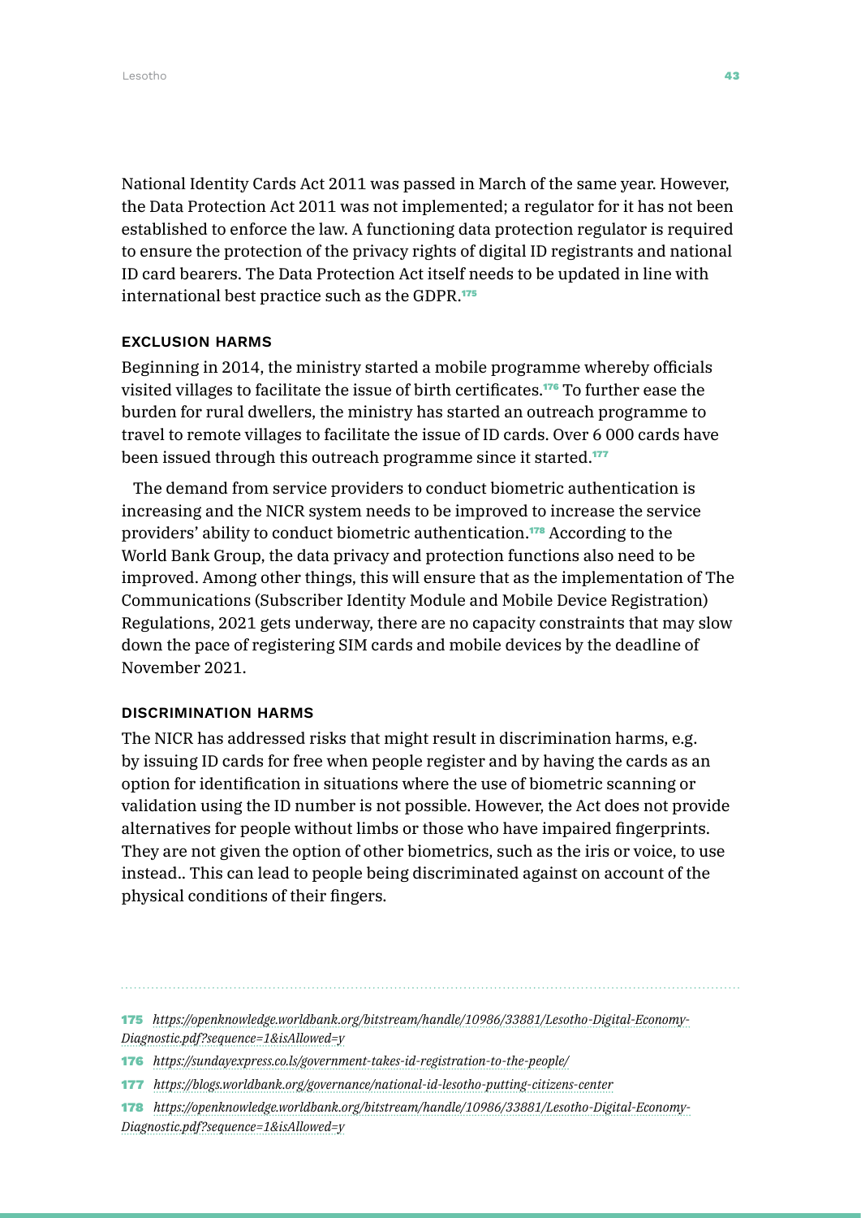National Identity Cards Act 2011 was passed in March of the same year. However, the Data Protection Act 2011 was not implemented; a regulator for it has not been established to enforce the law. A functioning data protection regulator is required to ensure the protection of the privacy rights of digital ID registrants and national ID card bearers. The Data Protection Act itself needs to be updated in line with international best practice such as the GDPR.[175]

### EXCLUSION HARMS

Beginning in 2014, the ministry started a mobile programme whereby officials visited villages to facilitate the issue of birth certificates.[176] To further ease the burden for rural dwellers, the ministry has started an outreach programme to travel to remote villages to facilitate the issue of ID cards. Over 6 000 cards have been issued through this outreach programme since it started.[177]

The demand from service providers to conduct biometric authentication is increasing and the NICR system needs to be improved to increase the service providers' ability to conduct biometric authentication.[178] According to the World Bank Group, the data privacy and protection functions also need to be improved. Among other things, this will ensure that as the implementation of The Communications (Subscriber Identity Module and Mobile Device Registration) Regulations, 2021 gets underway, there are no capacity constraints that may slow down the pace of registering SIM cards and mobile devices by the deadline of November 2021.

### DISCRIMINATION HARMS

The NICR has addressed risks that might result in discrimination harms, e.g. by issuing ID cards for free when people register and by having the cards as an option for identification in situations where the use of biometric scanning or validation using the ID number is not possible. However, the Act does not provide alternatives for people without limbs or those who have impaired fingerprints. They are not given the option of other biometrics, such as the iris or voice, to use instead.. This can lead to people being discriminated against on account of the physical conditions of their fingers.

---

175 *https://openknowledge.worldbank.org/bitstream/handle/10986/33881/Lesotho-Digital-Economy-Diagnostic.pdf?sequence=1&isAllowed=y*

176 *https://sundayexpress.co.ls/government-takes-id-registration-to-the-people/*

177 *https://blogs.worldbank.org/governance/national-id-lesotho-putting-citizens-center*

178 *https://openknowledge.worldbank.org/bitstream/handle/10986/33881/Lesotho-Digital-Economy-Diagnostic.pdf?sequence=1&isAllowed=y*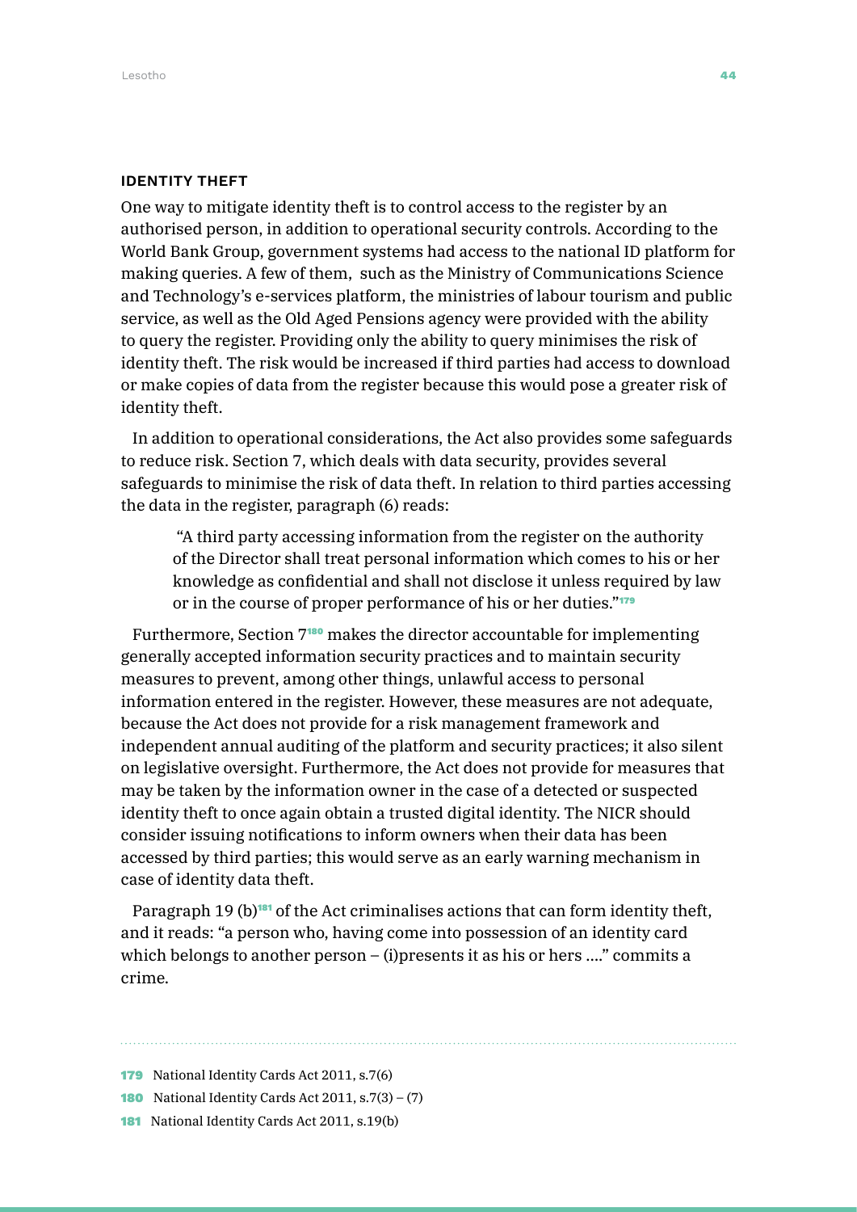### IDENTITY THEFT

One way to mitigate identity theft is to control access to the register by an authorised person, in addition to operational security controls. According to the World Bank Group, government systems had access to the national ID platform for making queries. A few of them, such as the Ministry of Communications Science and Technology's e-services platform, the ministries of labour tourism and public service, as well as the Old Aged Pensions agency were provided with the ability to query the register. Providing only the ability to query minimises the risk of identity theft. The risk would be increased if third parties had access to download or make copies of data from the register because this would pose a greater risk of identity theft.

In addition to operational considerations, the Act also provides some safeguards to reduce risk. Section 7, which deals with data security, provides several safeguards to minimise the risk of data theft. In relation to third parties accessing the data in the register, paragraph (6) reads:

> "A third party accessing information from the register on the authority of the Director shall treat personal information which comes to his or her knowledge as confidential and shall not disclose it unless required by law or in the course of proper performance of his or her duties."[179]

Furthermore, Section 7[180] makes the director accountable for implementing generally accepted information security practices and to maintain security measures to prevent, among other things, unlawful access to personal information entered in the register. However, these measures are not adequate, because the Act does not provide for a risk management framework and independent annual auditing of the platform and security practices; it also silent on legislative oversight. Furthermore, the Act does not provide for measures that may be taken by the information owner in the case of a detected or suspected identity theft to once again obtain a trusted digital identity. The NICR should consider issuing notifications to inform owners when their data has been accessed by third parties; this would serve as an early warning mechanism in case of identity data theft.

Paragraph 19 (b)[181] of the Act criminalises actions that can form identity theft, and it reads: "a person who, having come into possession of an identity card which belongs to another person – (i)presents it as his or hers …." commits a crime.

---

179 National Identity Cards Act 2011, s.7(6)

180 National Identity Cards Act 2011, s.7(3) – (7)

181 National Identity Cards Act 2011, s.19(b)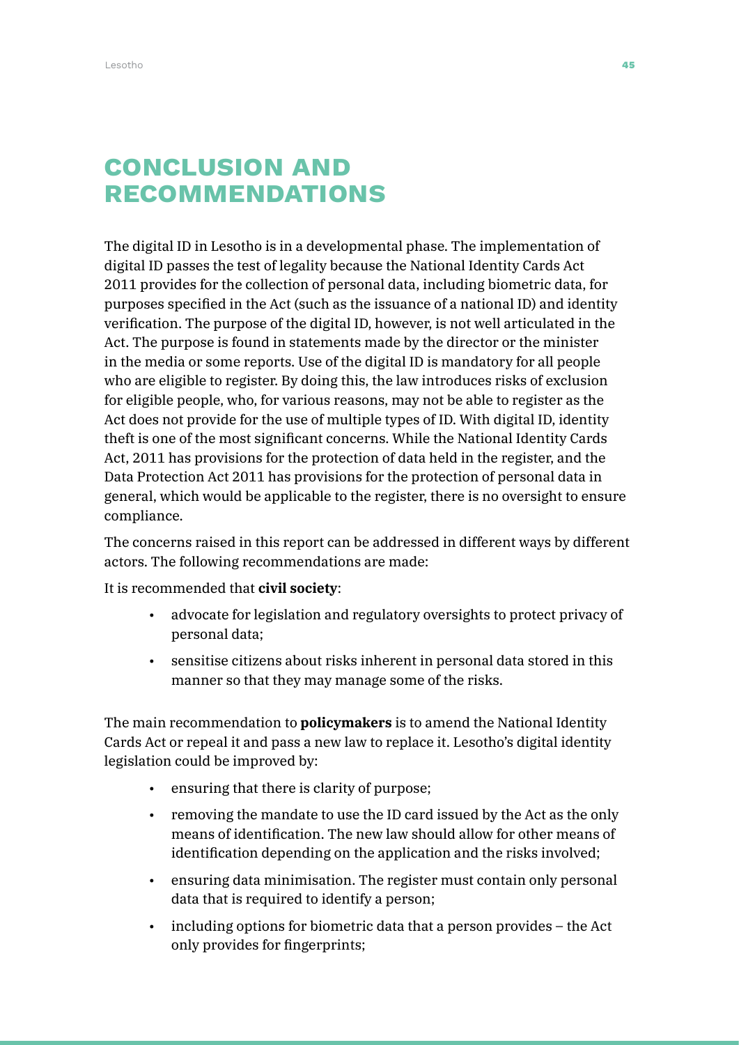# CONCLUSION AND RECOMMENDATIONS

The digital ID in Lesotho is in a developmental phase. The implementation of digital ID passes the test of legality because the National Identity Cards Act 2011 provides for the collection of personal data, including biometric data, for purposes specified in the Act (such as the issuance of a national ID) and identity verification. The purpose of the digital ID, however, is not well articulated in the Act. The purpose is found in statements made by the director or the minister in the media or some reports. Use of the digital ID is mandatory for all people who are eligible to register. By doing this, the law introduces risks of exclusion for eligible people, who, for various reasons, may not be able to register as the Act does not provide for the use of multiple types of ID. With digital ID, identity theft is one of the most significant concerns. While the National Identity Cards Act, 2011 has provisions for the protection of data held in the register, and the Data Protection Act 2011 has provisions for the protection of personal data in general, which would be applicable to the register, there is no oversight to ensure compliance.

The concerns raised in this report can be addressed in different ways by different actors. The following recommendations are made:

It is recommended that **civil society**:

- advocate for legislation and regulatory oversights to protect privacy of personal data;
- sensitise citizens about risks inherent in personal data stored in this manner so that they may manage some of the risks.

The main recommendation to **policymakers** is to amend the National Identity Cards Act or repeal it and pass a new law to replace it. Lesotho's digital identity legislation could be improved by:

- ensuring that there is clarity of purpose;
- removing the mandate to use the ID card issued by the Act as the only means of identification. The new law should allow for other means of identification depending on the application and the risks involved;
- ensuring data minimisation. The register must contain only personal data that is required to identify a person;
- including options for biometric data that a person provides – the Act only provides for fingerprints;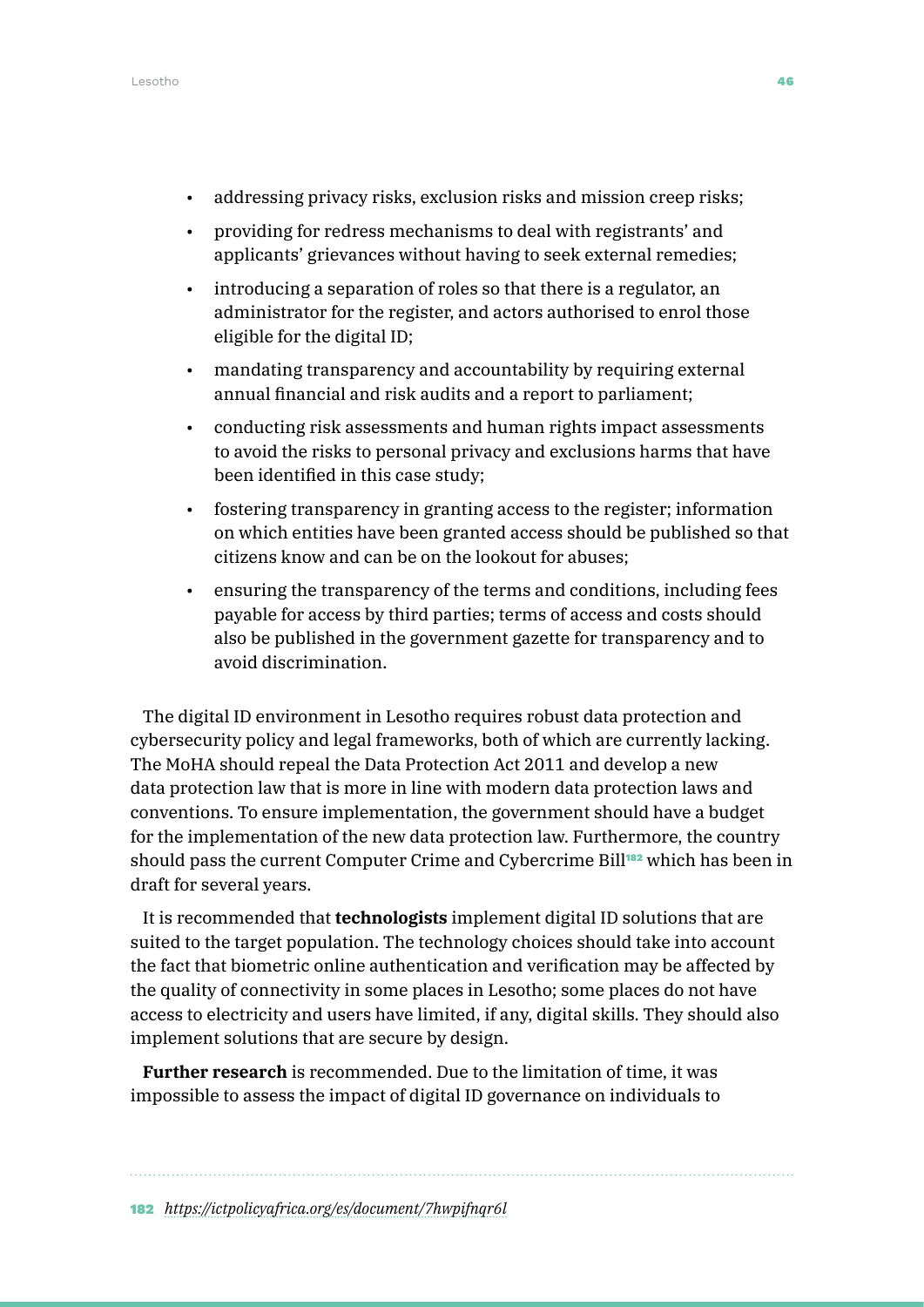- addressing privacy risks, exclusion risks and mission creep risks;
- providing for redress mechanisms to deal with registrants' and applicants' grievances without having to seek external remedies;
- introducing a separation of roles so that there is a regulator, an administrator for the register, and actors authorised to enrol those eligible for the digital ID;
- mandating transparency and accountability by requiring external annual financial and risk audits and a report to parliament;
- conducting risk assessments and human rights impact assessments to avoid the risks to personal privacy and exclusions harms that have been identified in this case study;
- fostering transparency in granting access to the register; information on which entities have been granted access should be published so that citizens know and can be on the lookout for abuses;
- ensuring the transparency of the terms and conditions, including fees payable for access by third parties; terms of access and costs should also be published in the government gazette for transparency and to avoid discrimination.

The digital ID environment in Lesotho requires robust data protection and cybersecurity policy and legal frameworks, both of which are currently lacking. The MoHA should repeal the Data Protection Act 2011 and develop a new data protection law that is more in line with modern data protection laws and conventions. To ensure implementation, the government should have a budget for the implementation of the new data protection law. Furthermore, the country should pass the current Computer Crime and Cybercrime Bill[182] which has been in draft for several years.

It is recommended that **technologists** implement digital ID solutions that are suited to the target population. The technology choices should take into account the fact that biometric online authentication and verification may be affected by the quality of connectivity in some places in Lesotho; some places do not have access to electricity and users have limited, if any, digital skills. They should also implement solutions that are secure by design.

**Further research** is recommended. Due to the limitation of time, it was impossible to assess the impact of digital ID governance on individuals to

182 *https://ictpolicyafrica.org/es/document/7hwpifnqr6l*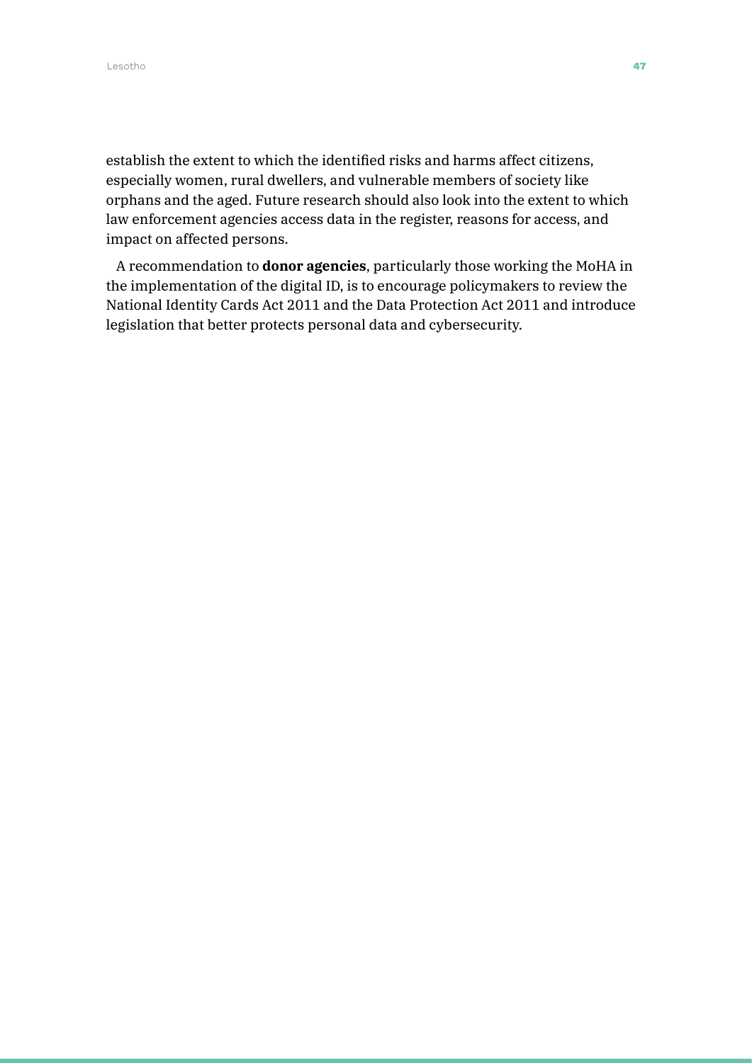establish the extent to which the identified risks and harms affect citizens, especially women, rural dwellers, and vulnerable members of society like orphans and the aged. Future research should also look into the extent to which law enforcement agencies access data in the register, reasons for access, and impact on affected persons.

A recommendation to **donor agencies**, particularly those working the MoHA in the implementation of the digital ID, is to encourage policymakers to review the National Identity Cards Act 2011 and the Data Protection Act 2011 and introduce legislation that better protects personal data and cybersecurity.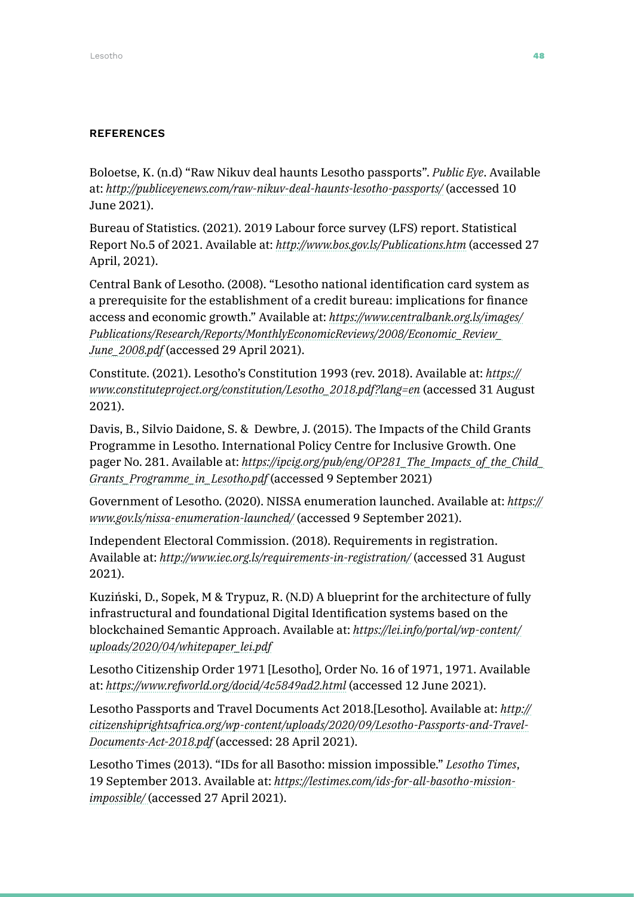## REFERENCES

Boloetse, K. (n.d) “Raw Nikuv deal haunts Lesotho passports”. *Public Eye*. Available at: *http://publiceyenews.com/raw-nikuv-deal-haunts-lesotho-passports/* (accessed 10 June 2021).

Bureau of Statistics. (2021). 2019 Labour force survey (LFS) report. Statistical Report No.5 of 2021. Available at: *http://www.bos.gov.ls/Publications.htm* (accessed 27 April, 2021).

Central Bank of Lesotho. (2008). “Lesotho national identification card system as a prerequisite for the establishment of a credit bureau: implications for finance access and economic growth.” Available at: *https://www.centralbank.org.ls/images/Publications/Research/Reports/MonthlyEconomicReviews/2008/Economic_Review_June_2008.pdf* (accessed 29 April 2021).

Constitute. (2021). Lesotho’s Constitution 1993 (rev. 2018). Available at: *https://www.constituteproject.org/constitution/Lesotho_2018.pdf?lang=en* (accessed 31 August 2021).

Davis, B., Silvio Daidone, S. & Dewbre, J. (2015). The Impacts of the Child Grants Programme in Lesotho. International Policy Centre for Inclusive Growth. One pager No. 281. Available at: *https://ipcig.org/pub/eng/OP281_The_Impacts_of_the_Child_Grants_Programme_in_Lesotho.pdf* (accessed 9 September 2021)

Government of Lesotho. (2020). NISSA enumeration launched. Available at: *https://www.gov.ls/nissa-enumeration-launched/* (accessed 9 September 2021).

Independent Electoral Commission. (2018). Requirements in registration. Available at: *http://www.iec.org.ls/requirements-in-registration/* (accessed 31 August 2021).

Kuziński, D., Sopek, M & Trypuz, R. (N.D) A blueprint for the architecture of fully infrastructural and foundational Digital Identification systems based on the blockchained Semantic Approach. Available at: *https://lei.info/portal/wp-content/uploads/2020/04/whitepaper_lei.pdf*

Lesotho Citizenship Order 1971 [Lesotho], Order No. 16 of 1971, 1971. Available at: *https://www.refworld.org/docid/4c5849ad2.html* (accessed 12 June 2021).

Lesotho Passports and Travel Documents Act 2018.[Lesotho]. Available at: *http://citizenshiprightsafrica.org/wp-content/uploads/2020/09/Lesotho-Passports-and-Travel-Documents-Act-2018.pdf* (accessed: 28 April 2021).

Lesotho Times (2013). “IDs for all Basotho: mission impossible.” *Lesotho Times*, 19 September 2013. Available at: *https://lestimes.com/ids-for-all-basotho-mission-impossible/* (accessed 27 April 2021).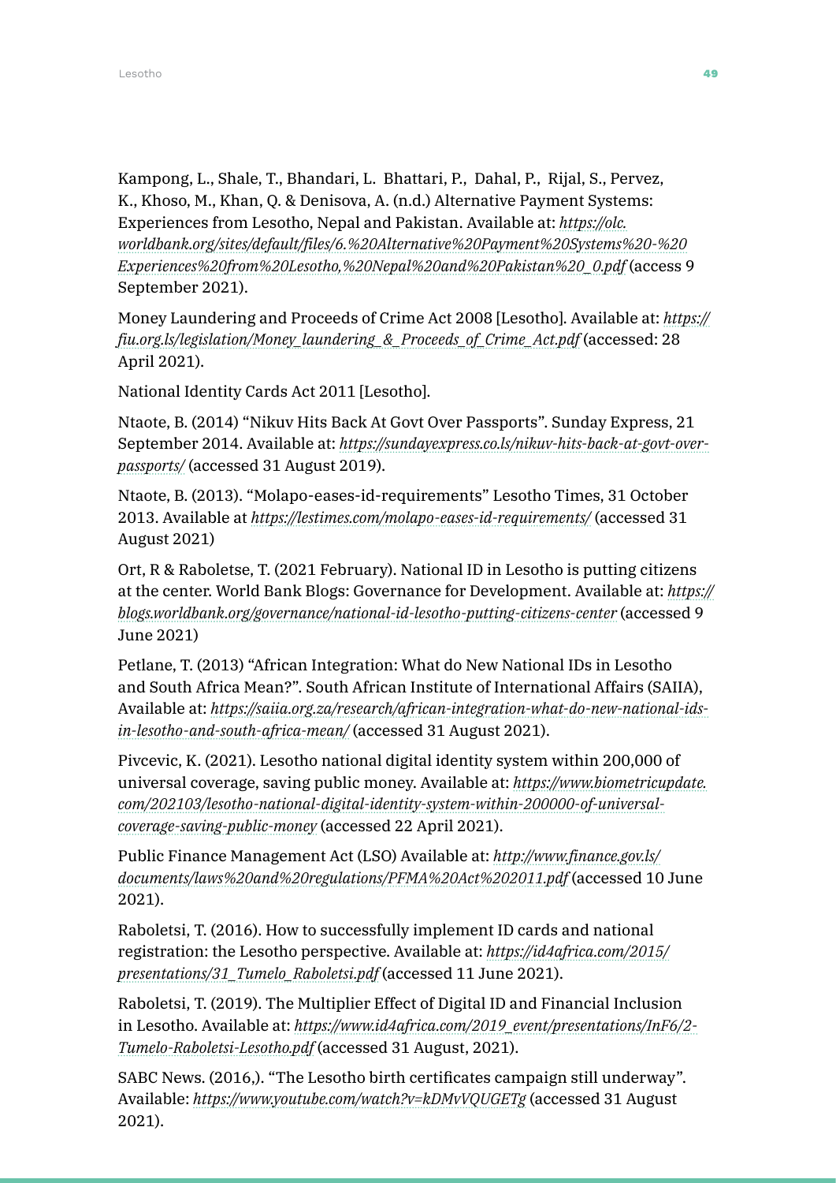Kampong, L., Shale, T., Bhandari, L.  Bhattari, P.,  Dahal, P.,  Rijal, S., Pervez, K., Khoso, M., Khan, Q. & Denisova, A. (n.d.) Alternative Payment Systems: Experiences from Lesotho, Nepal and Pakistan. Available at: *https://olc.worldbank.org/sites/default/files/6.%20Alternative%20Payment%20Systems%20-%20Experiences%20from%20Lesotho,%20Nepal%20and%20Pakistan%20_0.pdf* (access 9 September 2021).

Money Laundering and Proceeds of Crime Act 2008 [Lesotho]. Available at: *https://fiu.org.ls/legislation/Money_laundering_&_Proceeds_of_Crime_Act.pdf* (accessed: 28 April 2021).

National Identity Cards Act 2011 [Lesotho].

Ntaote, B. (2014) "Nikuv Hits Back At Govt Over Passports". Sunday Express, 21 September 2014. Available at: *https://sundayexpress.co.ls/nikuv-hits-back-at-govt-over-passports/* (accessed 31 August 2019).

Ntaote, B. (2013). "Molapo-eases-id-requirements" Lesotho Times, 31 October 2013. Available at *https://lestimes.com/molapo-eases-id-requirements/* (accessed 31 August 2021)

Ort, R & Raboletse, T. (2021 February). National ID in Lesotho is putting citizens at the center. World Bank Blogs: Governance for Development. Available at: *https://blogs.worldbank.org/governance/national-id-lesotho-putting-citizens-center* (accessed 9 June 2021)

Petlane, T. (2013) "African Integration: What do New National IDs in Lesotho and South Africa Mean?". South African Institute of International Affairs (SAIIA), Available at: *https://saiia.org.za/research/african-integration-what-do-new-national-ids-in-lesotho-and-south-africa-mean/* (accessed 31 August 2021).

Pivcevic, K. (2021). Lesotho national digital identity system within 200,000 of universal coverage, saving public money. Available at: *https://www.biometricupdate.com/202103/lesotho-national-digital-identity-system-within-200000-of-universal-coverage-saving-public-money* (accessed 22 April 2021).

Public Finance Management Act (LSO) Available at: *http://www.finance.gov.ls/documents/laws%20and%20regulations/PFMA%20Act%202011.pdf* (accessed 10 June 2021).

Raboletsi, T. (2016). How to successfully implement ID cards and national registration: the Lesotho perspective. Available at: *https://id4africa.com/2015/presentations/31_Tumelo_Raboletsi.pdf* (accessed 11 June 2021).

Raboletsi, T. (2019). The Multiplier Effect of Digital ID and Financial Inclusion in Lesotho. Available at: *https://www.id4africa.com/2019_event/presentations/InF6/2-Tumelo-Raboletsi-Lesotho.pdf* (accessed 31 August, 2021).

SABC News. (2016,). "The Lesotho birth certificates campaign still underway". Available: *https://www.youtube.com/watch?v=kDMvVQUGETg* (accessed 31 August 2021).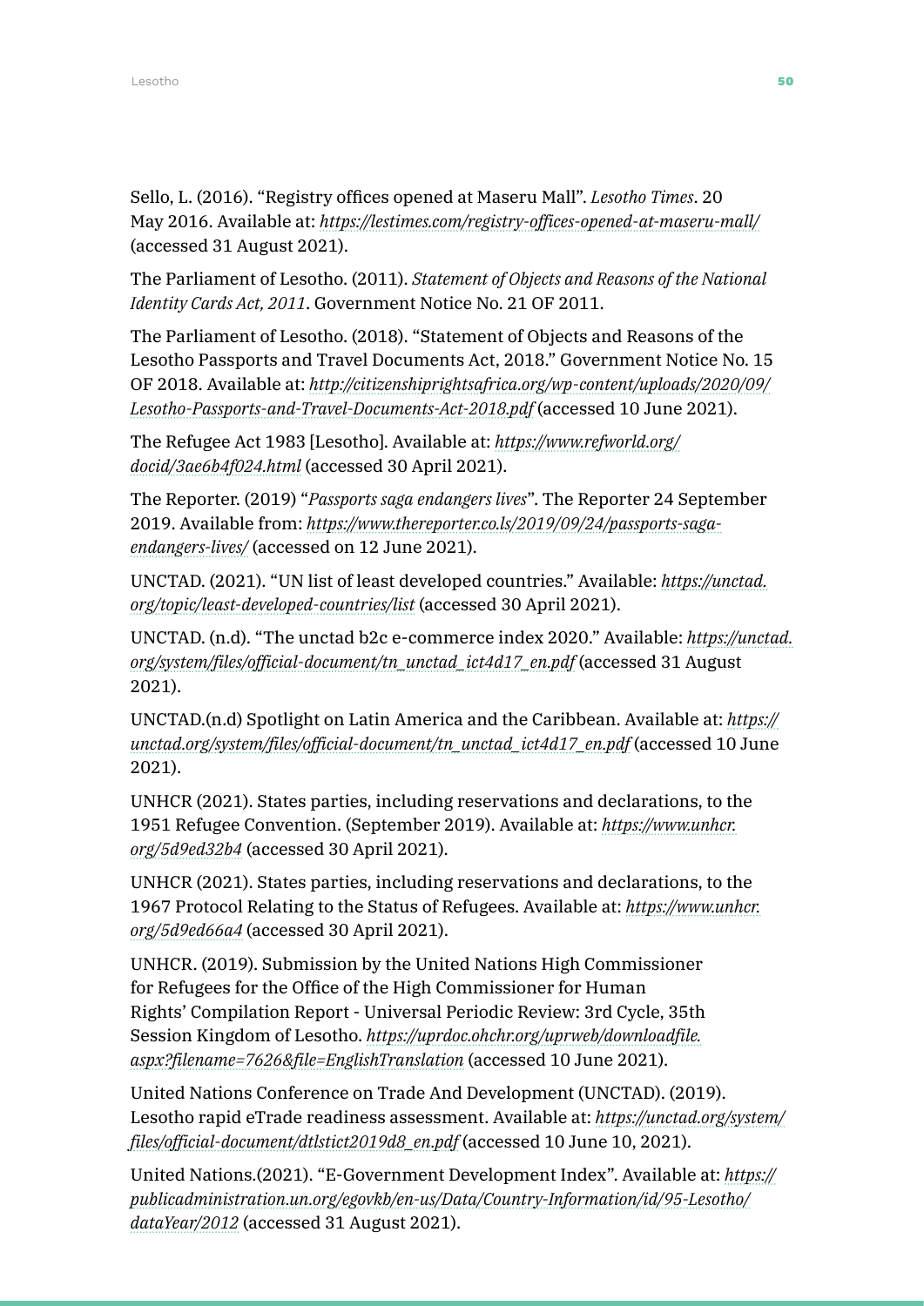Sello, L. (2016). "Registry offices opened at Maseru Mall". *Lesotho Times*. 20 May 2016. Available at: *https://lestimes.com/registry-offices-opened-at-maseru-mall/* (accessed 31 August 2021).

The Parliament of Lesotho. (2011). *Statement of Objects and Reasons of the National Identity Cards Act, 2011*. Government Notice No. 21 OF 2011.

The Parliament of Lesotho. (2018). "Statement of Objects and Reasons of the Lesotho Passports and Travel Documents Act, 2018." Government Notice No. 15 OF 2018. Available at: *http://citizenshiprightsafrica.org/wp-content/uploads/2020/09/Lesotho-Passports-and-Travel-Documents-Act-2018.pdf* (accessed 10 June 2021).

The Refugee Act 1983 [Lesotho]. Available at: *https://www.refworld.org/docid/3ae6b4f024.html* (accessed 30 April 2021).

The Reporter. (2019) "*Passports saga endangers lives*". The Reporter 24 September 2019. Available from: *https://www.thereporter.co.ls/2019/09/24/passports-saga-endangers-lives/* (accessed on 12 June 2021).

UNCTAD. (2021). "UN list of least developed countries." Available: *https://unctad.org/topic/least-developed-countries/list* (accessed 30 April 2021).

UNCTAD. (n.d). "The unctad b2c e-commerce index 2020." Available: *https://unctad.org/system/files/official-document/tn_unctad_ict4d17_en.pdf* (accessed 31 August 2021).

UNCTAD.(n.d) Spotlight on Latin America and the Caribbean. Available at: *https://unctad.org/system/files/official-document/tn_unctad_ict4d17_en.pdf* (accessed 10 June 2021).

UNHCR (2021). States parties, including reservations and declarations, to the 1951 Refugee Convention. (September 2019). Available at: *https://www.unhcr.org/5d9ed32b4* (accessed 30 April 2021).

UNHCR (2021). States parties, including reservations and declarations, to the 1967 Protocol Relating to the Status of Refugees. Available at: *https://www.unhcr.org/5d9ed66a4* (accessed 30 April 2021).

UNHCR. (2019). Submission by the United Nations High Commissioner for Refugees for the Office of the High Commissioner for Human Rights' Compilation Report - Universal Periodic Review: 3rd Cycle, 35th Session Kingdom of Lesotho. *https://uprdoc.ohchr.org/uprweb/downloadfile.aspx?filename=7626&file=EnglishTranslation* (accessed 10 June 2021).

United Nations Conference on Trade And Development (UNCTAD). (2019). Lesotho rapid eTrade readiness assessment. Available at: *https://unctad.org/system/files/official-document/dtlstict2019d8_en.pdf* (accessed 10 June 10, 2021).

United Nations.(2021). "E-Government Development Index". Available at: *https://publicadministration.un.org/egovkb/en-us/Data/Country-Information/id/95-Lesotho/dataYear/2012* (accessed 31 August 2021).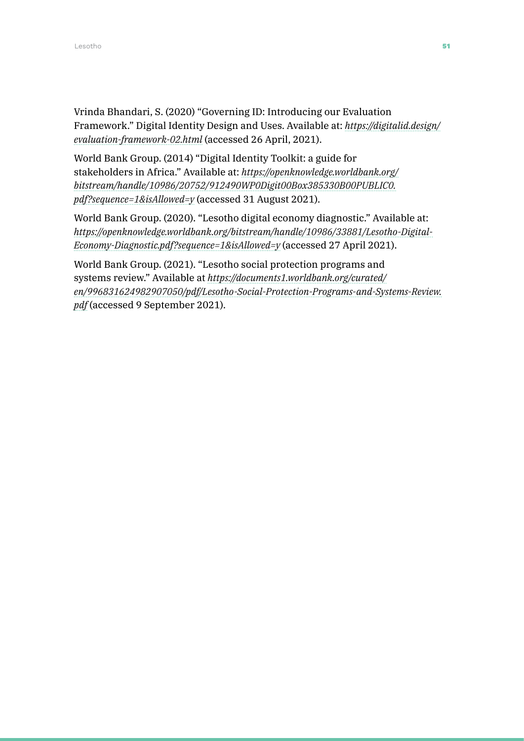Vrinda Bhandari, S. (2020) “Governing ID: Introducing our Evaluation Framework.” Digital Identity Design and Uses. Available at: *https://digitalid.design/evaluation-framework-02.html* (accessed 26 April, 2021).

World Bank Group. (2014) “Digital Identity Toolkit: a guide for stakeholders in Africa.” Available at: *https://openknowledge.worldbank.org/bitstream/handle/10986/20752/912490WP0Digit00Box385330B00PUBLIC0.pdf?sequence=1&isAllowed=y* (accessed 31 August 2021).

World Bank Group. (2020). “Lesotho digital economy diagnostic.” Available at: *https://openknowledge.worldbank.org/bitstream/handle/10986/33881/Lesotho-Digital-Economy-Diagnostic.pdf?sequence=1&isAllowed=y* (accessed 27 April 2021).

World Bank Group. (2021). “Lesotho social protection programs and systems review.” Available at *https://documents1.worldbank.org/curated/en/996831624982907050/pdf/Lesotho-Social-Protection-Programs-and-Systems-Review.pdf* (accessed 9 September 2021).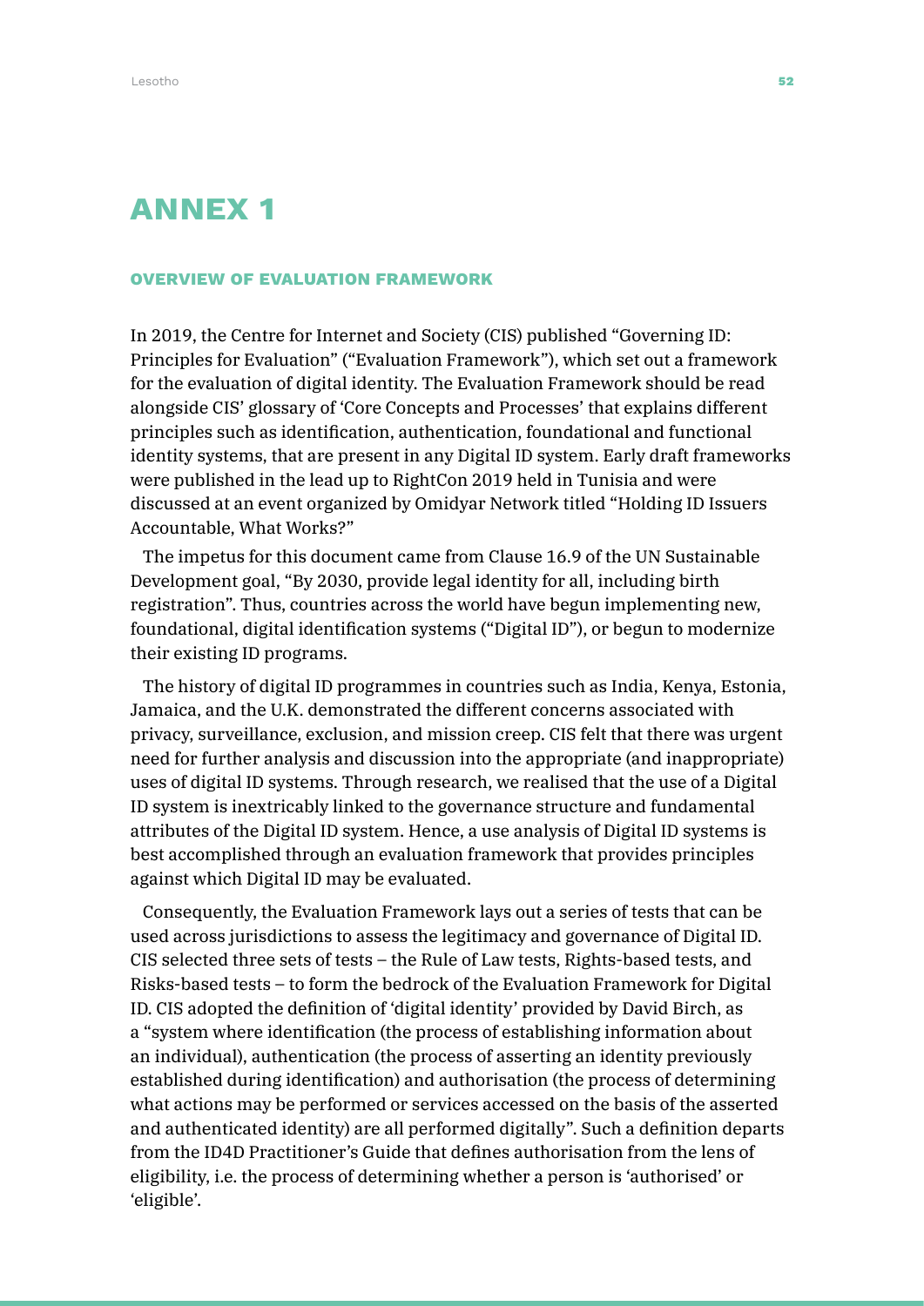# ANNEX 1

## OVERVIEW OF EVALUATION FRAMEWORK

In 2019, the Centre for Internet and Society (CIS) published "Governing ID: Principles for Evaluation" ("Evaluation Framework"), which set out a framework for the evaluation of digital identity. The Evaluation Framework should be read alongside CIS' glossary of 'Core Concepts and Processes' that explains different principles such as identification, authentication, foundational and functional identity systems, that are present in any Digital ID system. Early draft frameworks were published in the lead up to RightCon 2019 held in Tunisia and were discussed at an event organized by Omidyar Network titled "Holding ID Issuers Accountable, What Works?"

The impetus for this document came from Clause 16.9 of the UN Sustainable Development goal, "By 2030, provide legal identity for all, including birth registration". Thus, countries across the world have begun implementing new, foundational, digital identification systems ("Digital ID"), or begun to modernize their existing ID programs.

The history of digital ID programmes in countries such as India, Kenya, Estonia, Jamaica, and the U.K. demonstrated the different concerns associated with privacy, surveillance, exclusion, and mission creep. CIS felt that there was urgent need for further analysis and discussion into the appropriate (and inappropriate) uses of digital ID systems. Through research, we realised that the use of a Digital ID system is inextricably linked to the governance structure and fundamental attributes of the Digital ID system. Hence, a use analysis of Digital ID systems is best accomplished through an evaluation framework that provides principles against which Digital ID may be evaluated.

Consequently, the Evaluation Framework lays out a series of tests that can be used across jurisdictions to assess the legitimacy and governance of Digital ID. CIS selected three sets of tests – the Rule of Law tests, Rights-based tests, and Risks-based tests – to form the bedrock of the Evaluation Framework for Digital ID. CIS adopted the definition of 'digital identity' provided by David Birch, as a "system where identification (the process of establishing information about an individual), authentication (the process of asserting an identity previously established during identification) and authorisation (the process of determining what actions may be performed or services accessed on the basis of the asserted and authenticated identity) are all performed digitally". Such a definition departs from the ID4D Practitioner's Guide that defines authorisation from the lens of eligibility, i.e. the process of determining whether a person is 'authorised' or 'eligible'.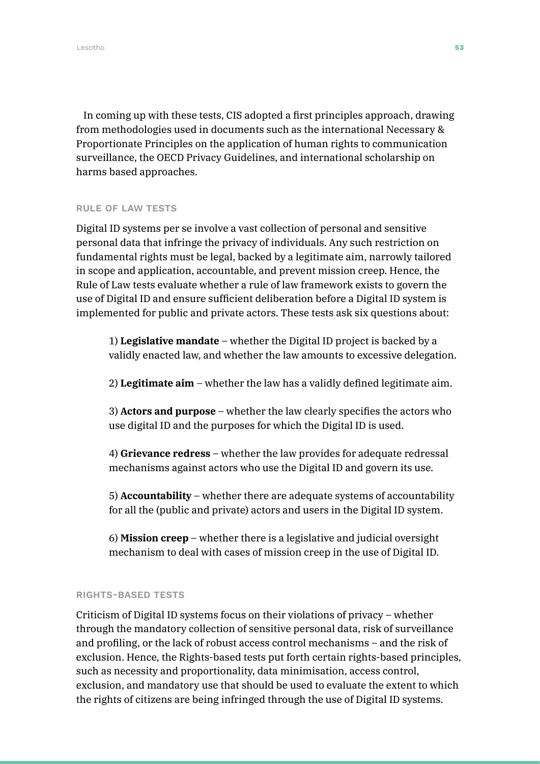In coming up with these tests, CIS adopted a first principles approach, drawing from methodologies used in documents such as the international Necessary & Proportionate Principles on the application of human rights to communication surveillance, the OECD Privacy Guidelines, and international scholarship on harms based approaches.

### RULE OF LAW TESTS

Digital ID systems per se involve a vast collection of personal and sensitive personal data that infringe the privacy of individuals. Any such restriction on fundamental rights must be legal, backed by a legitimate aim, narrowly tailored in scope and application, accountable, and prevent mission creep. Hence, the Rule of Law tests evaluate whether a rule of law framework exists to govern the use of Digital ID and ensure sufficient deliberation before a Digital ID system is implemented for public and private actors. These tests ask six questions about:

1) **Legislative mandate** – whether the Digital ID project is backed by a validly enacted law, and whether the law amounts to excessive delegation.

2) **Legitimate aim** – whether the law has a validly defined legitimate aim.

3) **Actors and purpose** – whether the law clearly specifies the actors who use digital ID and the purposes for which the Digital ID is used.

4) **Grievance redress** – whether the law provides for adequate redressal mechanisms against actors who use the Digital ID and govern its use.

5) **Accountability** – whether there are adequate systems of accountability for all the (public and private) actors and users in the Digital ID system.

6) **Mission creep** – whether there is a legislative and judicial oversight mechanism to deal with cases of mission creep in the use of Digital ID.

### RIGHTS-BASED TESTS

Criticism of Digital ID systems focus on their violations of privacy – whether through the mandatory collection of sensitive personal data, risk of surveillance and profiling, or the lack of robust access control mechanisms – and the risk of exclusion. Hence, the Rights-based tests put forth certain rights-based principles, such as necessity and proportionality, data minimisation, access control, exclusion, and mandatory use that should be used to evaluate the extent to which the rights of citizens are being infringed through the use of Digital ID systems.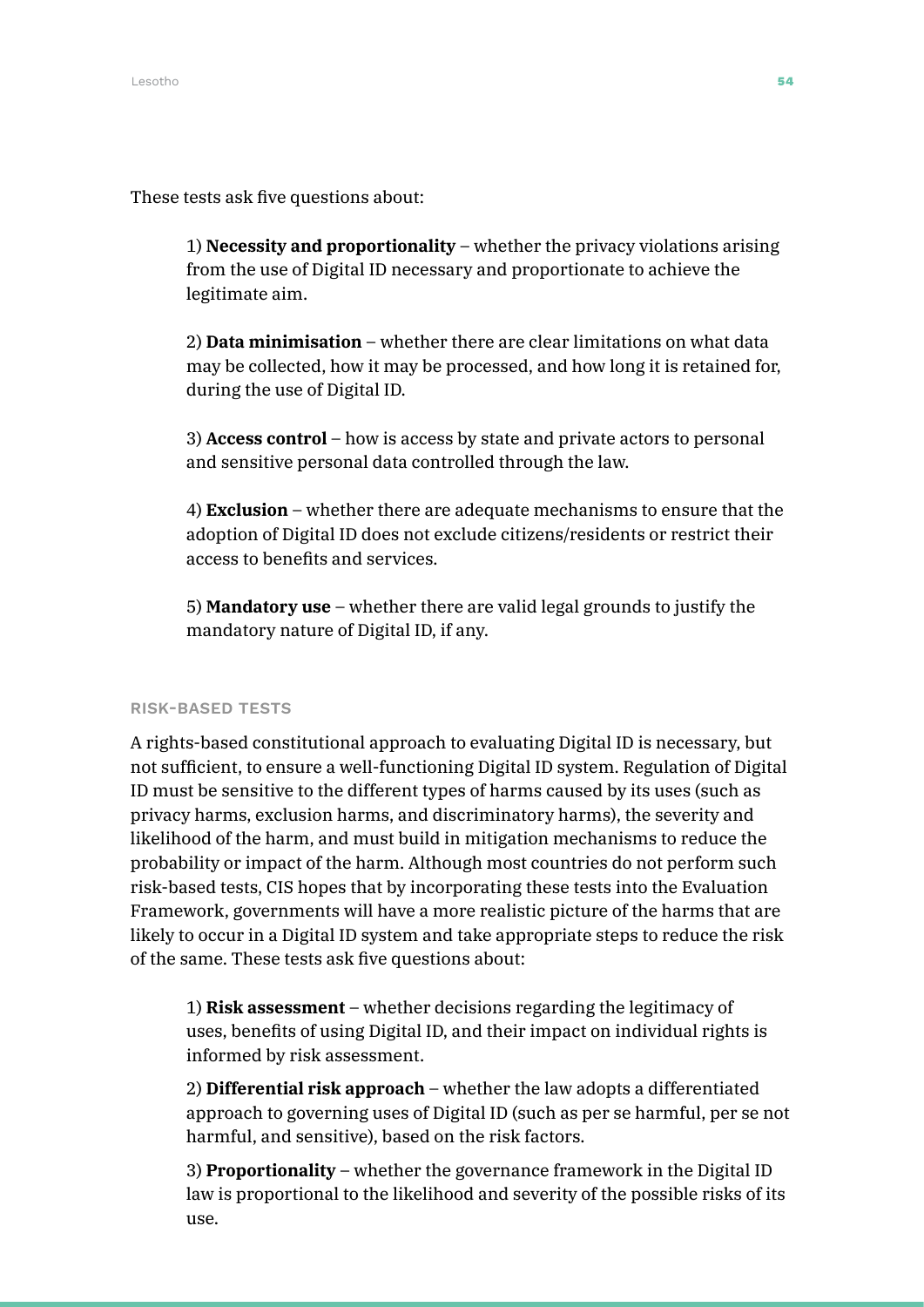These tests ask five questions about:

1) **Necessity and proportionality** – whether the privacy violations arising from the use of Digital ID necessary and proportionate to achieve the legitimate aim.

2) **Data minimisation** – whether there are clear limitations on what data may be collected, how it may be processed, and how long it is retained for, during the use of Digital ID.

3) **Access control** – how is access by state and private actors to personal and sensitive personal data controlled through the law.

4) **Exclusion** – whether there are adequate mechanisms to ensure that the adoption of Digital ID does not exclude citizens/residents or restrict their access to benefits and services.

5) **Mandatory use** – whether there are valid legal grounds to justify the mandatory nature of Digital ID, if any.

#### RISK-BASED TESTS

A rights-based constitutional approach to evaluating Digital ID is necessary, but not sufficient, to ensure a well-functioning Digital ID system. Regulation of Digital ID must be sensitive to the different types of harms caused by its uses (such as privacy harms, exclusion harms, and discriminatory harms), the severity and likelihood of the harm, and must build in mitigation mechanisms to reduce the probability or impact of the harm. Although most countries do not perform such risk-based tests, CIS hopes that by incorporating these tests into the Evaluation Framework, governments will have a more realistic picture of the harms that are likely to occur in a Digital ID system and take appropriate steps to reduce the risk of the same. These tests ask five questions about:

1) **Risk assessment** – whether decisions regarding the legitimacy of uses, benefits of using Digital ID, and their impact on individual rights is informed by risk assessment.

2) **Differential risk approach** – whether the law adopts a differentiated approach to governing uses of Digital ID (such as per se harmful, per se not harmful, and sensitive), based on the risk factors.

3) **Proportionality** – whether the governance framework in the Digital ID law is proportional to the likelihood and severity of the possible risks of its use.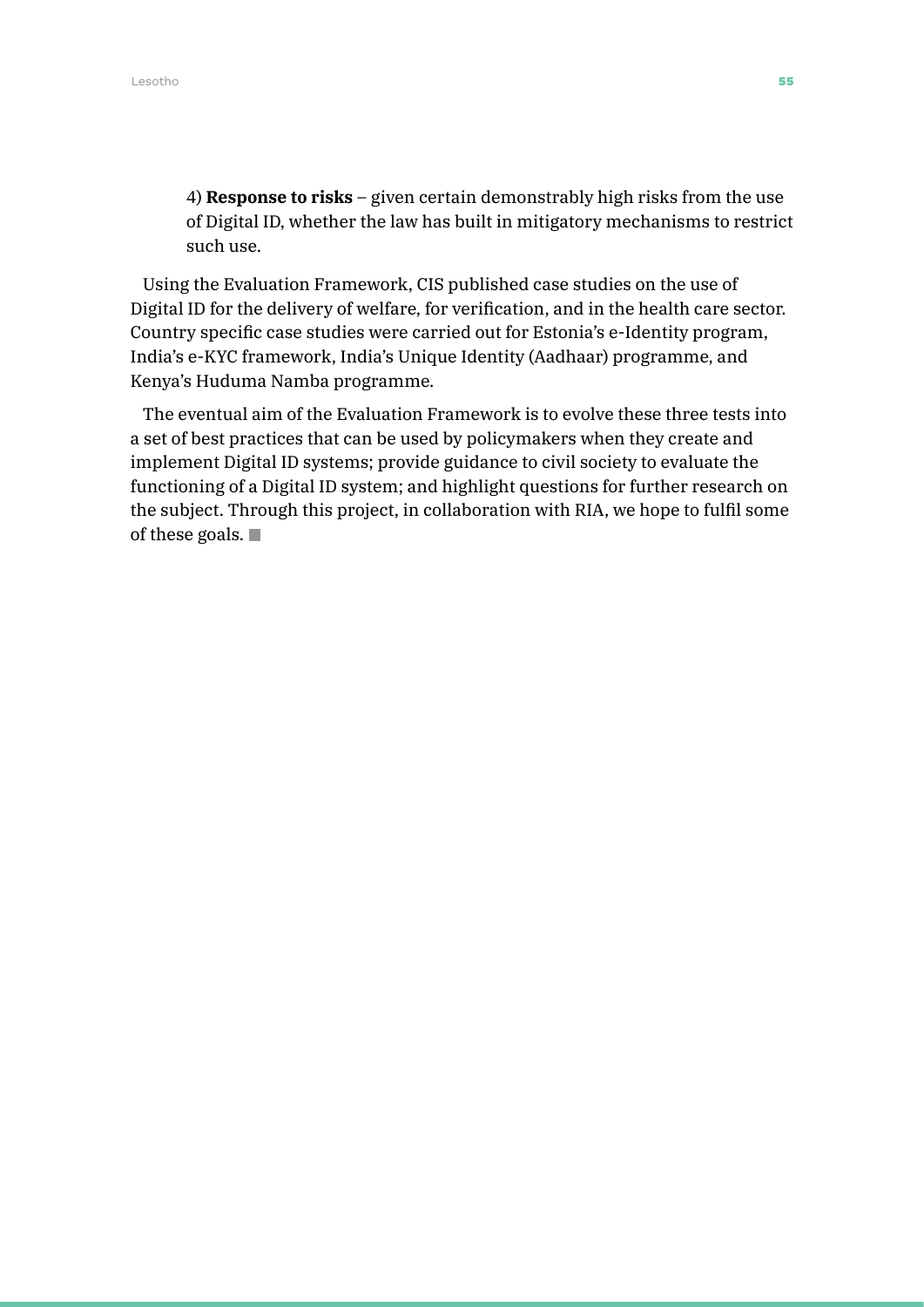4) **Response to risks** – given certain demonstrably high risks from the use of Digital ID, whether the law has built in mitigatory mechanisms to restrict such use.

Using the Evaluation Framework, CIS published case studies on the use of Digital ID for the delivery of welfare, for verification, and in the health care sector. Country specific case studies were carried out for Estonia's e-Identity program, India's e-KYC framework, India's Unique Identity (Aadhaar) programme, and Kenya's Huduma Namba programme.

The eventual aim of the Evaluation Framework is to evolve these three tests into a set of best practices that can be used by policymakers when they create and implement Digital ID systems; provide guidance to civil society to evaluate the functioning of a Digital ID system; and highlight questions for further research on the subject. Through this project, in collaboration with RIA, we hope to fulfil some of these goals. ■